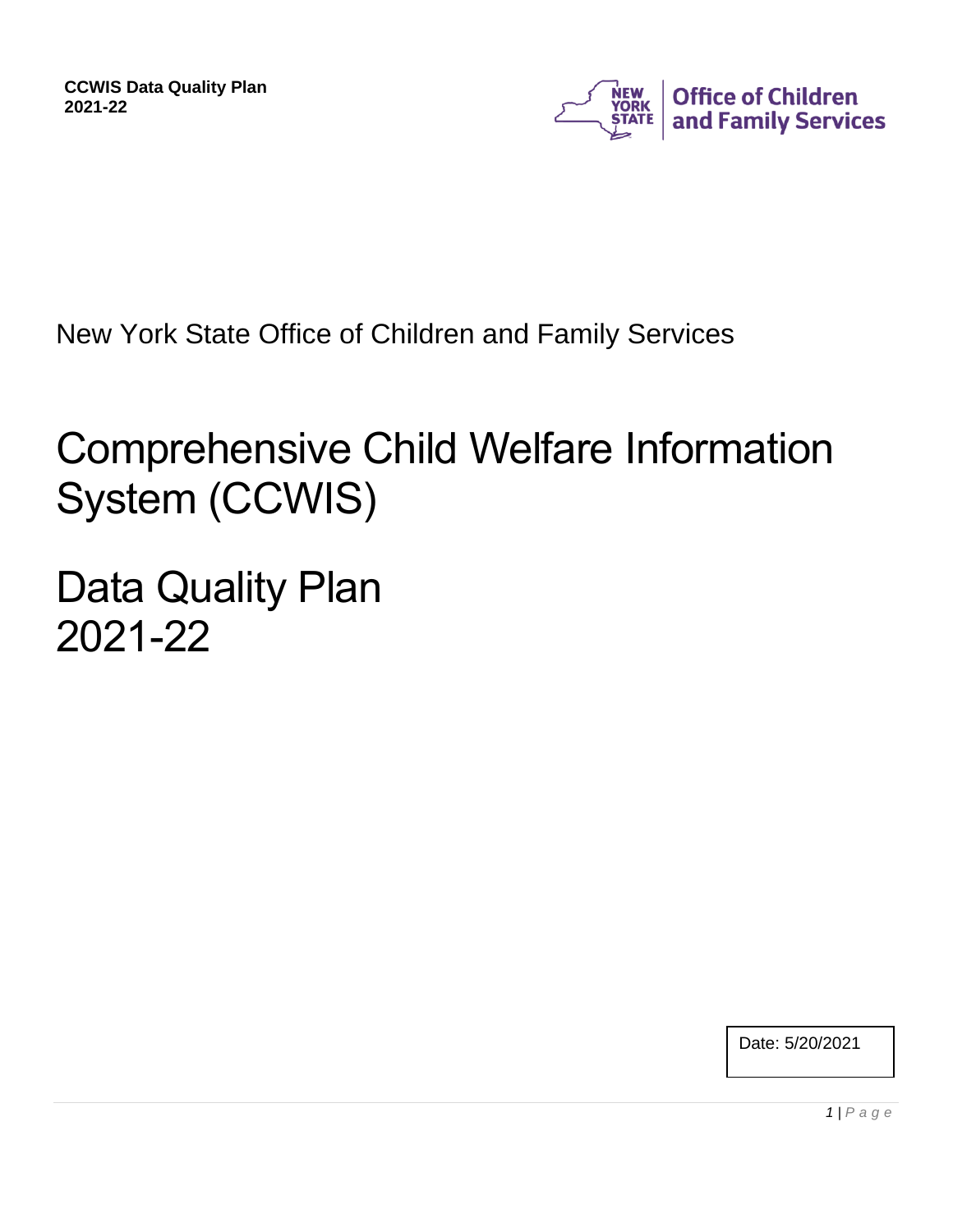New York State Office of Children and Family Services

# Comprehensive Child Welfare Information System (CCWIS)

# Data Quality Plan 2021-22

Date: 5/20/2021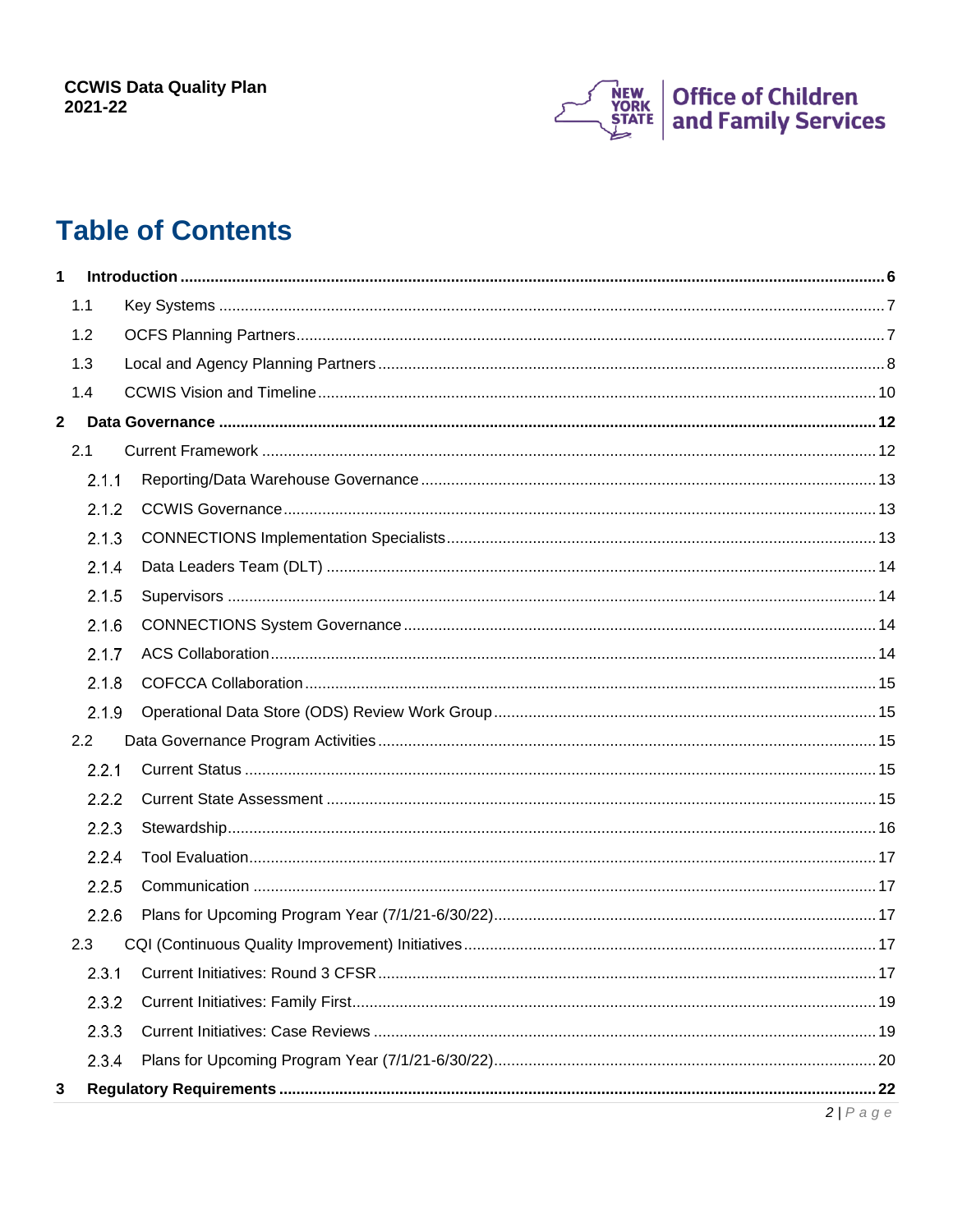# Table of Contents

- 1 Introduction ... 6
  - 1.1 Key Systems ... 7
  - 1.2 OCFS Planning Partners ... 7
  - 1.3 Local and Agency Planning Partners ... 8
  - 1.4 CCWIS Vision and Timeline ... 10
- 2 Data Governance ... 12
  - 2.1 Current Framework ... 12
    - 2.1.1 Reporting/Data Warehouse Governance ... 13
    - 2.1.2 CCWIS Governance ... 13
    - 2.1.3 CONNECTIONS Implementation Specialists ... 13
    - 2.1.4 Data Leaders Team (DLT) ... 14
    - 2.1.5 Supervisors ... 14
    - 2.1.6 CONNECTIONS System Governance ... 14
    - 2.1.7 ACS Collaboration ... 14
    - 2.1.8 COFCCA Collaboration ... 15
    - 2.1.9 Operational Data Store (ODS) Review Work Group ... 15
  - 2.2 Data Governance Program Activities ... 15
    - 2.2.1 Current Status ... 15
    - 2.2.2 Current State Assessment ... 15
    - 2.2.3 Stewardship ... 16
    - 2.2.4 Tool Evaluation ... 17
    - 2.2.5 Communication ... 17
    - 2.2.6 Plans for Upcoming Program Year (7/1/21-6/30/22) ... 17
  - 2.3 CQI (Continuous Quality Improvement) Initiatives ... 17
    - 2.3.1 Current Initiatives: Round 3 CFSR ... 17
    - 2.3.2 Current Initiatives: Family First ... 19
    - 2.3.3 Current Initiatives: Case Reviews ... 19
    - 2.3.4 Plans for Upcoming Program Year (7/1/21-6/30/22) ... 20
- 3 Regulatory Requirements ... 22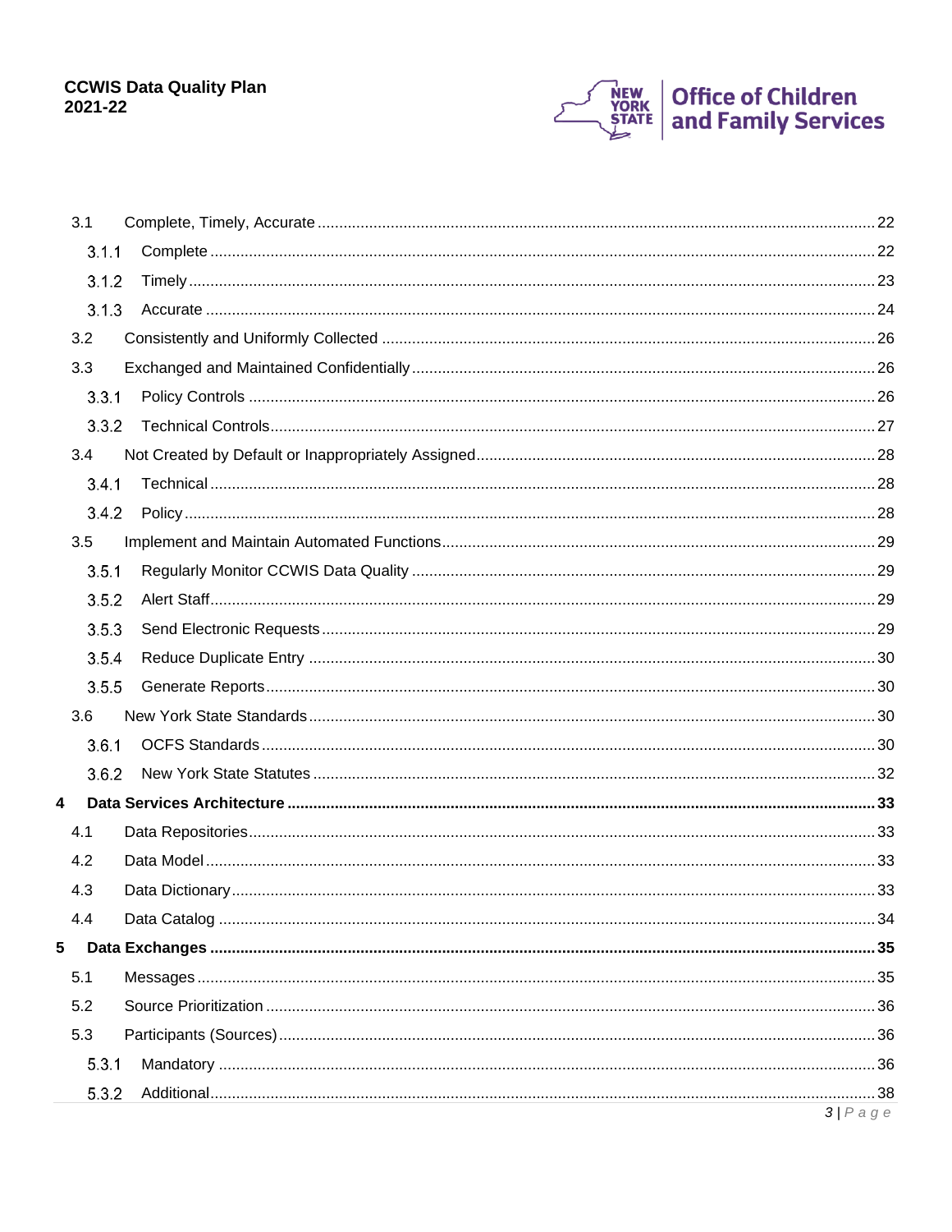- 3.1 Complete, Timely, Accurate ..... 22
  - 3.1.1 Complete ..... 22
  - 3.1.2 Timely ..... 23
  - 3.1.3 Accurate ..... 24
- 3.2 Consistently and Uniformly Collected ..... 26
- 3.3 Exchanged and Maintained Confidentially ..... 26
  - 3.3.1 Policy Controls ..... 26
  - 3.3.2 Technical Controls ..... 27
- 3.4 Not Created by Default or Inappropriately Assigned ..... 28
  - 3.4.1 Technical ..... 28
  - 3.4.2 Policy ..... 28
- 3.5 Implement and Maintain Automated Functions ..... 29
  - 3.5.1 Regularly Monitor CCWIS Data Quality ..... 29
  - 3.5.2 Alert Staff ..... 29
  - 3.5.3 Send Electronic Requests ..... 29
  - 3.5.4 Reduce Duplicate Entry ..... 30
  - 3.5.5 Generate Reports ..... 30
- 3.6 New York State Standards ..... 30
  - 3.6.1 OCFS Standards ..... 30
  - 3.6.2 New York State Statutes ..... 32

**4 Data Services Architecture ..... 33**

- 4.1 Data Repositories ..... 33
- 4.2 Data Model ..... 33
- 4.3 Data Dictionary ..... 33
- 4.4 Data Catalog ..... 34

**5 Data Exchanges ..... 35**

- 5.1 Messages ..... 35
- 5.2 Source Prioritization ..... 36
- 5.3 Participants (Sources) ..... 36
  - 5.3.1 Mandatory ..... 36
  - 5.3.2 Additional ..... 38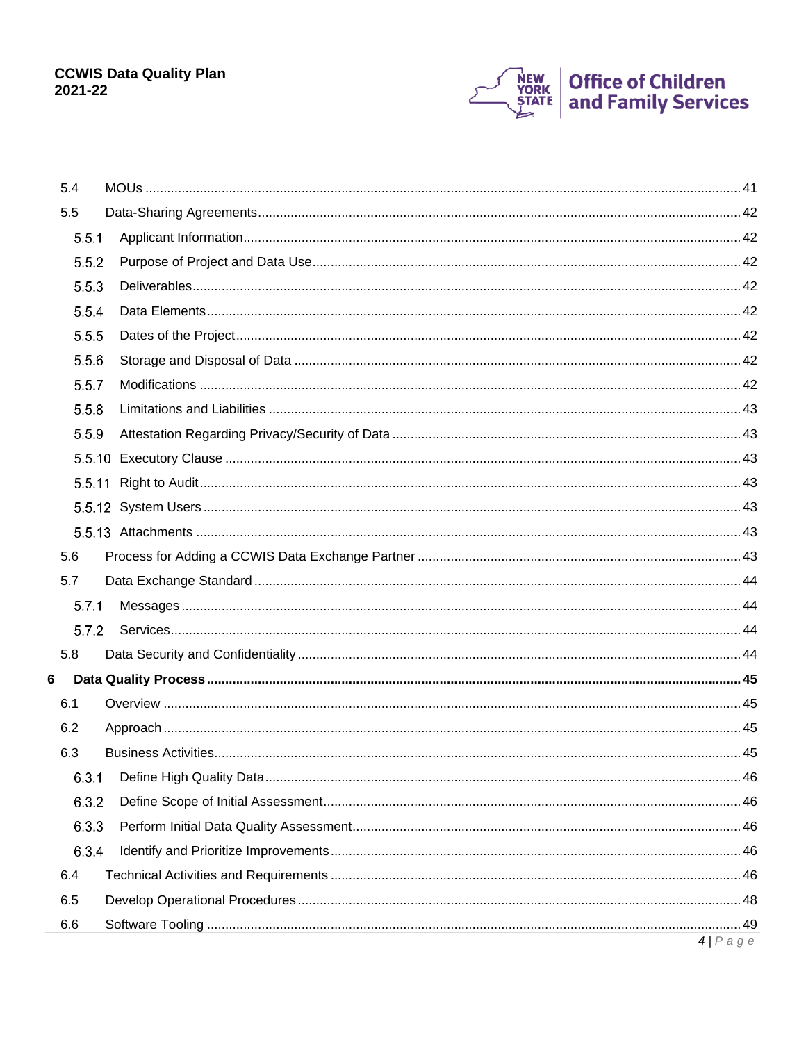5.4 MOUs ..... 41

5.5 Data-Sharing Agreements ..... 42

5.5.1 Applicant Information ..... 42

5.5.2 Purpose of Project and Data Use ..... 42

5.5.3 Deliverables ..... 42

5.5.4 Data Elements ..... 42

5.5.5 Dates of the Project ..... 42

5.5.6 Storage and Disposal of Data ..... 42

5.5.7 Modifications ..... 42

5.5.8 Limitations and Liabilities ..... 43

5.5.9 Attestation Regarding Privacy/Security of Data ..... 43

5.5.10 Executory Clause ..... 43

5.5.11 Right to Audit ..... 43

5.5.12 System Users ..... 43

5.5.13 Attachments ..... 43

5.6 Process for Adding a CCWIS Data Exchange Partner ..... 43

5.7 Data Exchange Standard ..... 44

5.7.1 Messages ..... 44

5.7.2 Services ..... 44

5.8 Data Security and Confidentiality ..... 44

**6 Data Quality Process ..... 45**

6.1 Overview ..... 45

6.2 Approach ..... 45

6.3 Business Activities ..... 45

6.3.1 Define High Quality Data ..... 46

6.3.2 Define Scope of Initial Assessment ..... 46

6.3.3 Perform Initial Data Quality Assessment ..... 46

6.3.4 Identify and Prioritize Improvements ..... 46

6.4 Technical Activities and Requirements ..... 46

6.5 Develop Operational Procedures ..... 48

6.6 Software Tooling ..... 49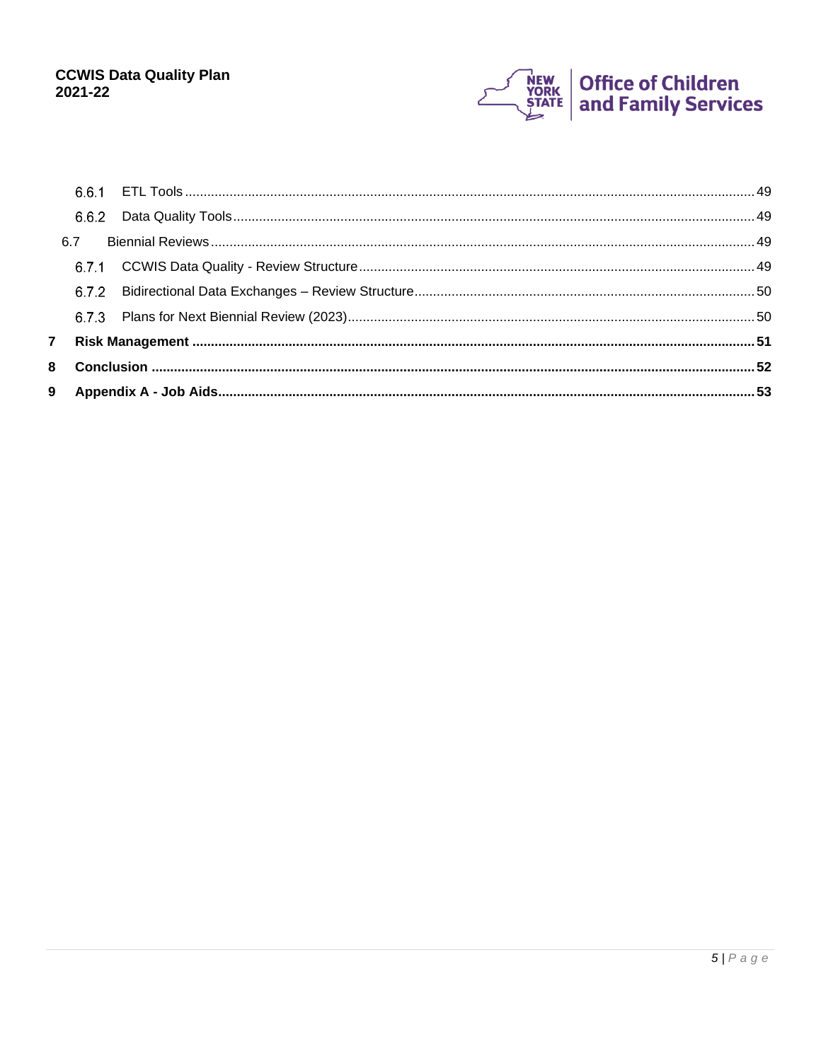- 6.6.1 ETL Tools ..... 49
- 6.6.2 Data Quality Tools ..... 49
- 6.7 Biennial Reviews ..... 49
- 6.7.1 CCWIS Data Quality - Review Structure ..... 49
- 6.7.2 Bidirectional Data Exchanges – Review Structure ..... 50
- 6.7.3 Plans for Next Biennial Review (2023) ..... 50

**7 Risk Management ..... 51**

**8 Conclusion ..... 52**

**9 Appendix A - Job Aids ..... 53**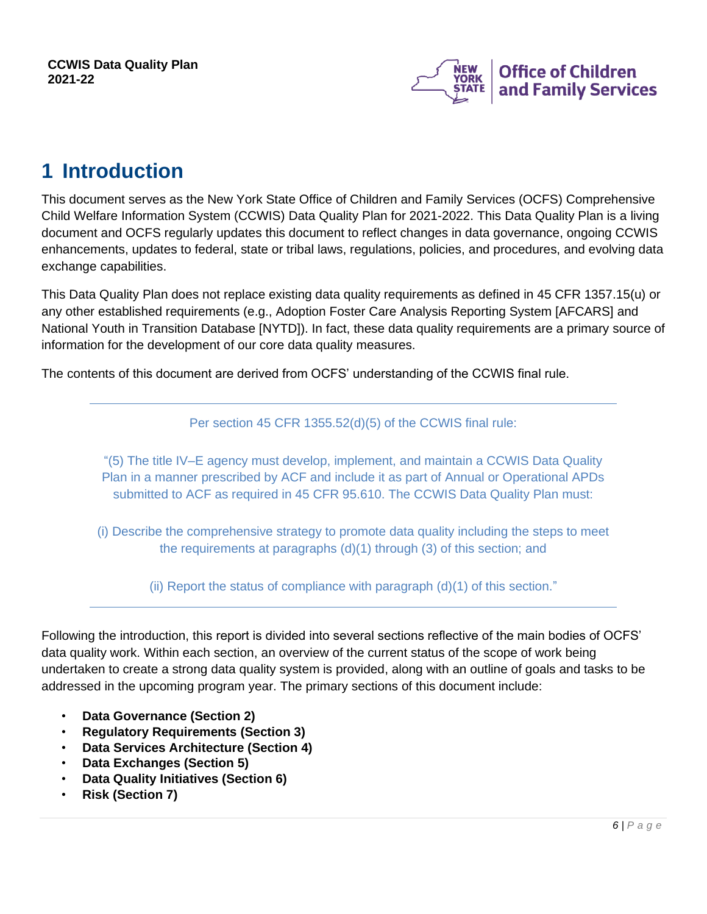# 1 Introduction

This document serves as the New York State Office of Children and Family Services (OCFS) Comprehensive Child Welfare Information System (CCWIS) Data Quality Plan for 2021-2022. This Data Quality Plan is a living document and OCFS regularly updates this document to reflect changes in data governance, ongoing CCWIS enhancements, updates to federal, state or tribal laws, regulations, policies, and procedures, and evolving data exchange capabilities.

This Data Quality Plan does not replace existing data quality requirements as defined in 45 CFR 1357.15(u) or any other established requirements (e.g., Adoption Foster Care Analysis Reporting System [AFCARS] and National Youth in Transition Database [NYTD]). In fact, these data quality requirements are a primary source of information for the development of our core data quality measures.

The contents of this document are derived from OCFS' understanding of the CCWIS final rule.

---

Per section 45 CFR 1355.52(d)(5) of the CCWIS final rule:

"(5) The title IV–E agency must develop, implement, and maintain a CCWIS Data Quality Plan in a manner prescribed by ACF and include it as part of Annual or Operational APDs submitted to ACF as required in 45 CFR 95.610. The CCWIS Data Quality Plan must:

(i) Describe the comprehensive strategy to promote data quality including the steps to meet the requirements at paragraphs (d)(1) through (3) of this section; and

(ii) Report the status of compliance with paragraph (d)(1) of this section."

---

Following the introduction, this report is divided into several sections reflective of the main bodies of OCFS' data quality work. Within each section, an overview of the current status of the scope of work being undertaken to create a strong data quality system is provided, along with an outline of goals and tasks to be addressed in the upcoming program year. The primary sections of this document include:

- **Data Governance (Section 2)**
- **Regulatory Requirements (Section 3)**
- **Data Services Architecture (Section 4)**
- **Data Exchanges (Section 5)**
- **Data Quality Initiatives (Section 6)**
- **Risk (Section 7)**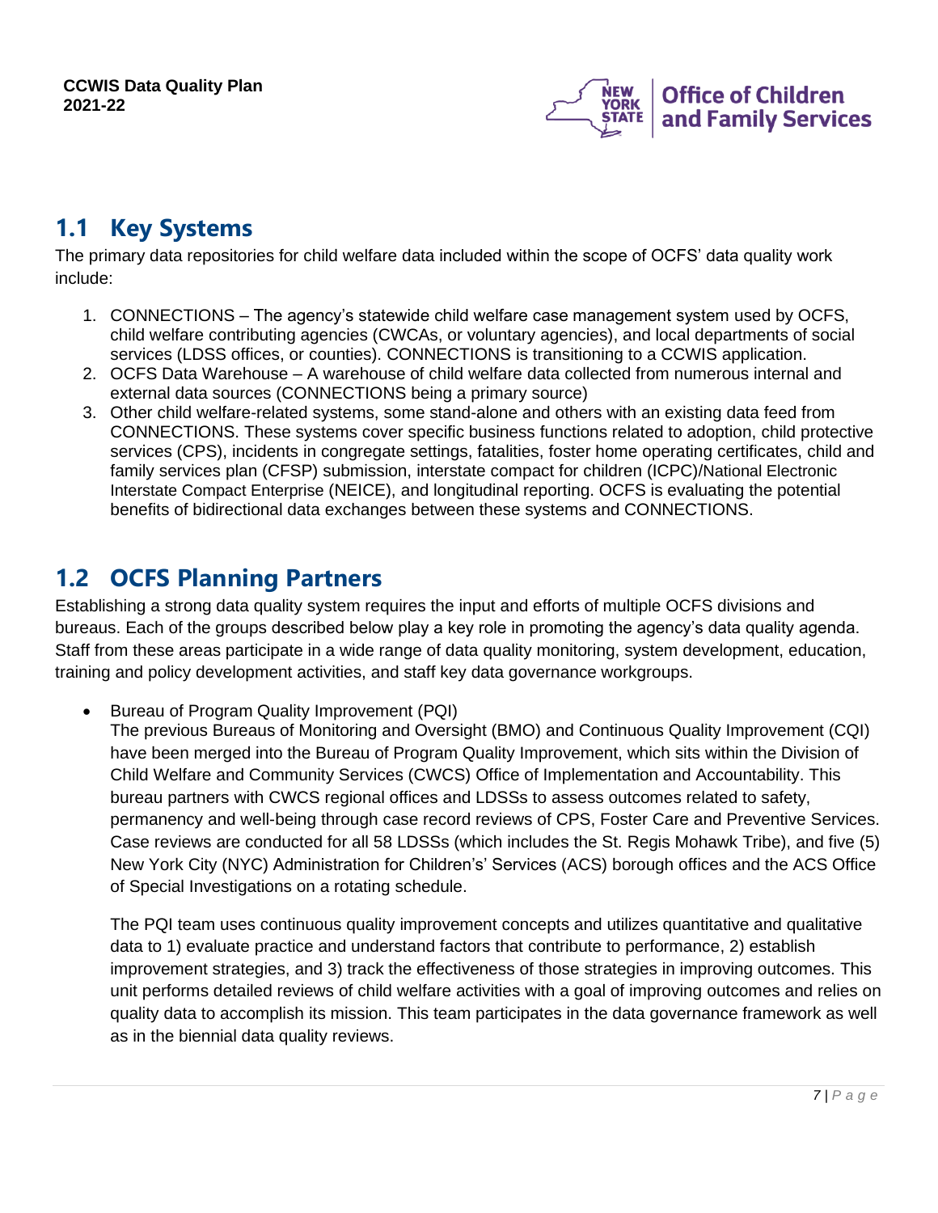## 1.1 Key Systems

The primary data repositories for child welfare data included within the scope of OCFS' data quality work include:

1. CONNECTIONS – The agency's statewide child welfare case management system used by OCFS, child welfare contributing agencies (CWCAs, or voluntary agencies), and local departments of social services (LDSS offices, or counties). CONNECTIONS is transitioning to a CCWIS application.
2. OCFS Data Warehouse – A warehouse of child welfare data collected from numerous internal and external data sources (CONNECTIONS being a primary source)
3. Other child welfare-related systems, some stand-alone and others with an existing data feed from CONNECTIONS. These systems cover specific business functions related to adoption, child protective services (CPS), incidents in congregate settings, fatalities, foster home operating certificates, child and family services plan (CFSP) submission, interstate compact for children (ICPC)/National Electronic Interstate Compact Enterprise (NEICE), and longitudinal reporting. OCFS is evaluating the potential benefits of bidirectional data exchanges between these systems and CONNECTIONS.

## 1.2 OCFS Planning Partners

Establishing a strong data quality system requires the input and efforts of multiple OCFS divisions and bureaus. Each of the groups described below play a key role in promoting the agency's data quality agenda. Staff from these areas participate in a wide range of data quality monitoring, system development, education, training and policy development activities, and staff key data governance workgroups.

- Bureau of Program Quality Improvement (PQI)
  The previous Bureaus of Monitoring and Oversight (BMO) and Continuous Quality Improvement (CQI) have been merged into the Bureau of Program Quality Improvement, which sits within the Division of Child Welfare and Community Services (CWCS) Office of Implementation and Accountability. This bureau partners with CWCS regional offices and LDSSs to assess outcomes related to safety, permanency and well-being through case record reviews of CPS, Foster Care and Preventive Services. Case reviews are conducted for all 58 LDSSs (which includes the St. Regis Mohawk Tribe), and five (5) New York City (NYC) Administration for Children's' Services (ACS) borough offices and the ACS Office of Special Investigations on a rotating schedule.

  The PQI team uses continuous quality improvement concepts and utilizes quantitative and qualitative data to 1) evaluate practice and understand factors that contribute to performance, 2) establish improvement strategies, and 3) track the effectiveness of those strategies in improving outcomes. This unit performs detailed reviews of child welfare activities with a goal of improving outcomes and relies on quality data to accomplish its mission. This team participates in the data governance framework as well as in the biennial data quality reviews.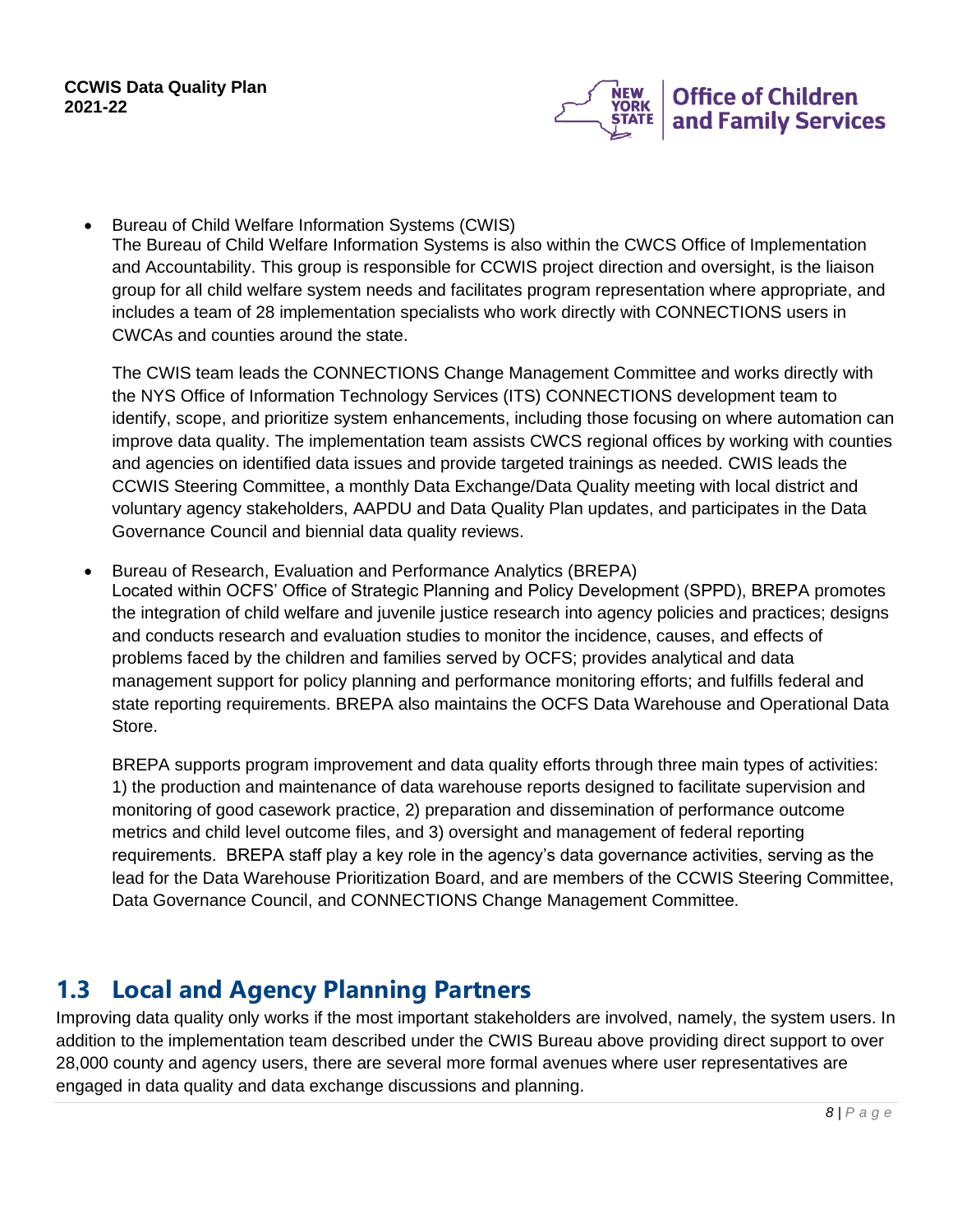- Bureau of Child Welfare Information Systems (CWIS)
  The Bureau of Child Welfare Information Systems is also within the CWCS Office of Implementation and Accountability. This group is responsible for CCWIS project direction and oversight, is the liaison group for all child welfare system needs and facilitates program representation where appropriate, and includes a team of 28 implementation specialists who work directly with CONNECTIONS users in CWCAs and counties around the state.

  The CWIS team leads the CONNECTIONS Change Management Committee and works directly with the NYS Office of Information Technology Services (ITS) CONNECTIONS development team to identify, scope, and prioritize system enhancements, including those focusing on where automation can improve data quality. The implementation team assists CWCS regional offices by working with counties and agencies on identified data issues and provide targeted trainings as needed. CWIS leads the CCWIS Steering Committee, a monthly Data Exchange/Data Quality meeting with local district and voluntary agency stakeholders, AAPDU and Data Quality Plan updates, and participates in the Data Governance Council and biennial data quality reviews.

- Bureau of Research, Evaluation and Performance Analytics (BREPA)
  Located within OCFS' Office of Strategic Planning and Policy Development (SPPD), BREPA promotes the integration of child welfare and juvenile justice research into agency policies and practices; designs and conducts research and evaluation studies to monitor the incidence, causes, and effects of problems faced by the children and families served by OCFS; provides analytical and data management support for policy planning and performance monitoring efforts; and fulfills federal and state reporting requirements. BREPA also maintains the OCFS Data Warehouse and Operational Data Store.

  BREPA supports program improvement and data quality efforts through three main types of activities: 1) the production and maintenance of data warehouse reports designed to facilitate supervision and monitoring of good casework practice, 2) preparation and dissemination of performance outcome metrics and child level outcome files, and 3) oversight and management of federal reporting requirements. BREPA staff play a key role in the agency's data governance activities, serving as the lead for the Data Warehouse Prioritization Board, and are members of the CCWIS Steering Committee, Data Governance Council, and CONNECTIONS Change Management Committee.

## 1.3 Local and Agency Planning Partners

Improving data quality only works if the most important stakeholders are involved, namely, the system users. In addition to the implementation team described under the CWIS Bureau above providing direct support to over 28,000 county and agency users, there are several more formal avenues where user representatives are engaged in data quality and data exchange discussions and planning.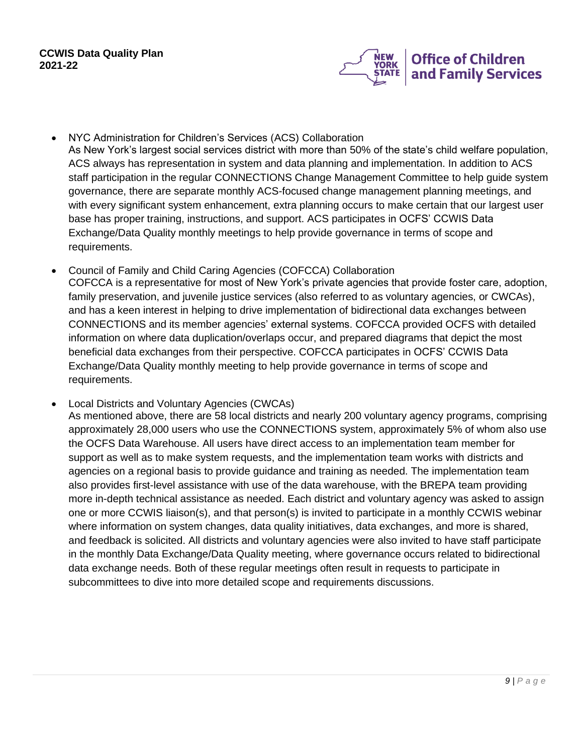- NYC Administration for Children's Services (ACS) Collaboration
  As New York's largest social services district with more than 50% of the state's child welfare population, ACS always has representation in system and data planning and implementation. In addition to ACS staff participation in the regular CONNECTIONS Change Management Committee to help guide system governance, there are separate monthly ACS-focused change management planning meetings, and with every significant system enhancement, extra planning occurs to make certain that our largest user base has proper training, instructions, and support. ACS participates in OCFS' CCWIS Data Exchange/Data Quality monthly meetings to help provide governance in terms of scope and requirements.

- Council of Family and Child Caring Agencies (COFCCA) Collaboration
  COFCCA is a representative for most of New York's private agencies that provide foster care, adoption, family preservation, and juvenile justice services (also referred to as voluntary agencies, or CWCAs), and has a keen interest in helping to drive implementation of bidirectional data exchanges between CONNECTIONS and its member agencies' external systems. COFCCA provided OCFS with detailed information on where data duplication/overlaps occur, and prepared diagrams that depict the most beneficial data exchanges from their perspective. COFCCA participates in OCFS' CCWIS Data Exchange/Data Quality monthly meeting to help provide governance in terms of scope and requirements.

- Local Districts and Voluntary Agencies (CWCAs)
  As mentioned above, there are 58 local districts and nearly 200 voluntary agency programs, comprising approximately 28,000 users who use the CONNECTIONS system, approximately 5% of whom also use the OCFS Data Warehouse. All users have direct access to an implementation team member for support as well as to make system requests, and the implementation team works with districts and agencies on a regional basis to provide guidance and training as needed. The implementation team also provides first-level assistance with use of the data warehouse, with the BREPA team providing more in-depth technical assistance as needed. Each district and voluntary agency was asked to assign one or more CCWIS liaison(s), and that person(s) is invited to participate in a monthly CCWIS webinar where information on system changes, data quality initiatives, data exchanges, and more is shared, and feedback is solicited. All districts and voluntary agencies were also invited to have staff participate in the monthly Data Exchange/Data Quality meeting, where governance occurs related to bidirectional data exchange needs. Both of these regular meetings often result in requests to participate in subcommittees to dive into more detailed scope and requirements discussions.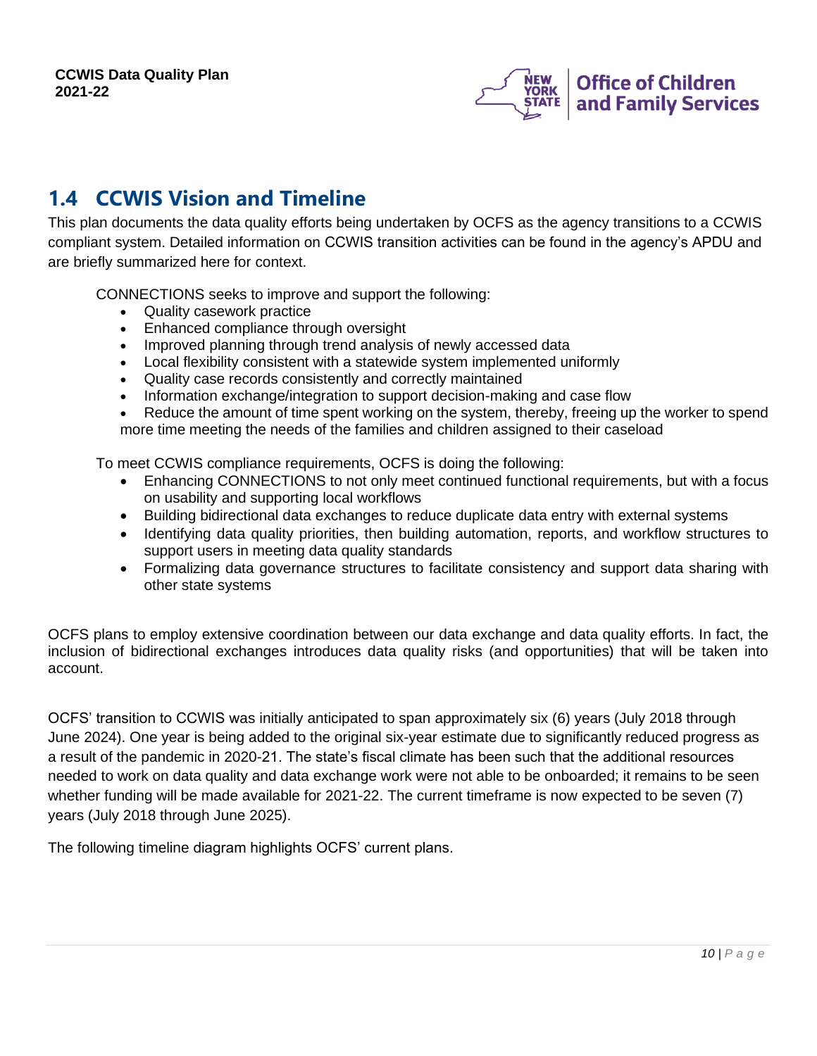## 1.4 CCWIS Vision and Timeline

This plan documents the data quality efforts being undertaken by OCFS as the agency transitions to a CCWIS compliant system. Detailed information on CCWIS transition activities can be found in the agency's APDU and are briefly summarized here for context.

CONNECTIONS seeks to improve and support the following:

- Quality casework practice
- Enhanced compliance through oversight
- Improved planning through trend analysis of newly accessed data
- Local flexibility consistent with a statewide system implemented uniformly
- Quality case records consistently and correctly maintained
- Information exchange/integration to support decision-making and case flow
- Reduce the amount of time spent working on the system, thereby, freeing up the worker to spend more time meeting the needs of the families and children assigned to their caseload

To meet CCWIS compliance requirements, OCFS is doing the following:

- Enhancing CONNECTIONS to not only meet continued functional requirements, but with a focus on usability and supporting local workflows
- Building bidirectional data exchanges to reduce duplicate data entry with external systems
- Identifying data quality priorities, then building automation, reports, and workflow structures to support users in meeting data quality standards
- Formalizing data governance structures to facilitate consistency and support data sharing with other state systems

OCFS plans to employ extensive coordination between our data exchange and data quality efforts. In fact, the inclusion of bidirectional exchanges introduces data quality risks (and opportunities) that will be taken into account.

OCFS' transition to CCWIS was initially anticipated to span approximately six (6) years (July 2018 through June 2024). One year is being added to the original six-year estimate due to significantly reduced progress as a result of the pandemic in 2020-21. The state's fiscal climate has been such that the additional resources needed to work on data quality and data exchange work were not able to be onboarded; it remains to be seen whether funding will be made available for 2021-22. The current timeframe is now expected to be seven (7) years (July 2018 through June 2025).

The following timeline diagram highlights OCFS' current plans.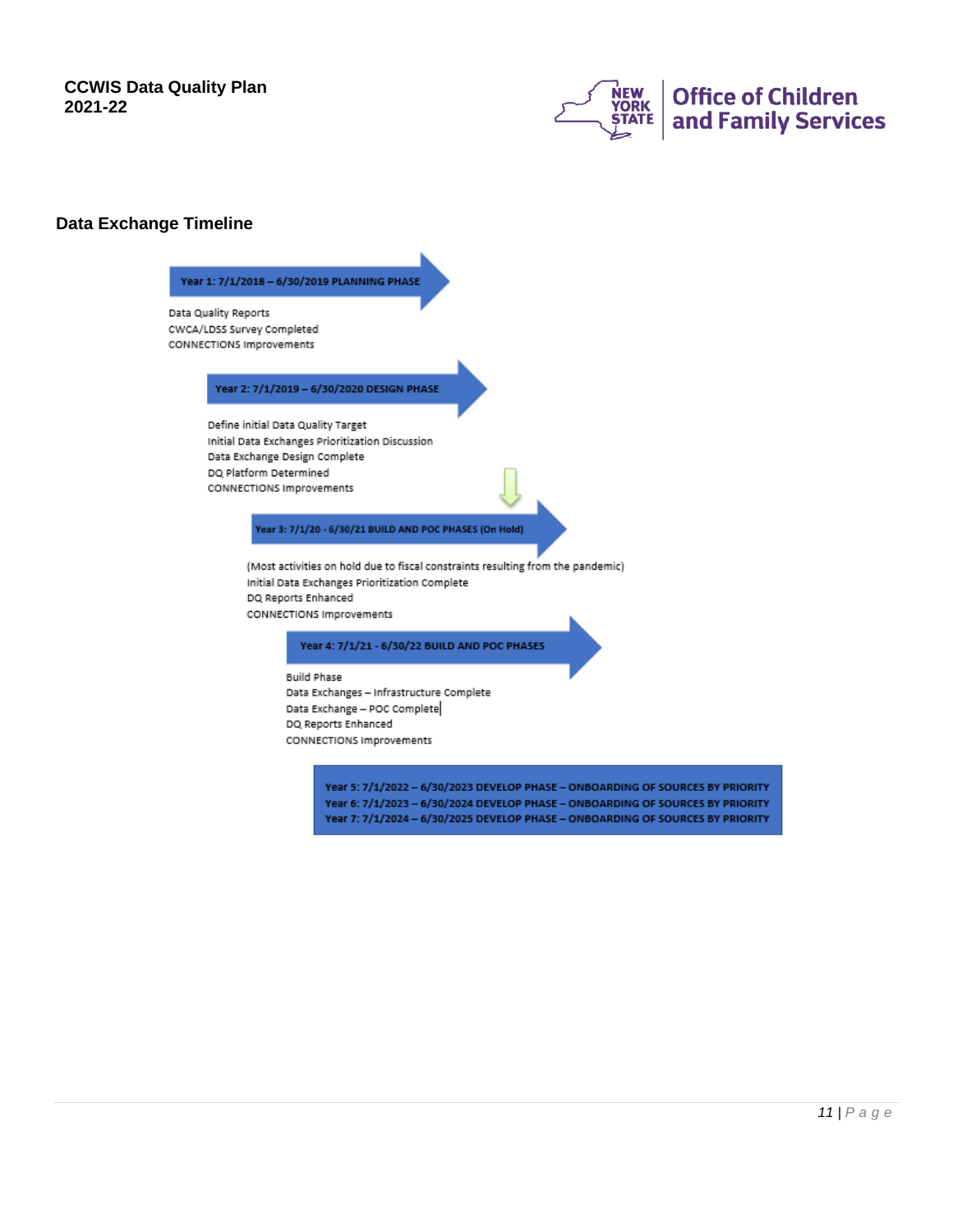## Data Exchange Timeline

**Year 1: 7/1/2018 – 6/30/2019 PLANNING PHASE**

Data Quality Reports
CWCA/LDSS Survey Completed
CONNECTIONS Improvements

**Year 2: 7/1/2019 – 6/30/2020 DESIGN PHASE**

Define initial Data Quality Target
Initial Data Exchanges Prioritization Discussion
Data Exchange Design Complete
DQ Platform Determined
CONNECTIONS Improvements

**Year 3: 7/1/20 - 6/30/21 BUILD AND POC PHASES (On Hold)**

(Most activities on hold due to fiscal constraints resulting from the pandemic)
Initial Data Exchanges Prioritization Complete
DQ Reports Enhanced
CONNECTIONS Improvements

**Year 4: 7/1/21 - 6/30/22 BUILD AND POC PHASES**

Build Phase
Data Exchanges – Infrastructure Complete
Data Exchange – POC Complete
DQ Reports Enhanced
CONNECTIONS Improvements

**Year 5: 7/1/2022 – 6/30/2023 DEVELOP PHASE – ONBOARDING OF SOURCES BY PRIORITY**
**Year 6: 7/1/2023 – 6/30/2024 DEVELOP PHASE – ONBOARDING OF SOURCES BY PRIORITY**
**Year 7: 7/1/2024 – 6/30/2025 DEVELOP PHASE – ONBOARDING OF SOURCES BY PRIORITY**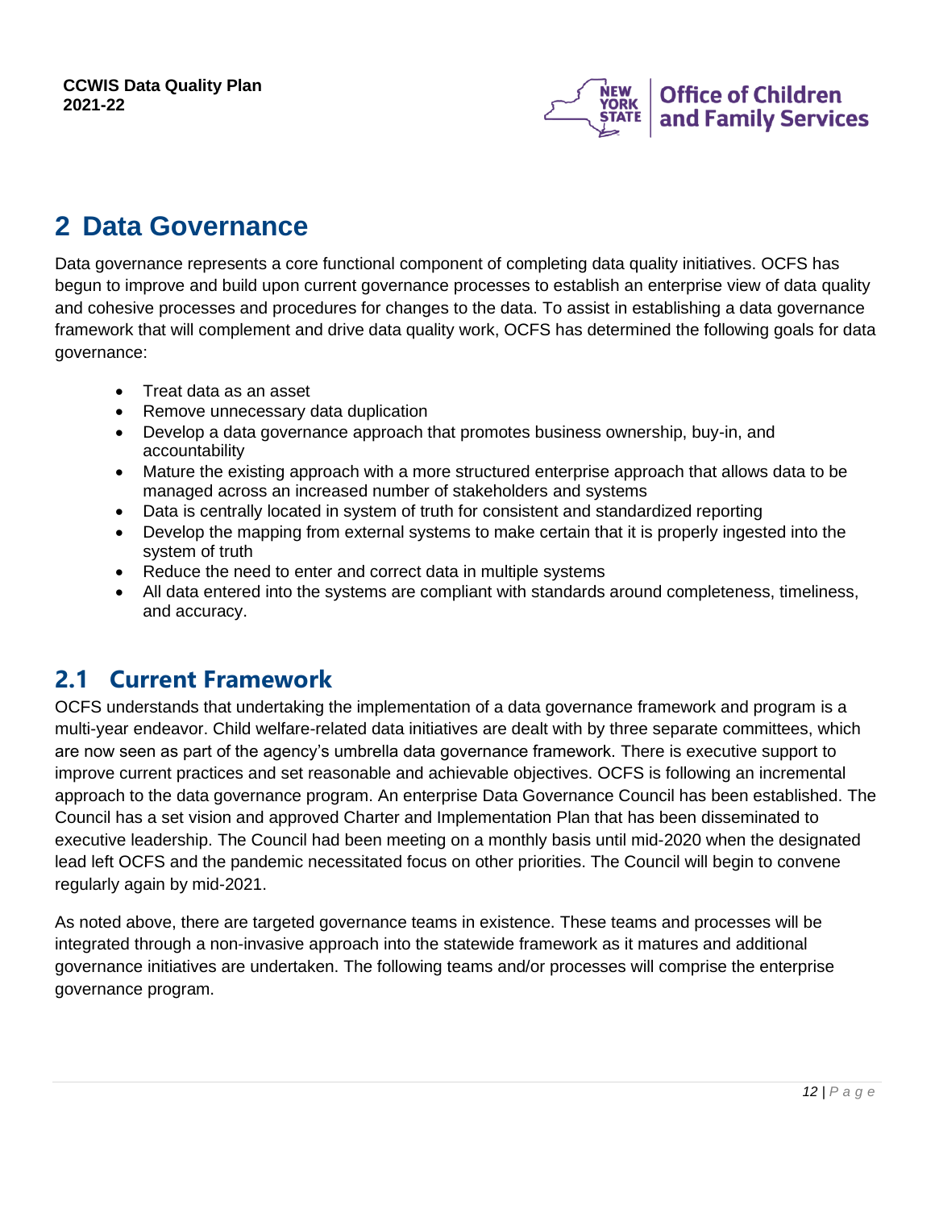# 2 Data Governance

Data governance represents a core functional component of completing data quality initiatives. OCFS has begun to improve and build upon current governance processes to establish an enterprise view of data quality and cohesive processes and procedures for changes to the data. To assist in establishing a data governance framework that will complement and drive data quality work, OCFS has determined the following goals for data governance:

- Treat data as an asset
- Remove unnecessary data duplication
- Develop a data governance approach that promotes business ownership, buy-in, and accountability
- Mature the existing approach with a more structured enterprise approach that allows data to be managed across an increased number of stakeholders and systems
- Data is centrally located in system of truth for consistent and standardized reporting
- Develop the mapping from external systems to make certain that it is properly ingested into the system of truth
- Reduce the need to enter and correct data in multiple systems
- All data entered into the systems are compliant with standards around completeness, timeliness, and accuracy.

## 2.1 Current Framework

OCFS understands that undertaking the implementation of a data governance framework and program is a multi-year endeavor. Child welfare-related data initiatives are dealt with by three separate committees, which are now seen as part of the agency's umbrella data governance framework. There is executive support to improve current practices and set reasonable and achievable objectives. OCFS is following an incremental approach to the data governance program. An enterprise Data Governance Council has been established. The Council has a set vision and approved Charter and Implementation Plan that has been disseminated to executive leadership. The Council had been meeting on a monthly basis until mid-2020 when the designated lead left OCFS and the pandemic necessitated focus on other priorities. The Council will begin to convene regularly again by mid-2021.

As noted above, there are targeted governance teams in existence. These teams and processes will be integrated through a non-invasive approach into the statewide framework as it matures and additional governance initiatives are undertaken. The following teams and/or processes will comprise the enterprise governance program.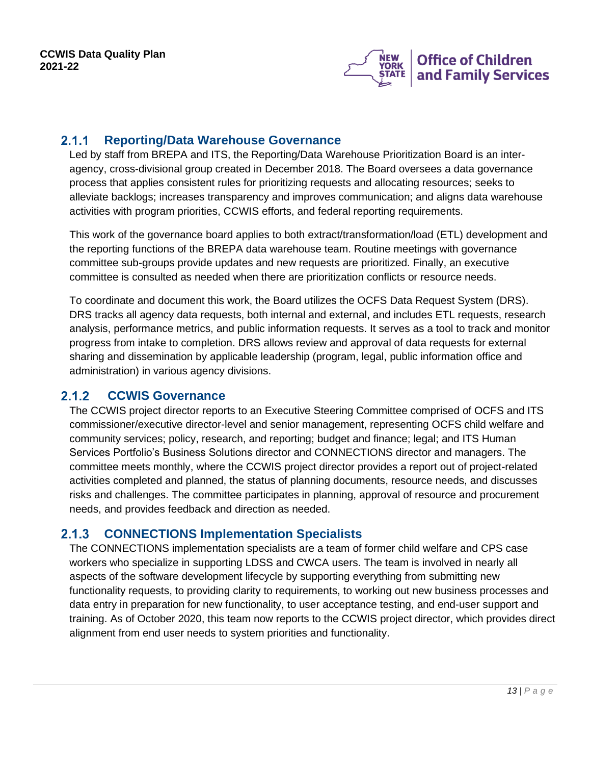### 2.1.1 Reporting/Data Warehouse Governance

Led by staff from BREPA and ITS, the Reporting/Data Warehouse Prioritization Board is an inter-agency, cross-divisional group created in December 2018. The Board oversees a data governance process that applies consistent rules for prioritizing requests and allocating resources; seeks to alleviate backlogs; increases transparency and improves communication; and aligns data warehouse activities with program priorities, CCWIS efforts, and federal reporting requirements.

This work of the governance board applies to both extract/transformation/load (ETL) development and the reporting functions of the BREPA data warehouse team. Routine meetings with governance committee sub-groups provide updates and new requests are prioritized. Finally, an executive committee is consulted as needed when there are prioritization conflicts or resource needs.

To coordinate and document this work, the Board utilizes the OCFS Data Request System (DRS). DRS tracks all agency data requests, both internal and external, and includes ETL requests, research analysis, performance metrics, and public information requests. It serves as a tool to track and monitor progress from intake to completion. DRS allows review and approval of data requests for external sharing and dissemination by applicable leadership (program, legal, public information office and administration) in various agency divisions.

### 2.1.2 CCWIS Governance

The CCWIS project director reports to an Executive Steering Committee comprised of OCFS and ITS commissioner/executive director-level and senior management, representing OCFS child welfare and community services; policy, research, and reporting; budget and finance; legal; and ITS Human Services Portfolio's Business Solutions director and CONNECTIONS director and managers. The committee meets monthly, where the CCWIS project director provides a report out of project-related activities completed and planned, the status of planning documents, resource needs, and discusses risks and challenges. The committee participates in planning, approval of resource and procurement needs, and provides feedback and direction as needed.

### 2.1.3 CONNECTIONS Implementation Specialists

The CONNECTIONS implementation specialists are a team of former child welfare and CPS case workers who specialize in supporting LDSS and CWCA users. The team is involved in nearly all aspects of the software development lifecycle by supporting everything from submitting new functionality requests, to providing clarity to requirements, to working out new business processes and data entry in preparation for new functionality, to user acceptance testing, and end-user support and training. As of October 2020, this team now reports to the CCWIS project director, which provides direct alignment from end user needs to system priorities and functionality.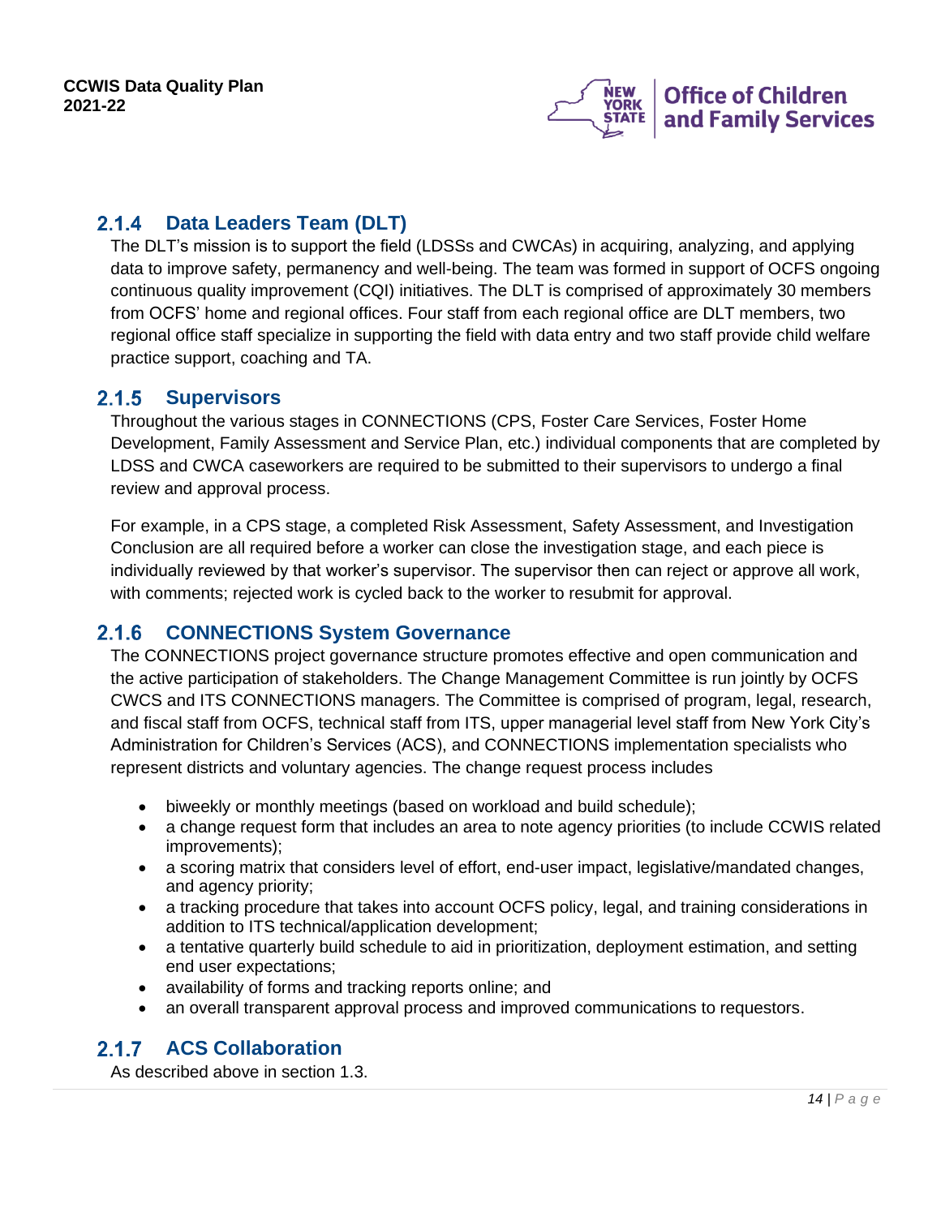### 2.1.4 Data Leaders Team (DLT)

The DLT's mission is to support the field (LDSSs and CWCAs) in acquiring, analyzing, and applying data to improve safety, permanency and well-being. The team was formed in support of OCFS ongoing continuous quality improvement (CQI) initiatives. The DLT is comprised of approximately 30 members from OCFS' home and regional offices. Four staff from each regional office are DLT members, two regional office staff specialize in supporting the field with data entry and two staff provide child welfare practice support, coaching and TA.

### 2.1.5 Supervisors

Throughout the various stages in CONNECTIONS (CPS, Foster Care Services, Foster Home Development, Family Assessment and Service Plan, etc.) individual components that are completed by LDSS and CWCA caseworkers are required to be submitted to their supervisors to undergo a final review and approval process.

For example, in a CPS stage, a completed Risk Assessment, Safety Assessment, and Investigation Conclusion are all required before a worker can close the investigation stage, and each piece is individually reviewed by that worker's supervisor. The supervisor then can reject or approve all work, with comments; rejected work is cycled back to the worker to resubmit for approval.

### 2.1.6 CONNECTIONS System Governance

The CONNECTIONS project governance structure promotes effective and open communication and the active participation of stakeholders. The Change Management Committee is run jointly by OCFS CWCS and ITS CONNECTIONS managers. The Committee is comprised of program, legal, research, and fiscal staff from OCFS, technical staff from ITS, upper managerial level staff from New York City's Administration for Children's Services (ACS), and CONNECTIONS implementation specialists who represent districts and voluntary agencies. The change request process includes

- biweekly or monthly meetings (based on workload and build schedule);
- a change request form that includes an area to note agency priorities (to include CCWIS related improvements);
- a scoring matrix that considers level of effort, end-user impact, legislative/mandated changes, and agency priority;
- a tracking procedure that takes into account OCFS policy, legal, and training considerations in addition to ITS technical/application development;
- a tentative quarterly build schedule to aid in prioritization, deployment estimation, and setting end user expectations;
- availability of forms and tracking reports online; and
- an overall transparent approval process and improved communications to requestors.

### 2.1.7 ACS Collaboration

As described above in section 1.3.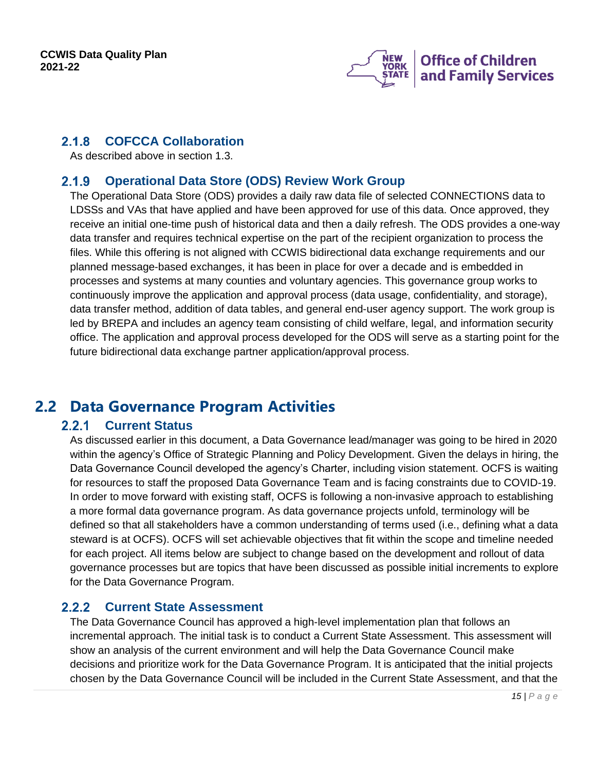### 2.1.8 COFCCA Collaboration

As described above in section 1.3.

### 2.1.9 Operational Data Store (ODS) Review Work Group

The Operational Data Store (ODS) provides a daily raw data file of selected CONNECTIONS data to LDSSs and VAs that have applied and have been approved for use of this data. Once approved, they receive an initial one-time push of historical data and then a daily refresh. The ODS provides a one-way data transfer and requires technical expertise on the part of the recipient organization to process the files. While this offering is not aligned with CCWIS bidirectional data exchange requirements and our planned message-based exchanges, it has been in place for over a decade and is embedded in processes and systems at many counties and voluntary agencies. This governance group works to continuously improve the application and approval process (data usage, confidentiality, and storage), data transfer method, addition of data tables, and general end-user agency support. The work group is led by BREPA and includes an agency team consisting of child welfare, legal, and information security office. The application and approval process developed for the ODS will serve as a starting point for the future bidirectional data exchange partner application/approval process.

## 2.2 Data Governance Program Activities

### 2.2.1 Current Status

As discussed earlier in this document, a Data Governance lead/manager was going to be hired in 2020 within the agency's Office of Strategic Planning and Policy Development. Given the delays in hiring, the Data Governance Council developed the agency's Charter, including vision statement. OCFS is waiting for resources to staff the proposed Data Governance Team and is facing constraints due to COVID-19. In order to move forward with existing staff, OCFS is following a non-invasive approach to establishing a more formal data governance program. As data governance projects unfold, terminology will be defined so that all stakeholders have a common understanding of terms used (i.e., defining what a data steward is at OCFS). OCFS will set achievable objectives that fit within the scope and timeline needed for each project. All items below are subject to change based on the development and rollout of data governance processes but are topics that have been discussed as possible initial increments to explore for the Data Governance Program.

### 2.2.2 Current State Assessment

The Data Governance Council has approved a high-level implementation plan that follows an incremental approach. The initial task is to conduct a Current State Assessment. This assessment will show an analysis of the current environment and will help the Data Governance Council make decisions and prioritize work for the Data Governance Program. It is anticipated that the initial projects chosen by the Data Governance Council will be included in the Current State Assessment, and that the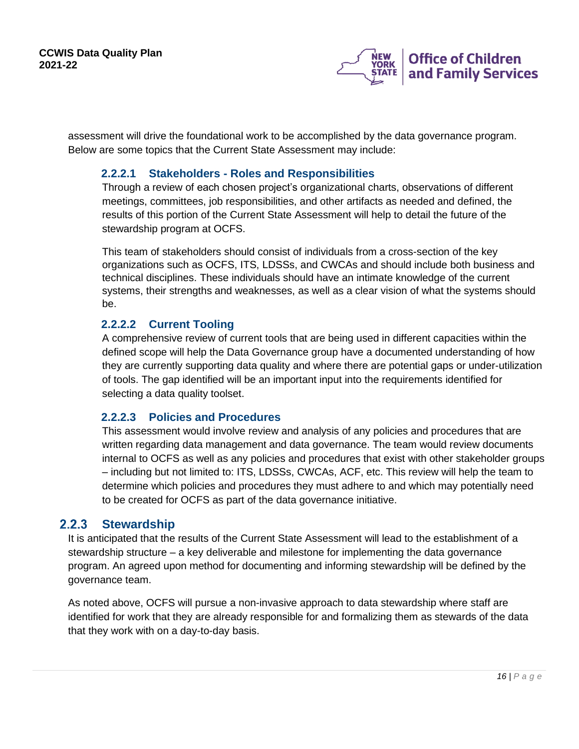assessment will drive the foundational work to be accomplished by the data governance program. Below are some topics that the Current State Assessment may include:

#### 2.2.2.1 Stakeholders - Roles and Responsibilities

Through a review of each chosen project's organizational charts, observations of different meetings, committees, job responsibilities, and other artifacts as needed and defined, the results of this portion of the Current State Assessment will help to detail the future of the stewardship program at OCFS.

This team of stakeholders should consist of individuals from a cross-section of the key organizations such as OCFS, ITS, LDSSs, and CWCAs and should include both business and technical disciplines. These individuals should have an intimate knowledge of the current systems, their strengths and weaknesses, as well as a clear vision of what the systems should be.

#### 2.2.2.2 Current Tooling

A comprehensive review of current tools that are being used in different capacities within the defined scope will help the Data Governance group have a documented understanding of how they are currently supporting data quality and where there are potential gaps or under-utilization of tools. The gap identified will be an important input into the requirements identified for selecting a data quality toolset.

#### 2.2.2.3 Policies and Procedures

This assessment would involve review and analysis of any policies and procedures that are written regarding data management and data governance. The team would review documents internal to OCFS as well as any policies and procedures that exist with other stakeholder groups – including but not limited to: ITS, LDSSs, CWCAs, ACF, etc. This review will help the team to determine which policies and procedures they must adhere to and which may potentially need to be created for OCFS as part of the data governance initiative.

### 2.2.3 Stewardship

It is anticipated that the results of the Current State Assessment will lead to the establishment of a stewardship structure – a key deliverable and milestone for implementing the data governance program. An agreed upon method for documenting and informing stewardship will be defined by the governance team.

As noted above, OCFS will pursue a non-invasive approach to data stewardship where staff are identified for work that they are already responsible for and formalizing them as stewards of the data that they work with on a day-to-day basis.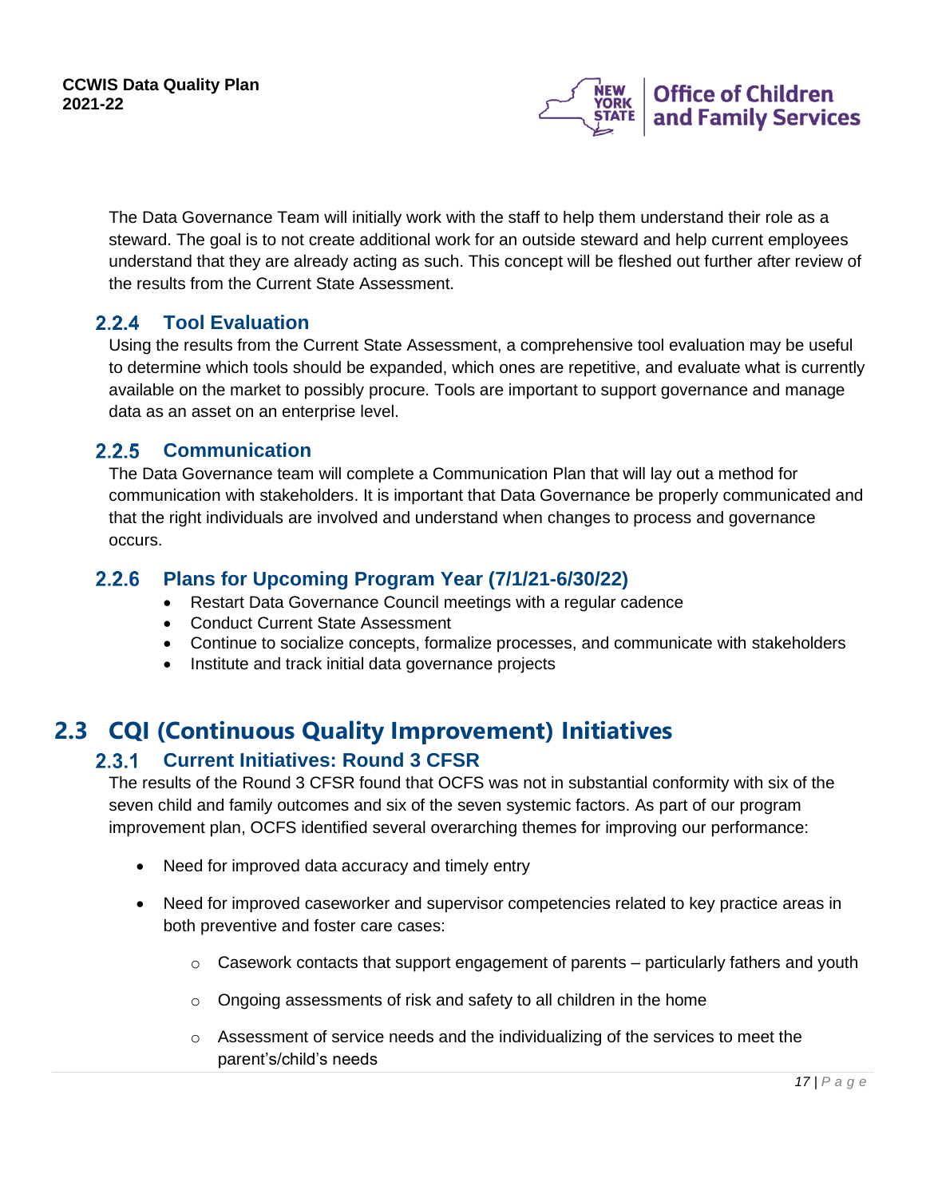The Data Governance Team will initially work with the staff to help them understand their role as a steward. The goal is to not create additional work for an outside steward and help current employees understand that they are already acting as such. This concept will be fleshed out further after review of the results from the Current State Assessment.

### 2.2.4 Tool Evaluation

Using the results from the Current State Assessment, a comprehensive tool evaluation may be useful to determine which tools should be expanded, which ones are repetitive, and evaluate what is currently available on the market to possibly procure. Tools are important to support governance and manage data as an asset on an enterprise level.

### 2.2.5 Communication

The Data Governance team will complete a Communication Plan that will lay out a method for communication with stakeholders. It is important that Data Governance be properly communicated and that the right individuals are involved and understand when changes to process and governance occurs.

### 2.2.6 Plans for Upcoming Program Year (7/1/21-6/30/22)

- Restart Data Governance Council meetings with a regular cadence
- Conduct Current State Assessment
- Continue to socialize concepts, formalize processes, and communicate with stakeholders
- Institute and track initial data governance projects

## 2.3 CQI (Continuous Quality Improvement) Initiatives

### 2.3.1 Current Initiatives: Round 3 CFSR

The results of the Round 3 CFSR found that OCFS was not in substantial conformity with six of the seven child and family outcomes and six of the seven systemic factors. As part of our program improvement plan, OCFS identified several overarching themes for improving our performance:

- Need for improved data accuracy and timely entry
- Need for improved caseworker and supervisor competencies related to key practice areas in both preventive and foster care cases:
  - Casework contacts that support engagement of parents – particularly fathers and youth
  - Ongoing assessments of risk and safety to all children in the home
  - Assessment of service needs and the individualizing of the services to meet the parent's/child's needs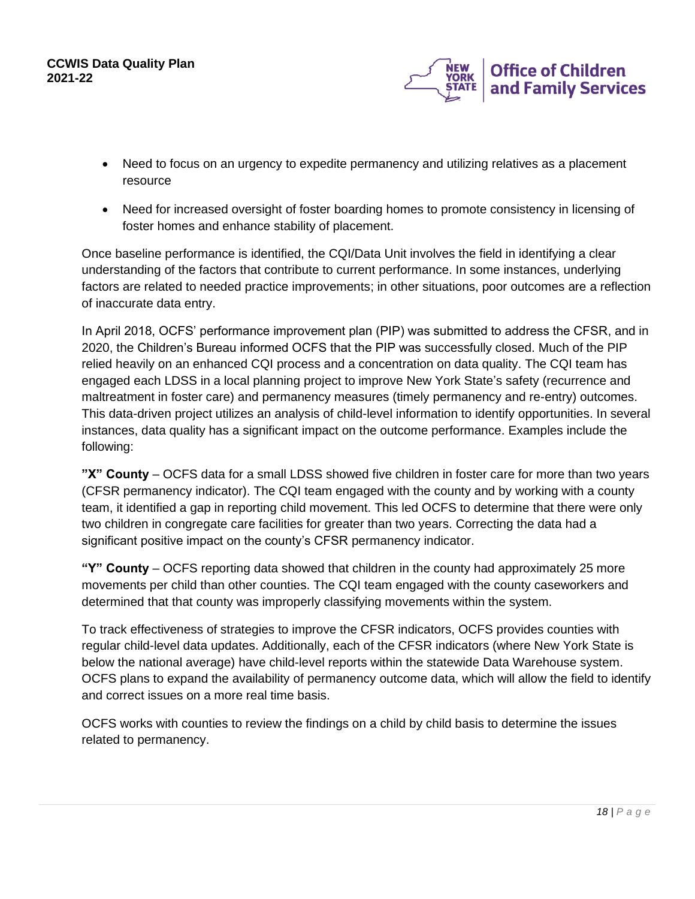- Need to focus on an urgency to expedite permanency and utilizing relatives as a placement resource
- Need for increased oversight of foster boarding homes to promote consistency in licensing of foster homes and enhance stability of placement.

Once baseline performance is identified, the CQI/Data Unit involves the field in identifying a clear understanding of the factors that contribute to current performance. In some instances, underlying factors are related to needed practice improvements; in other situations, poor outcomes are a reflection of inaccurate data entry.

In April 2018, OCFS' performance improvement plan (PIP) was submitted to address the CFSR, and in 2020, the Children's Bureau informed OCFS that the PIP was successfully closed. Much of the PIP relied heavily on an enhanced CQI process and a concentration on data quality. The CQI team has engaged each LDSS in a local planning project to improve New York State's safety (recurrence and maltreatment in foster care) and permanency measures (timely permanency and re-entry) outcomes. This data-driven project utilizes an analysis of child-level information to identify opportunities. In several instances, data quality has a significant impact on the outcome performance. Examples include the following:

**"X" County** – OCFS data for a small LDSS showed five children in foster care for more than two years (CFSR permanency indicator). The CQI team engaged with the county and by working with a county team, it identified a gap in reporting child movement. This led OCFS to determine that there were only two children in congregate care facilities for greater than two years. Correcting the data had a significant positive impact on the county's CFSR permanency indicator.

**"Y" County** – OCFS reporting data showed that children in the county had approximately 25 more movements per child than other counties. The CQI team engaged with the county caseworkers and determined that that county was improperly classifying movements within the system.

To track effectiveness of strategies to improve the CFSR indicators, OCFS provides counties with regular child-level data updates. Additionally, each of the CFSR indicators (where New York State is below the national average) have child-level reports within the statewide Data Warehouse system. OCFS plans to expand the availability of permanency outcome data, which will allow the field to identify and correct issues on a more real time basis.

OCFS works with counties to review the findings on a child by child basis to determine the issues related to permanency.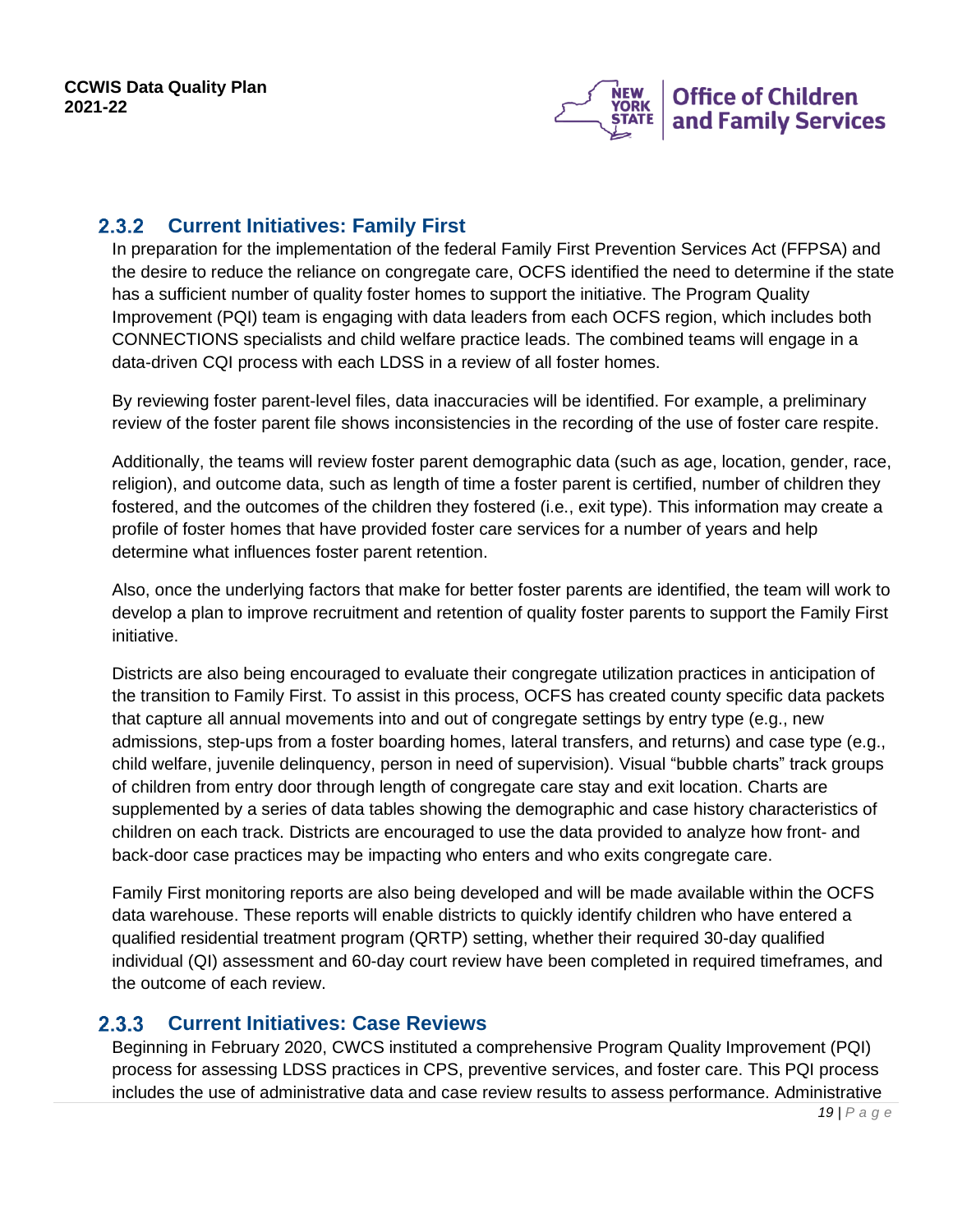### 2.3.2 Current Initiatives: Family First

In preparation for the implementation of the federal Family First Prevention Services Act (FFPSA) and the desire to reduce the reliance on congregate care, OCFS identified the need to determine if the state has a sufficient number of quality foster homes to support the initiative. The Program Quality Improvement (PQI) team is engaging with data leaders from each OCFS region, which includes both CONNECTIONS specialists and child welfare practice leads. The combined teams will engage in a data-driven CQI process with each LDSS in a review of all foster homes.

By reviewing foster parent-level files, data inaccuracies will be identified. For example, a preliminary review of the foster parent file shows inconsistencies in the recording of the use of foster care respite.

Additionally, the teams will review foster parent demographic data (such as age, location, gender, race, religion), and outcome data, such as length of time a foster parent is certified, number of children they fostered, and the outcomes of the children they fostered (i.e., exit type). This information may create a profile of foster homes that have provided foster care services for a number of years and help determine what influences foster parent retention.

Also, once the underlying factors that make for better foster parents are identified, the team will work to develop a plan to improve recruitment and retention of quality foster parents to support the Family First initiative.

Districts are also being encouraged to evaluate their congregate utilization practices in anticipation of the transition to Family First. To assist in this process, OCFS has created county specific data packets that capture all annual movements into and out of congregate settings by entry type (e.g., new admissions, step-ups from a foster boarding homes, lateral transfers, and returns) and case type (e.g., child welfare, juvenile delinquency, person in need of supervision). Visual "bubble charts" track groups of children from entry door through length of congregate care stay and exit location. Charts are supplemented by a series of data tables showing the demographic and case history characteristics of children on each track. Districts are encouraged to use the data provided to analyze how front- and back-door case practices may be impacting who enters and who exits congregate care.

Family First monitoring reports are also being developed and will be made available within the OCFS data warehouse. These reports will enable districts to quickly identify children who have entered a qualified residential treatment program (QRTP) setting, whether their required 30-day qualified individual (QI) assessment and 60-day court review have been completed in required timeframes, and the outcome of each review.

### 2.3.3 Current Initiatives: Case Reviews

Beginning in February 2020, CWCS instituted a comprehensive Program Quality Improvement (PQI) process for assessing LDSS practices in CPS, preventive services, and foster care. This PQI process includes the use of administrative data and case review results to assess performance. Administrative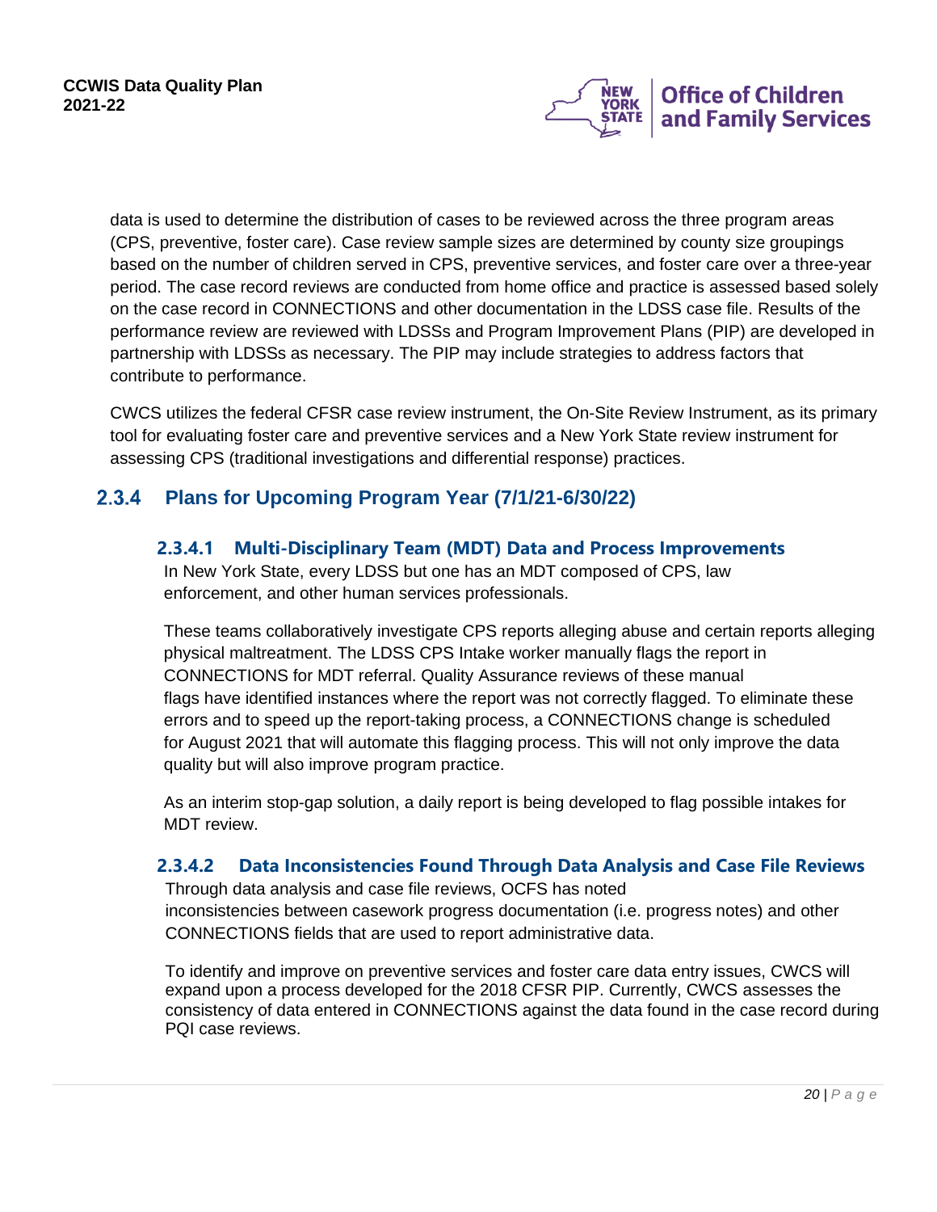data is used to determine the distribution of cases to be reviewed across the three program areas (CPS, preventive, foster care). Case review sample sizes are determined by county size groupings based on the number of children served in CPS, preventive services, and foster care over a three-year period. The case record reviews are conducted from home office and practice is assessed based solely on the case record in CONNECTIONS and other documentation in the LDSS case file. Results of the performance review are reviewed with LDSSs and Program Improvement Plans (PIP) are developed in partnership with LDSSs as necessary. The PIP may include strategies to address factors that contribute to performance.

CWCS utilizes the federal CFSR case review instrument, the On-Site Review Instrument, as its primary tool for evaluating foster care and preventive services and a New York State review instrument for assessing CPS (traditional investigations and differential response) practices.

### 2.3.4 Plans for Upcoming Program Year (7/1/21-6/30/22)

#### 2.3.4.1 Multi-Disciplinary Team (MDT) Data and Process Improvements

In New York State, every LDSS but one has an MDT composed of CPS, law enforcement, and other human services professionals.

These teams collaboratively investigate CPS reports alleging abuse and certain reports alleging physical maltreatment. The LDSS CPS Intake worker manually flags the report in CONNECTIONS for MDT referral. Quality Assurance reviews of these manual flags have identified instances where the report was not correctly flagged. To eliminate these errors and to speed up the report-taking process, a CONNECTIONS change is scheduled for August 2021 that will automate this flagging process. This will not only improve the data quality but will also improve program practice.

As an interim stop-gap solution, a daily report is being developed to flag possible intakes for MDT review.

#### 2.3.4.2 Data Inconsistencies Found Through Data Analysis and Case File Reviews

Through data analysis and case file reviews, OCFS has noted inconsistencies between casework progress documentation (i.e. progress notes) and other CONNECTIONS fields that are used to report administrative data.

To identify and improve on preventive services and foster care data entry issues, CWCS will expand upon a process developed for the 2018 CFSR PIP. Currently, CWCS assesses the consistency of data entered in CONNECTIONS against the data found in the case record during PQI case reviews.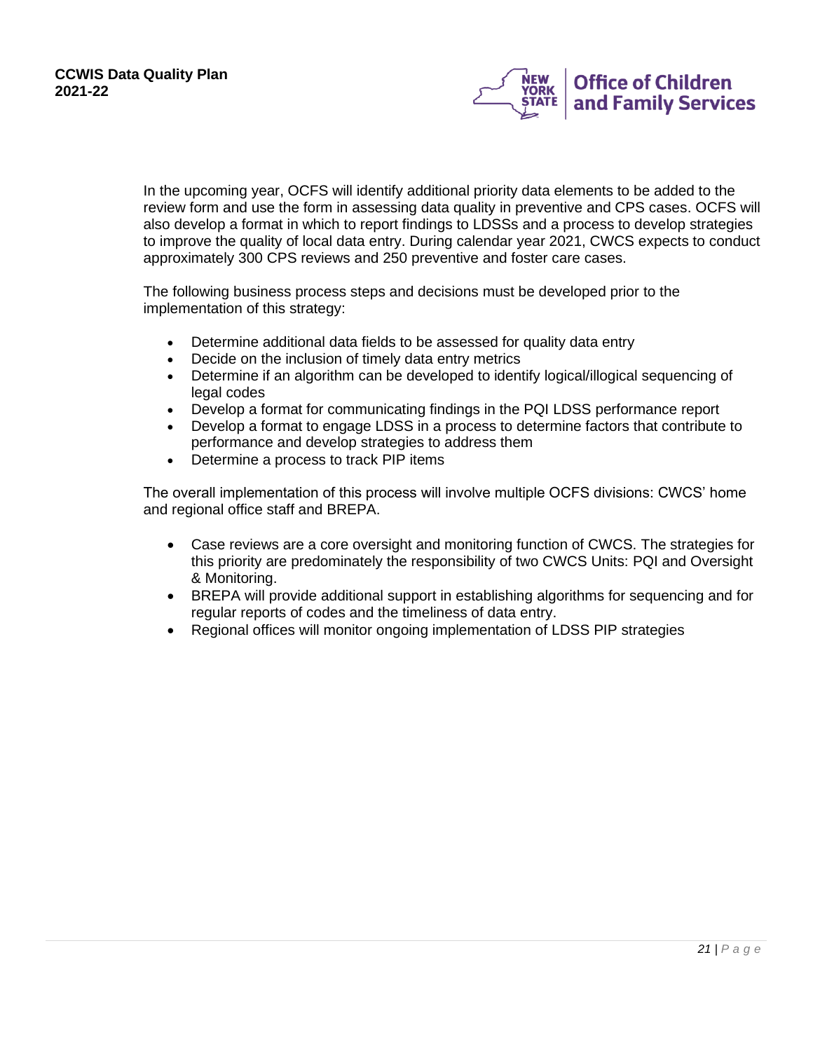In the upcoming year, OCFS will identify additional priority data elements to be added to the review form and use the form in assessing data quality in preventive and CPS cases. OCFS will also develop a format in which to report findings to LDSSs and a process to develop strategies to improve the quality of local data entry. During calendar year 2021, CWCS expects to conduct approximately 300 CPS reviews and 250 preventive and foster care cases.

The following business process steps and decisions must be developed prior to the implementation of this strategy:

- Determine additional data fields to be assessed for quality data entry
- Decide on the inclusion of timely data entry metrics
- Determine if an algorithm can be developed to identify logical/illogical sequencing of legal codes
- Develop a format for communicating findings in the PQI LDSS performance report
- Develop a format to engage LDSS in a process to determine factors that contribute to performance and develop strategies to address them
- Determine a process to track PIP items

The overall implementation of this process will involve multiple OCFS divisions: CWCS' home and regional office staff and BREPA.

- Case reviews are a core oversight and monitoring function of CWCS. The strategies for this priority are predominately the responsibility of two CWCS Units: PQI and Oversight & Monitoring.
- BREPA will provide additional support in establishing algorithms for sequencing and for regular reports of codes and the timeliness of data entry.
- Regional offices will monitor ongoing implementation of LDSS PIP strategies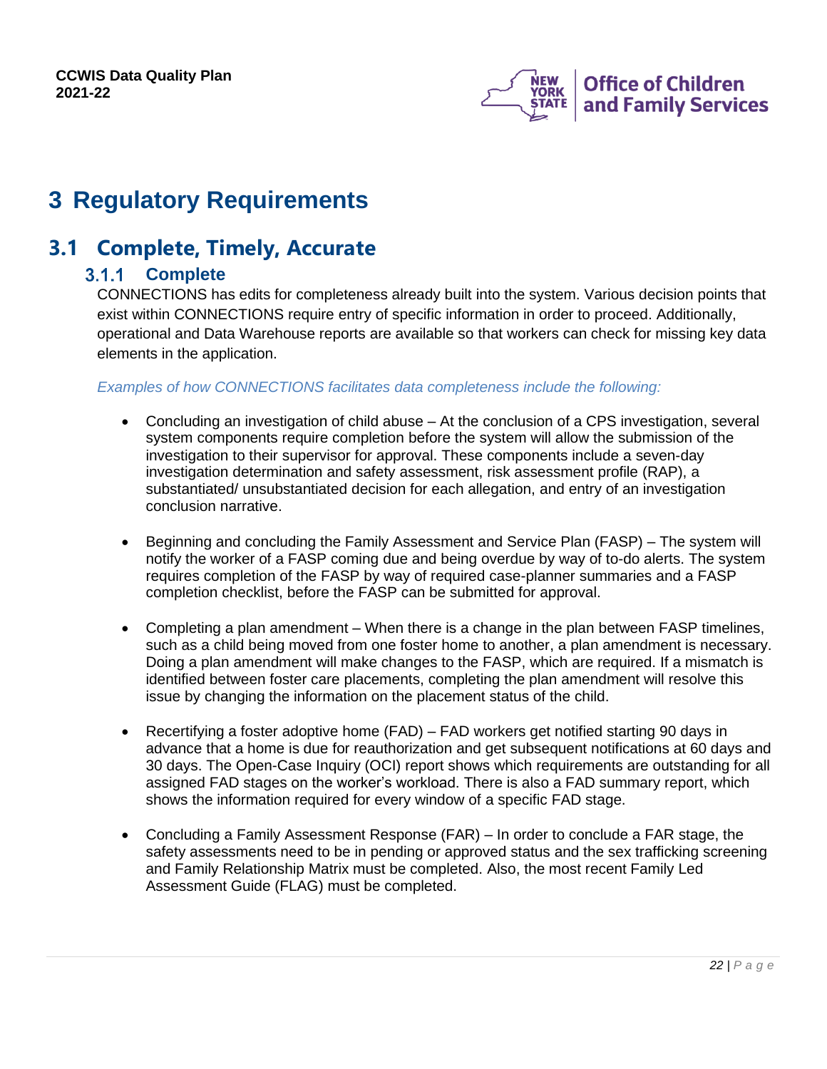# 3 Regulatory Requirements

## 3.1 Complete, Timely, Accurate

### 3.1.1 Complete

CONNECTIONS has edits for completeness already built into the system. Various decision points that exist within CONNECTIONS require entry of specific information in order to proceed. Additionally, operational and Data Warehouse reports are available so that workers can check for missing key data elements in the application.

*Examples of how CONNECTIONS facilitates data completeness include the following:*

- Concluding an investigation of child abuse – At the conclusion of a CPS investigation, several system components require completion before the system will allow the submission of the investigation to their supervisor for approval. These components include a seven-day investigation determination and safety assessment, risk assessment profile (RAP), a substantiated/ unsubstantiated decision for each allegation, and entry of an investigation conclusion narrative.

- Beginning and concluding the Family Assessment and Service Plan (FASP) – The system will notify the worker of a FASP coming due and being overdue by way of to-do alerts. The system requires completion of the FASP by way of required case-planner summaries and a FASP completion checklist, before the FASP can be submitted for approval.

- Completing a plan amendment – When there is a change in the plan between FASP timelines, such as a child being moved from one foster home to another, a plan amendment is necessary. Doing a plan amendment will make changes to the FASP, which are required. If a mismatch is identified between foster care placements, completing the plan amendment will resolve this issue by changing the information on the placement status of the child.

- Recertifying a foster adoptive home (FAD) – FAD workers get notified starting 90 days in advance that a home is due for reauthorization and get subsequent notifications at 60 days and 30 days. The Open-Case Inquiry (OCI) report shows which requirements are outstanding for all assigned FAD stages on the worker's workload. There is also a FAD summary report, which shows the information required for every window of a specific FAD stage.

- Concluding a Family Assessment Response (FAR) – In order to conclude a FAR stage, the safety assessments need to be in pending or approved status and the sex trafficking screening and Family Relationship Matrix must be completed. Also, the most recent Family Led Assessment Guide (FLAG) must be completed.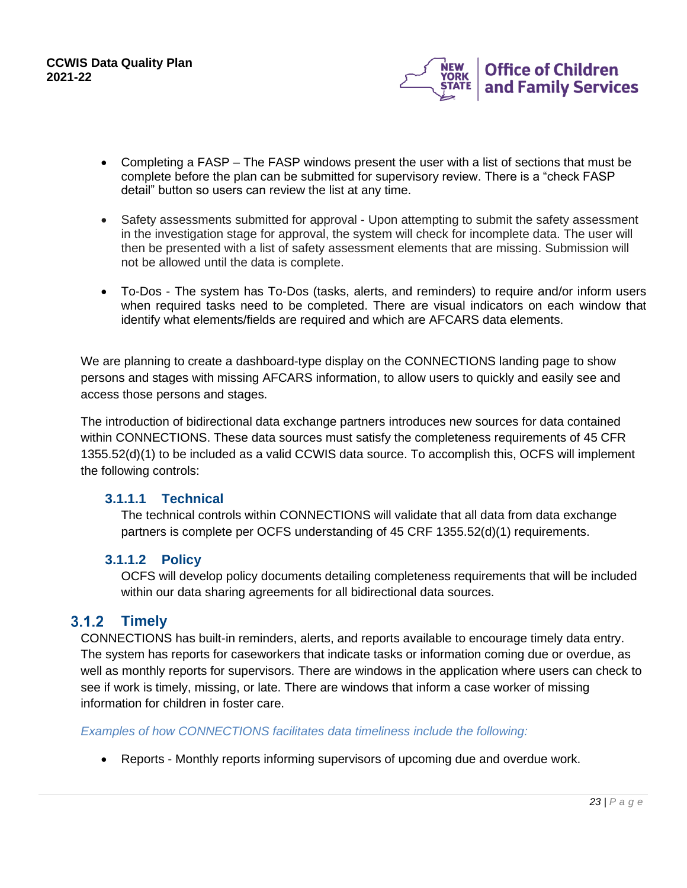- Completing a FASP – The FASP windows present the user with a list of sections that must be complete before the plan can be submitted for supervisory review. There is a "check FASP detail" button so users can review the list at any time.

- Safety assessments submitted for approval - Upon attempting to submit the safety assessment in the investigation stage for approval, the system will check for incomplete data. The user will then be presented with a list of safety assessment elements that are missing. Submission will not be allowed until the data is complete.

- To-Dos - The system has To-Dos (tasks, alerts, and reminders) to require and/or inform users when required tasks need to be completed. There are visual indicators on each window that identify what elements/fields are required and which are AFCARS data elements.

We are planning to create a dashboard-type display on the CONNECTIONS landing page to show persons and stages with missing AFCARS information, to allow users to quickly and easily see and access those persons and stages.

The introduction of bidirectional data exchange partners introduces new sources for data contained within CONNECTIONS. These data sources must satisfy the completeness requirements of 45 CFR 1355.52(d)(1) to be included as a valid CCWIS data source. To accomplish this, OCFS will implement the following controls:

#### 3.1.1.1 Technical

The technical controls within CONNECTIONS will validate that all data from data exchange partners is complete per OCFS understanding of 45 CRF 1355.52(d)(1) requirements.

#### 3.1.1.2 Policy

OCFS will develop policy documents detailing completeness requirements that will be included within our data sharing agreements for all bidirectional data sources.

### 3.1.2 Timely

CONNECTIONS has built-in reminders, alerts, and reports available to encourage timely data entry. The system has reports for caseworkers that indicate tasks or information coming due or overdue, as well as monthly reports for supervisors. There are windows in the application where users can check to see if work is timely, missing, or late. There are windows that inform a case worker of missing information for children in foster care.

*Examples of how CONNECTIONS facilitates data timeliness include the following:*

- Reports - Monthly reports informing supervisors of upcoming due and overdue work.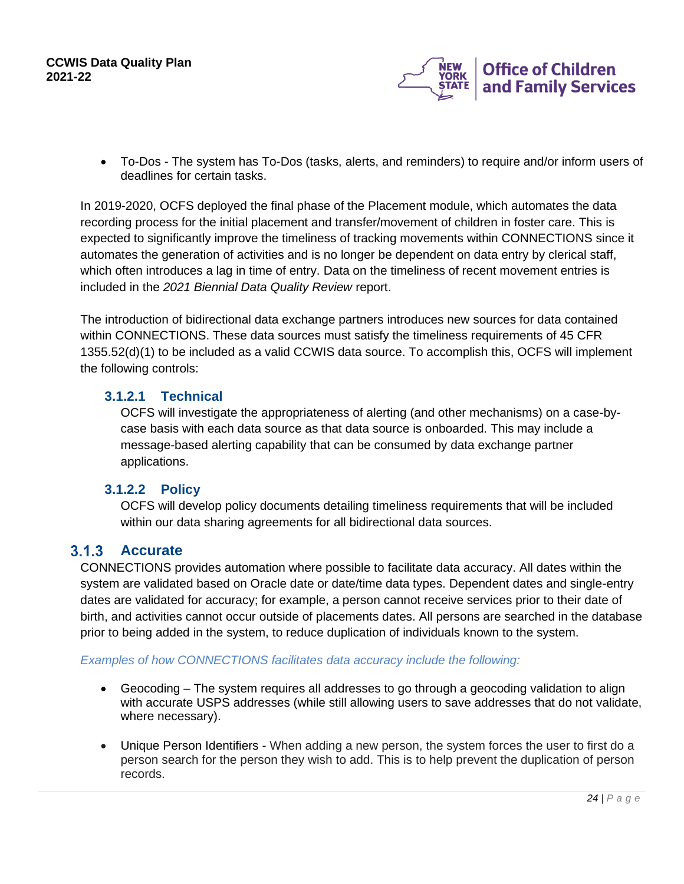- To-Dos - The system has To-Dos (tasks, alerts, and reminders) to require and/or inform users of deadlines for certain tasks.

In 2019-2020, OCFS deployed the final phase of the Placement module, which automates the data recording process for the initial placement and transfer/movement of children in foster care. This is expected to significantly improve the timeliness of tracking movements within CONNECTIONS since it automates the generation of activities and is no longer be dependent on data entry by clerical staff, which often introduces a lag in time of entry. Data on the timeliness of recent movement entries is included in the *2021 Biennial Data Quality Review* report.

The introduction of bidirectional data exchange partners introduces new sources for data contained within CONNECTIONS. These data sources must satisfy the timeliness requirements of 45 CFR 1355.52(d)(1) to be included as a valid CCWIS data source. To accomplish this, OCFS will implement the following controls:

#### 3.1.2.1 Technical

OCFS will investigate the appropriateness of alerting (and other mechanisms) on a case-by-case basis with each data source as that data source is onboarded. This may include a message-based alerting capability that can be consumed by data exchange partner applications.

#### 3.1.2.2 Policy

OCFS will develop policy documents detailing timeliness requirements that will be included within our data sharing agreements for all bidirectional data sources.

### 3.1.3 Accurate

CONNECTIONS provides automation where possible to facilitate data accuracy. All dates within the system are validated based on Oracle date or date/time data types. Dependent dates and single-entry dates are validated for accuracy; for example, a person cannot receive services prior to their date of birth, and activities cannot occur outside of placements dates. All persons are searched in the database prior to being added in the system, to reduce duplication of individuals known to the system.

*Examples of how CONNECTIONS facilitates data accuracy include the following:*

- Geocoding – The system requires all addresses to go through a geocoding validation to align with accurate USPS addresses (while still allowing users to save addresses that do not validate, where necessary).
- Unique Person Identifiers - When adding a new person, the system forces the user to first do a person search for the person they wish to add. This is to help prevent the duplication of person records.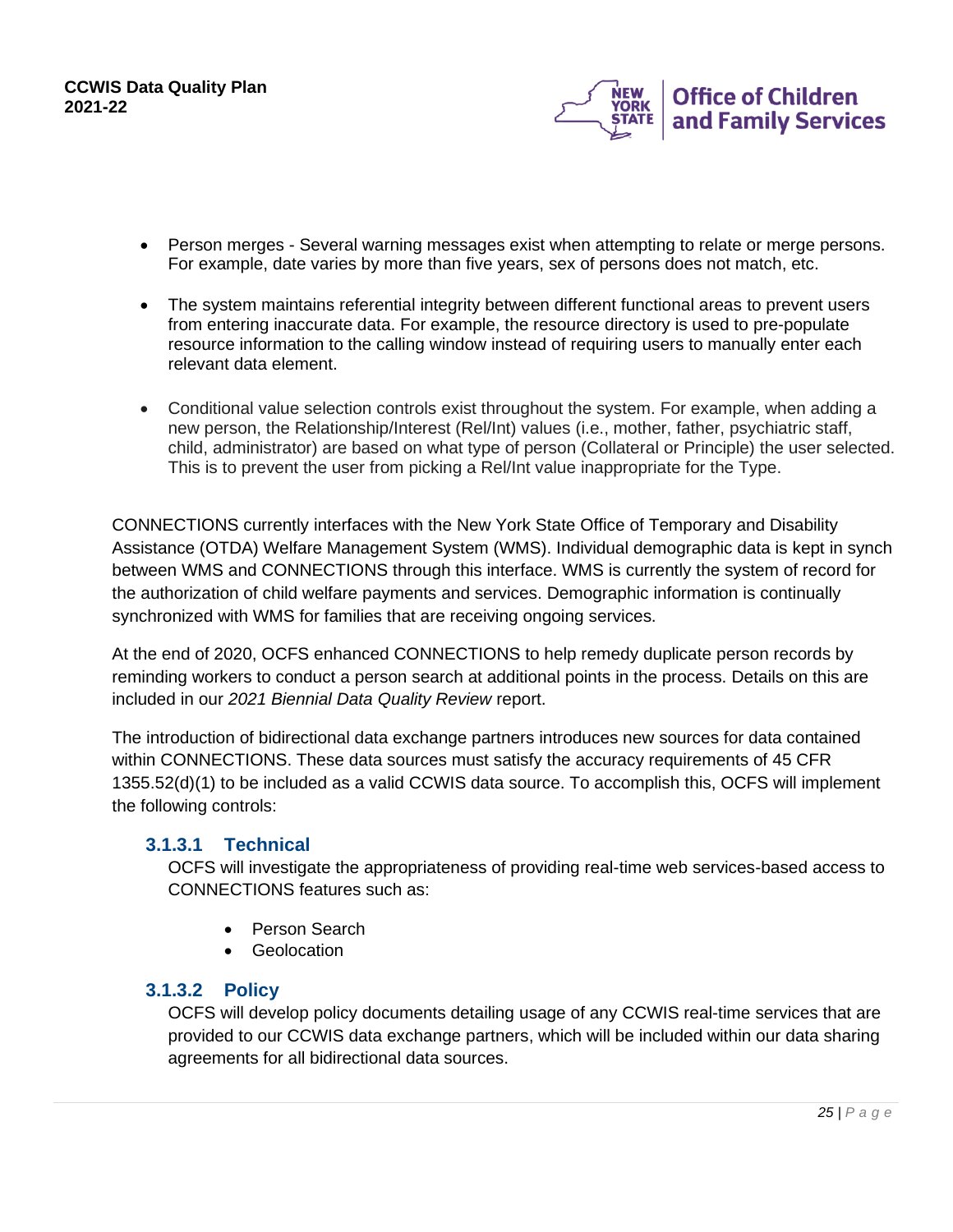- Person merges - Several warning messages exist when attempting to relate or merge persons. For example, date varies by more than five years, sex of persons does not match, etc.

- The system maintains referential integrity between different functional areas to prevent users from entering inaccurate data. For example, the resource directory is used to pre-populate resource information to the calling window instead of requiring users to manually enter each relevant data element.

- Conditional value selection controls exist throughout the system. For example, when adding a new person, the Relationship/Interest (Rel/Int) values (i.e., mother, father, psychiatric staff, child, administrator) are based on what type of person (Collateral or Principle) the user selected. This is to prevent the user from picking a Rel/Int value inappropriate for the Type.

CONNECTIONS currently interfaces with the New York State Office of Temporary and Disability Assistance (OTDA) Welfare Management System (WMS). Individual demographic data is kept in synch between WMS and CONNECTIONS through this interface. WMS is currently the system of record for the authorization of child welfare payments and services. Demographic information is continually synchronized with WMS for families that are receiving ongoing services.

At the end of 2020, OCFS enhanced CONNECTIONS to help remedy duplicate person records by reminding workers to conduct a person search at additional points in the process. Details on this are included in our *2021 Biennial Data Quality Review* report.

The introduction of bidirectional data exchange partners introduces new sources for data contained within CONNECTIONS. These data sources must satisfy the accuracy requirements of 45 CFR 1355.52(d)(1) to be included as a valid CCWIS data source. To accomplish this, OCFS will implement the following controls:

#### 3.1.3.1 Technical

OCFS will investigate the appropriateness of providing real-time web services-based access to CONNECTIONS features such as:

- Person Search
- Geolocation

#### 3.1.3.2 Policy

OCFS will develop policy documents detailing usage of any CCWIS real-time services that are provided to our CCWIS data exchange partners, which will be included within our data sharing agreements for all bidirectional data sources.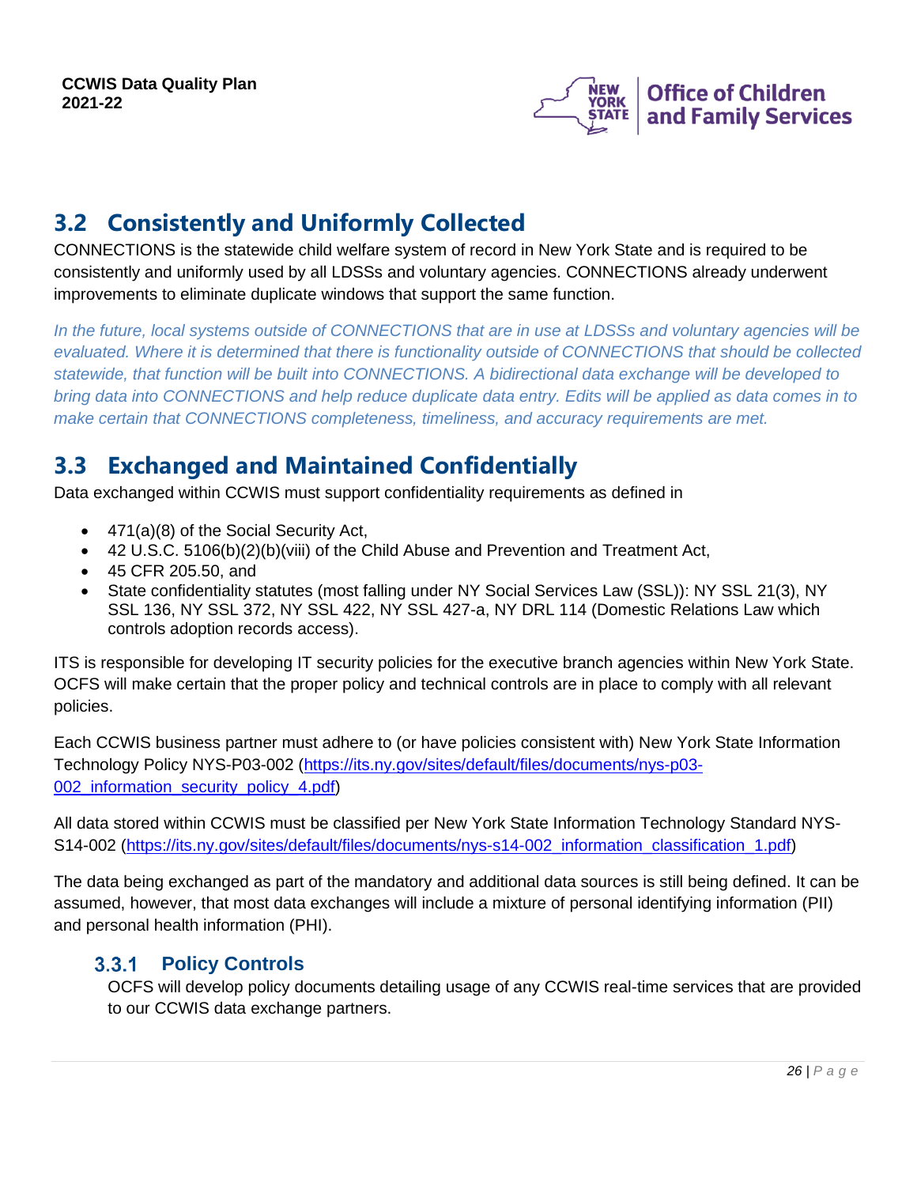## 3.2 Consistently and Uniformly Collected

CONNECTIONS is the statewide child welfare system of record in New York State and is required to be consistently and uniformly used by all LDSSs and voluntary agencies. CONNECTIONS already underwent improvements to eliminate duplicate windows that support the same function.

*In the future, local systems outside of CONNECTIONS that are in use at LDSSs and voluntary agencies will be evaluated. Where it is determined that there is functionality outside of CONNECTIONS that should be collected statewide, that function will be built into CONNECTIONS. A bidirectional data exchange will be developed to bring data into CONNECTIONS and help reduce duplicate data entry. Edits will be applied as data comes in to make certain that CONNECTIONS completeness, timeliness, and accuracy requirements are met.*

## 3.3 Exchanged and Maintained Confidentially

Data exchanged within CCWIS must support confidentiality requirements as defined in

- 471(a)(8) of the Social Security Act,
- 42 U.S.C. 5106(b)(2)(b)(viii) of the Child Abuse and Prevention and Treatment Act,
- 45 CFR 205.50, and
- State confidentiality statutes (most falling under NY Social Services Law (SSL)): NY SSL 21(3), NY SSL 136, NY SSL 372, NY SSL 422, NY SSL 427-a, NY DRL 114 (Domestic Relations Law which controls adoption records access).

ITS is responsible for developing IT security policies for the executive branch agencies within New York State. OCFS will make certain that the proper policy and technical controls are in place to comply with all relevant policies.

Each CCWIS business partner must adhere to (or have policies consistent with) New York State Information Technology Policy NYS-P03-002 (https://its.ny.gov/sites/default/files/documents/nys-p03-002_information_security_policy_4.pdf)

All data stored within CCWIS must be classified per New York State Information Technology Standard NYS-S14-002 (https://its.ny.gov/sites/default/files/documents/nys-s14-002_information_classification_1.pdf)

The data being exchanged as part of the mandatory and additional data sources is still being defined. It can be assumed, however, that most data exchanges will include a mixture of personal identifying information (PII) and personal health information (PHI).

### 3.3.1 Policy Controls

OCFS will develop policy documents detailing usage of any CCWIS real-time services that are provided to our CCWIS data exchange partners.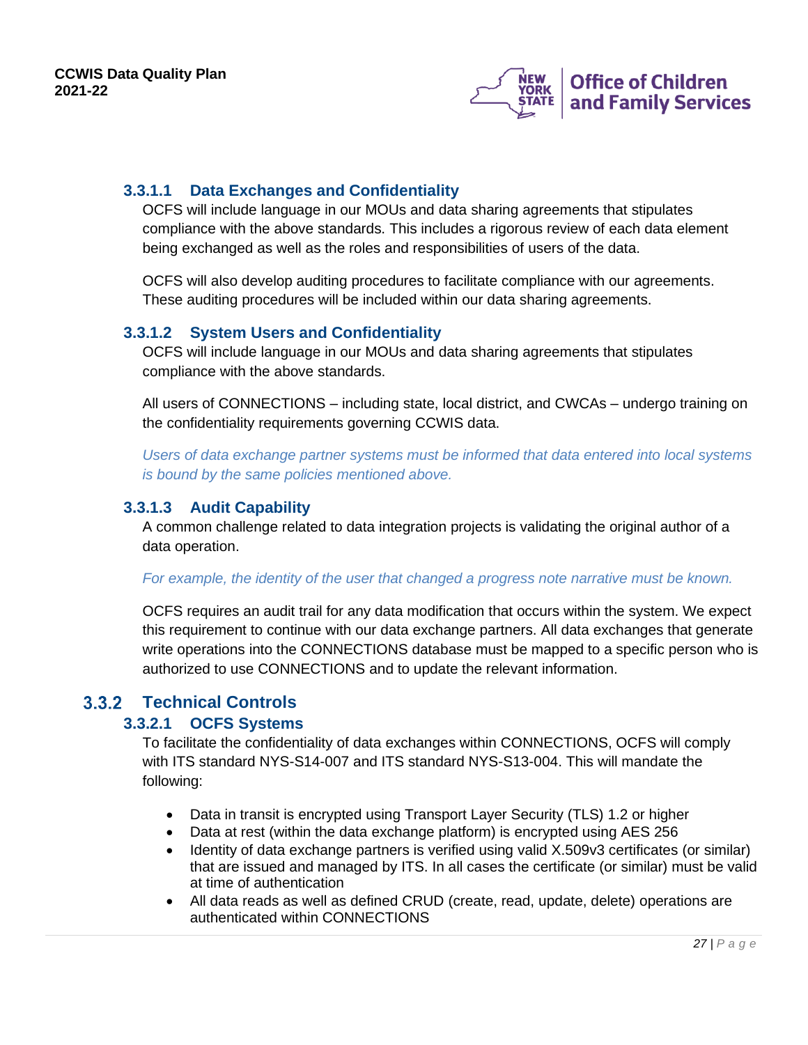#### 3.3.1.1 Data Exchanges and Confidentiality

OCFS will include language in our MOUs and data sharing agreements that stipulates compliance with the above standards. This includes a rigorous review of each data element being exchanged as well as the roles and responsibilities of users of the data.

OCFS will also develop auditing procedures to facilitate compliance with our agreements. These auditing procedures will be included within our data sharing agreements.

#### 3.3.1.2 System Users and Confidentiality

OCFS will include language in our MOUs and data sharing agreements that stipulates compliance with the above standards.

All users of CONNECTIONS – including state, local district, and CWCAs – undergo training on the confidentiality requirements governing CCWIS data.

*Users of data exchange partner systems must be informed that data entered into local systems is bound by the same policies mentioned above.*

#### 3.3.1.3 Audit Capability

A common challenge related to data integration projects is validating the original author of a data operation.

*For example, the identity of the user that changed a progress note narrative must be known.*

OCFS requires an audit trail for any data modification that occurs within the system. We expect this requirement to continue with our data exchange partners. All data exchanges that generate write operations into the CONNECTIONS database must be mapped to a specific person who is authorized to use CONNECTIONS and to update the relevant information.

### 3.3.2 Technical Controls

#### 3.3.2.1 OCFS Systems

To facilitate the confidentiality of data exchanges within CONNECTIONS, OCFS will comply with ITS standard NYS-S14-007 and ITS standard NYS-S13-004. This will mandate the following:

- Data in transit is encrypted using Transport Layer Security (TLS) 1.2 or higher
- Data at rest (within the data exchange platform) is encrypted using AES 256
- Identity of data exchange partners is verified using valid X.509v3 certificates (or similar) that are issued and managed by ITS. In all cases the certificate (or similar) must be valid at time of authentication
- All data reads as well as defined CRUD (create, read, update, delete) operations are authenticated within CONNECTIONS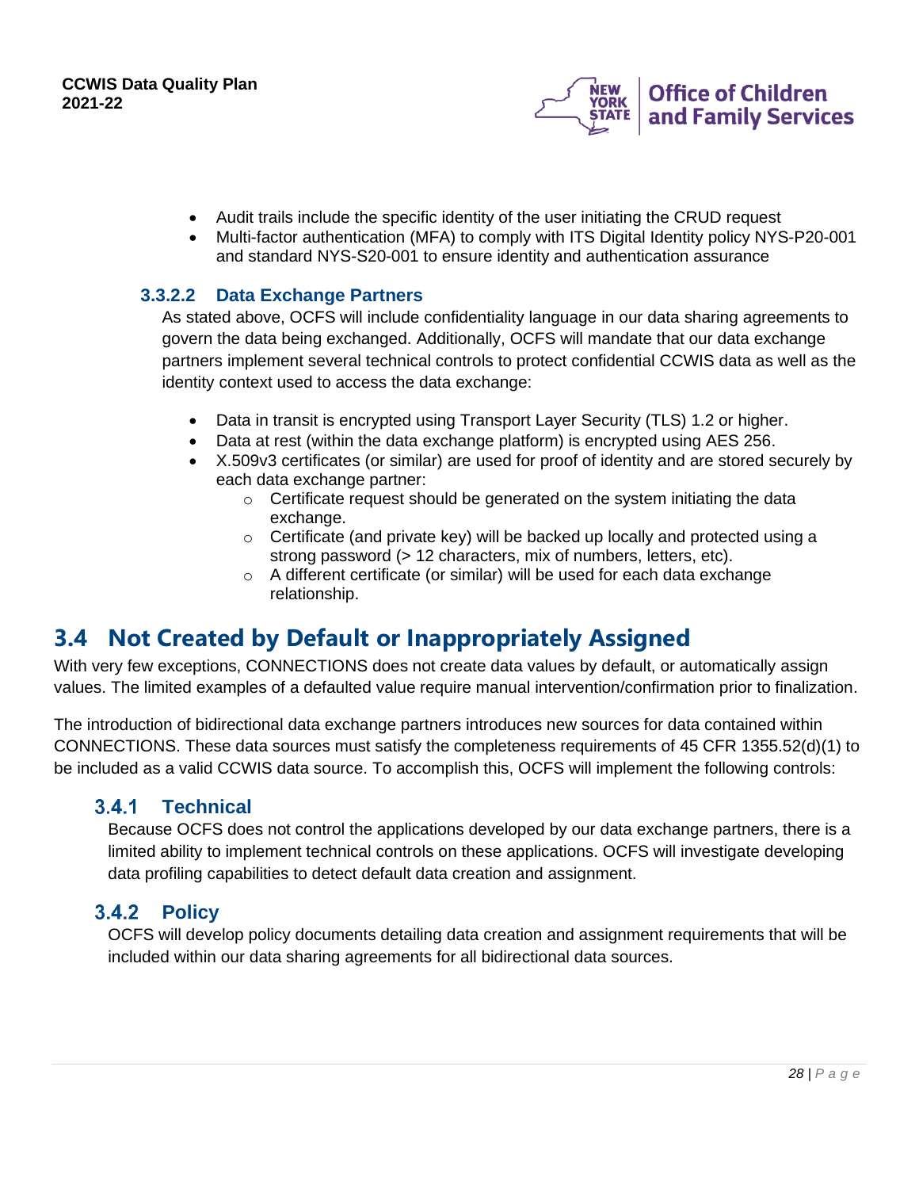- Audit trails include the specific identity of the user initiating the CRUD request
- Multi-factor authentication (MFA) to comply with ITS Digital Identity policy NYS-P20-001 and standard NYS-S20-001 to ensure identity and authentication assurance

#### 3.3.2.2 Data Exchange Partners

As stated above, OCFS will include confidentiality language in our data sharing agreements to govern the data being exchanged. Additionally, OCFS will mandate that our data exchange partners implement several technical controls to protect confidential CCWIS data as well as the identity context used to access the data exchange:

- Data in transit is encrypted using Transport Layer Security (TLS) 1.2 or higher.
- Data at rest (within the data exchange platform) is encrypted using AES 256.
- X.509v3 certificates (or similar) are used for proof of identity and are stored securely by each data exchange partner:
  - Certificate request should be generated on the system initiating the data exchange.
  - Certificate (and private key) will be backed up locally and protected using a strong password (> 12 characters, mix of numbers, letters, etc).
  - A different certificate (or similar) will be used for each data exchange relationship.

## 3.4 Not Created by Default or Inappropriately Assigned

With very few exceptions, CONNECTIONS does not create data values by default, or automatically assign values. The limited examples of a defaulted value require manual intervention/confirmation prior to finalization.

The introduction of bidirectional data exchange partners introduces new sources for data contained within CONNECTIONS. These data sources must satisfy the completeness requirements of 45 CFR 1355.52(d)(1) to be included as a valid CCWIS data source. To accomplish this, OCFS will implement the following controls:

### 3.4.1 Technical

Because OCFS does not control the applications developed by our data exchange partners, there is a limited ability to implement technical controls on these applications. OCFS will investigate developing data profiling capabilities to detect default data creation and assignment.

### 3.4.2 Policy

OCFS will develop policy documents detailing data creation and assignment requirements that will be included within our data sharing agreements for all bidirectional data sources.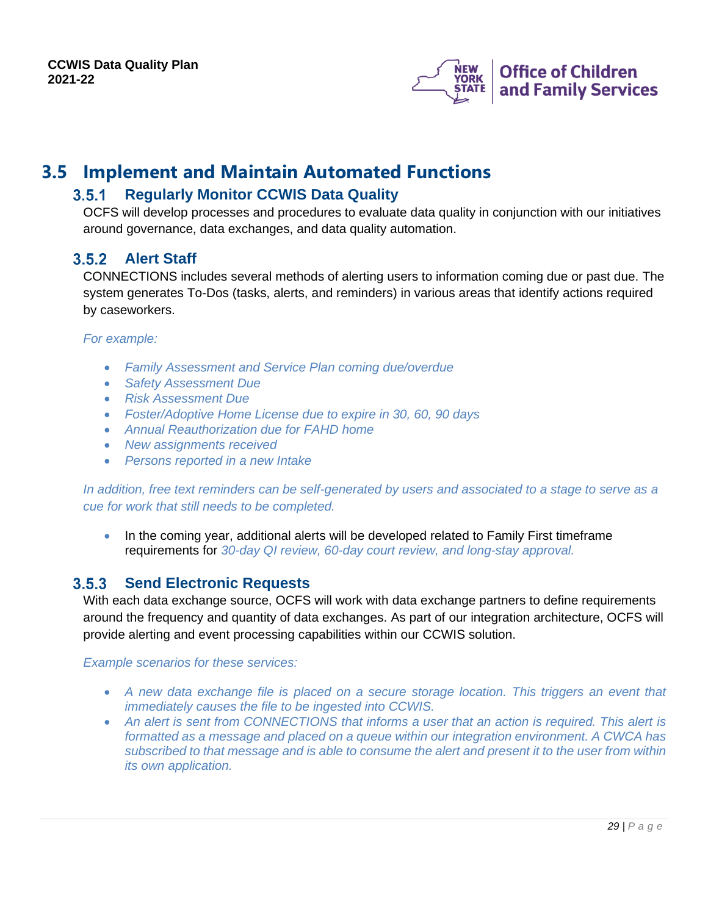## 3.5 Implement and Maintain Automated Functions

### 3.5.1 Regularly Monitor CCWIS Data Quality

OCFS will develop processes and procedures to evaluate data quality in conjunction with our initiatives around governance, data exchanges, and data quality automation.

### 3.5.2 Alert Staff

CONNECTIONS includes several methods of alerting users to information coming due or past due. The system generates To-Dos (tasks, alerts, and reminders) in various areas that identify actions required by caseworkers.

*For example:*

- *Family Assessment and Service Plan coming due/overdue*
- *Safety Assessment Due*
- *Risk Assessment Due*
- *Foster/Adoptive Home License due to expire in 30, 60, 90 days*
- *Annual Reauthorization due for FAHD home*
- *New assignments received*
- *Persons reported in a new Intake*

*In addition, free text reminders can be self-generated by users and associated to a stage to serve as a cue for work that still needs to be completed.*

- In the coming year, additional alerts will be developed related to Family First timeframe requirements for *30-day QI review, 60-day court review, and long-stay approval.*

### 3.5.3 Send Electronic Requests

With each data exchange source, OCFS will work with data exchange partners to define requirements around the frequency and quantity of data exchanges. As part of our integration architecture, OCFS will provide alerting and event processing capabilities within our CCWIS solution.

*Example scenarios for these services:*

- *A new data exchange file is placed on a secure storage location. This triggers an event that immediately causes the file to be ingested into CCWIS.*
- *An alert is sent from CONNECTIONS that informs a user that an action is required. This alert is formatted as a message and placed on a queue within our integration environment. A CWCA has subscribed to that message and is able to consume the alert and present it to the user from within its own application.*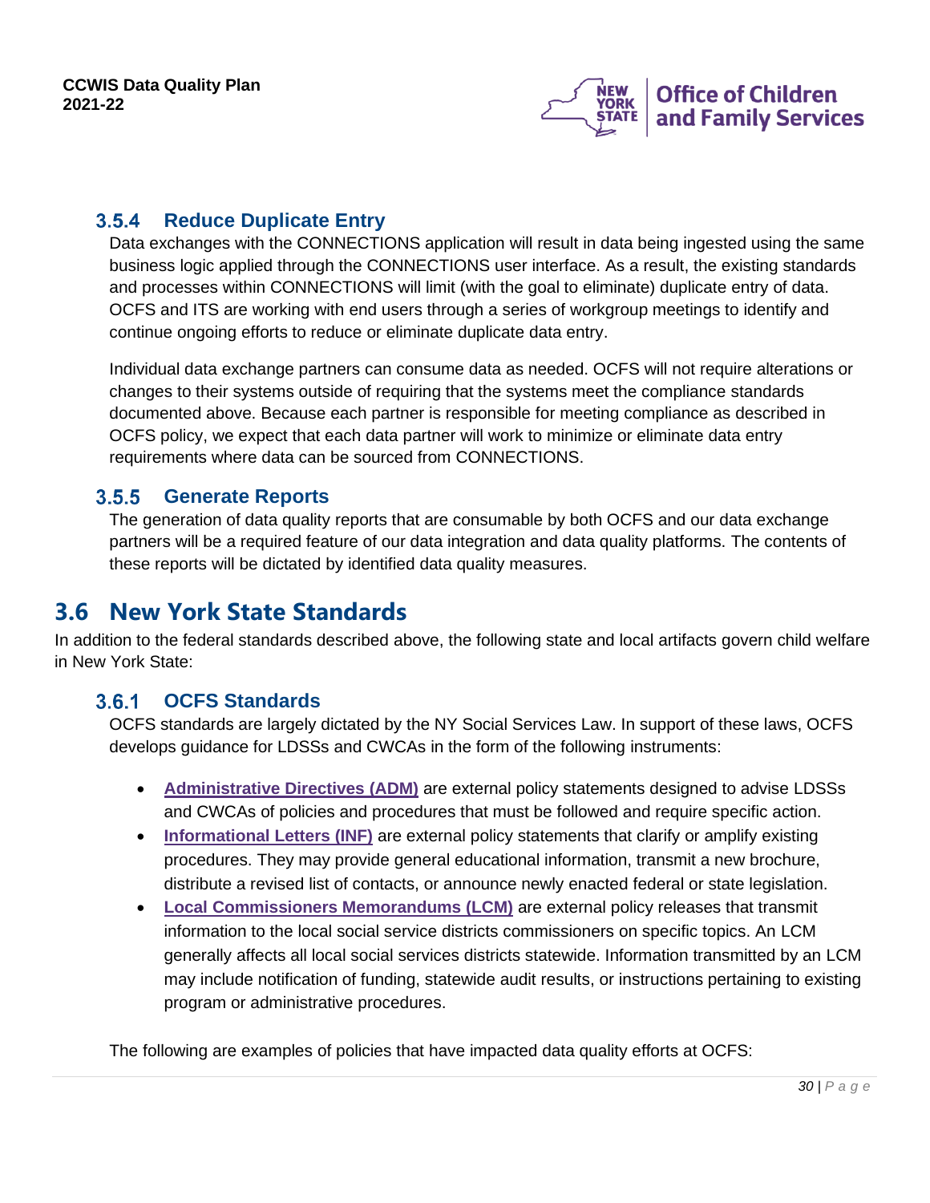### 3.5.4 Reduce Duplicate Entry

Data exchanges with the CONNECTIONS application will result in data being ingested using the same business logic applied through the CONNECTIONS user interface. As a result, the existing standards and processes within CONNECTIONS will limit (with the goal to eliminate) duplicate entry of data. OCFS and ITS are working with end users through a series of workgroup meetings to identify and continue ongoing efforts to reduce or eliminate duplicate data entry.

Individual data exchange partners can consume data as needed. OCFS will not require alterations or changes to their systems outside of requiring that the systems meet the compliance standards documented above. Because each partner is responsible for meeting compliance as described in OCFS policy, we expect that each data partner will work to minimize or eliminate data entry requirements where data can be sourced from CONNECTIONS.

### 3.5.5 Generate Reports

The generation of data quality reports that are consumable by both OCFS and our data exchange partners will be a required feature of our data integration and data quality platforms. The contents of these reports will be dictated by identified data quality measures.

## 3.6 New York State Standards

In addition to the federal standards described above, the following state and local artifacts govern child welfare in New York State:

### 3.6.1 OCFS Standards

OCFS standards are largely dictated by the NY Social Services Law. In support of these laws, OCFS develops guidance for LDSSs and CWCAs in the form of the following instruments:

- **Administrative Directives (ADM)** are external policy statements designed to advise LDSSs and CWCAs of policies and procedures that must be followed and require specific action.
- **Informational Letters (INF)** are external policy statements that clarify or amplify existing procedures. They may provide general educational information, transmit a new brochure, distribute a revised list of contacts, or announce newly enacted federal or state legislation.
- **Local Commissioners Memorandums (LCM)** are external policy releases that transmit information to the local social service districts commissioners on specific topics. An LCM generally affects all local social services districts statewide. Information transmitted by an LCM may include notification of funding, statewide audit results, or instructions pertaining to existing program or administrative procedures.

The following are examples of policies that have impacted data quality efforts at OCFS: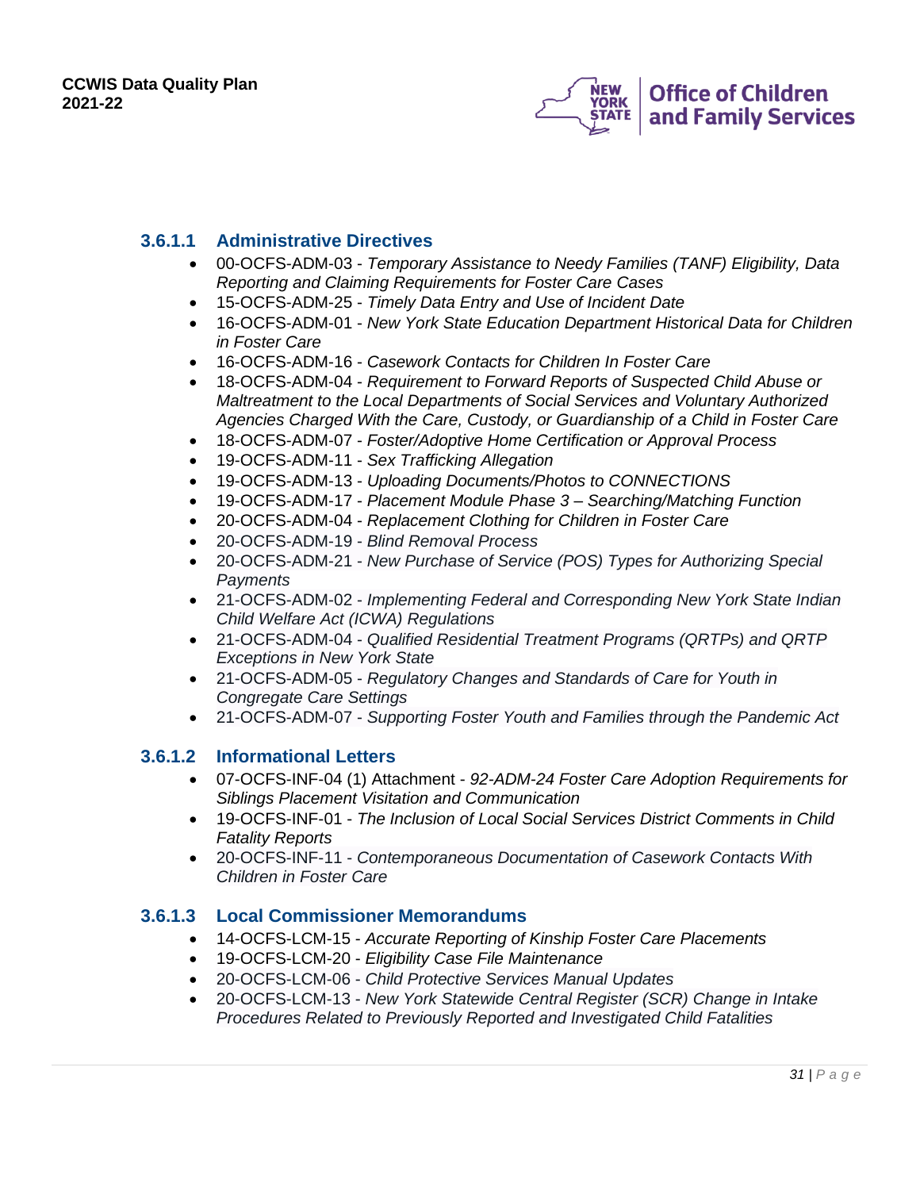#### 3.6.1.1 Administrative Directives

- 00-OCFS-ADM-03 - *Temporary Assistance to Needy Families (TANF) Eligibility, Data Reporting and Claiming Requirements for Foster Care Cases*
- 15-OCFS-ADM-25 - *Timely Data Entry and Use of Incident Date*
- 16-OCFS-ADM-01 - *New York State Education Department Historical Data for Children in Foster Care*
- 16-OCFS-ADM-16 - *Casework Contacts for Children In Foster Care*
- 18-OCFS-ADM-04 - *Requirement to Forward Reports of Suspected Child Abuse or Maltreatment to the Local Departments of Social Services and Voluntary Authorized Agencies Charged With the Care, Custody, or Guardianship of a Child in Foster Care*
- 18-OCFS-ADM-07 - *Foster/Adoptive Home Certification or Approval Process*
- 19-OCFS-ADM-11 - *Sex Trafficking Allegation*
- 19-OCFS-ADM-13 - *Uploading Documents/Photos to CONNECTIONS*
- 19-OCFS-ADM-17 - *Placement Module Phase 3 – Searching/Matching Function*
- 20-OCFS-ADM-04 - *Replacement Clothing for Children in Foster Care*
- 20-OCFS-ADM-19 - *Blind Removal Process*
- 20-OCFS-ADM-21 - *New Purchase of Service (POS) Types for Authorizing Special Payments*
- 21-OCFS-ADM-02 - *Implementing Federal and Corresponding New York State Indian Child Welfare Act (ICWA) Regulations*
- 21-OCFS-ADM-04 - *Qualified Residential Treatment Programs (QRTPs) and QRTP Exceptions in New York State*
- 21-OCFS-ADM-05 - *Regulatory Changes and Standards of Care for Youth in Congregate Care Settings*
- 21-OCFS-ADM-07 - *Supporting Foster Youth and Families through the Pandemic Act*

#### 3.6.1.2 Informational Letters

- 07-OCFS-INF-04 (1) Attachment - *92-ADM-24 Foster Care Adoption Requirements for Siblings Placement Visitation and Communication*
- 19-OCFS-INF-01 - *The Inclusion of Local Social Services District Comments in Child Fatality Reports*
- 20-OCFS-INF-11 - *Contemporaneous Documentation of Casework Contacts With Children in Foster Care*

#### 3.6.1.3 Local Commissioner Memorandums

- 14-OCFS-LCM-15 - *Accurate Reporting of Kinship Foster Care Placements*
- 19-OCFS-LCM-20 - *Eligibility Case File Maintenance*
- 20-OCFS-LCM-06 - *Child Protective Services Manual Updates*
- 20-OCFS-LCM-13 - *New York Statewide Central Register (SCR) Change in Intake Procedures Related to Previously Reported and Investigated Child Fatalities*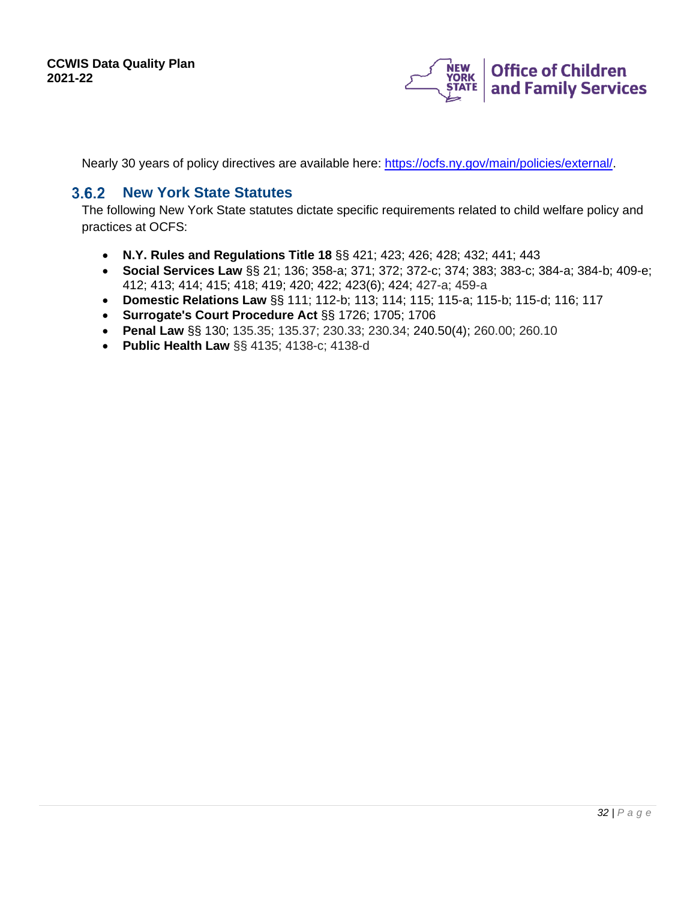Nearly 30 years of policy directives are available here: https://ocfs.ny.gov/main/policies/external/.

### 3.6.2 New York State Statutes

The following New York State statutes dictate specific requirements related to child welfare policy and practices at OCFS:

- **N.Y. Rules and Regulations Title 18** §§ 421; 423; 426; 428; 432; 441; 443
- **Social Services Law** §§ 21; 136; 358-a; 371; 372; 372-c; 374; 383; 383-c; 384-a; 384-b; 409-e; 412; 413; 414; 415; 418; 419; 420; 422; 423(6); 424; 427-a; 459-a
- **Domestic Relations Law** §§ 111; 112-b; 113; 114; 115; 115-a; 115-b; 115-d; 116; 117
- **Surrogate's Court Procedure Act** §§ 1726; 1705; 1706
- **Penal Law** §§ 130; 135.35; 135.37; 230.33; 230.34; 240.50(4); 260.00; 260.10
- **Public Health Law** §§ 4135; 4138-c; 4138-d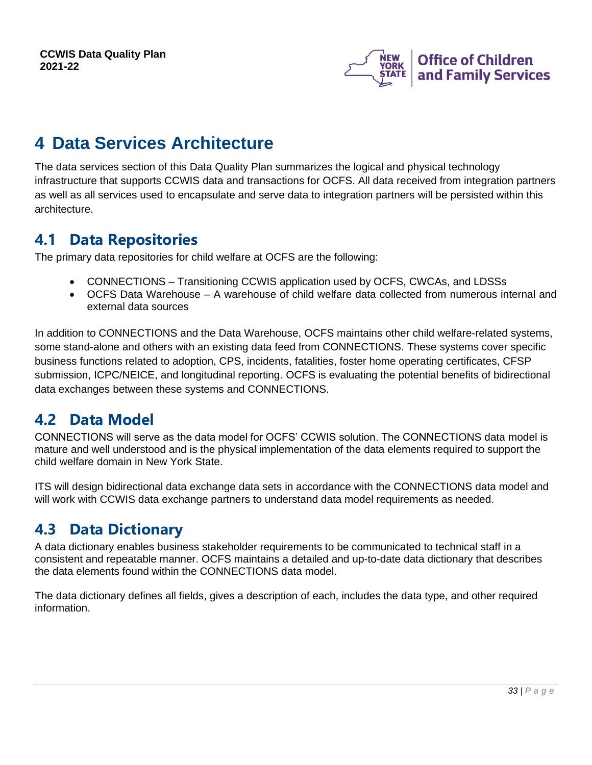# 4 Data Services Architecture

The data services section of this Data Quality Plan summarizes the logical and physical technology infrastructure that supports CCWIS data and transactions for OCFS. All data received from integration partners as well as all services used to encapsulate and serve data to integration partners will be persisted within this architecture.

## 4.1 Data Repositories

The primary data repositories for child welfare at OCFS are the following:

- CONNECTIONS – Transitioning CCWIS application used by OCFS, CWCAs, and LDSSs
- OCFS Data Warehouse – A warehouse of child welfare data collected from numerous internal and external data sources

In addition to CONNECTIONS and the Data Warehouse, OCFS maintains other child welfare-related systems, some stand-alone and others with an existing data feed from CONNECTIONS. These systems cover specific business functions related to adoption, CPS, incidents, fatalities, foster home operating certificates, CFSP submission, ICPC/NEICE, and longitudinal reporting. OCFS is evaluating the potential benefits of bidirectional data exchanges between these systems and CONNECTIONS.

## 4.2 Data Model

CONNECTIONS will serve as the data model for OCFS' CCWIS solution. The CONNECTIONS data model is mature and well understood and is the physical implementation of the data elements required to support the child welfare domain in New York State.

ITS will design bidirectional data exchange data sets in accordance with the CONNECTIONS data model and will work with CCWIS data exchange partners to understand data model requirements as needed.

## 4.3 Data Dictionary

A data dictionary enables business stakeholder requirements to be communicated to technical staff in a consistent and repeatable manner. OCFS maintains a detailed and up-to-date data dictionary that describes the data elements found within the CONNECTIONS data model.

The data dictionary defines all fields, gives a description of each, includes the data type, and other required information.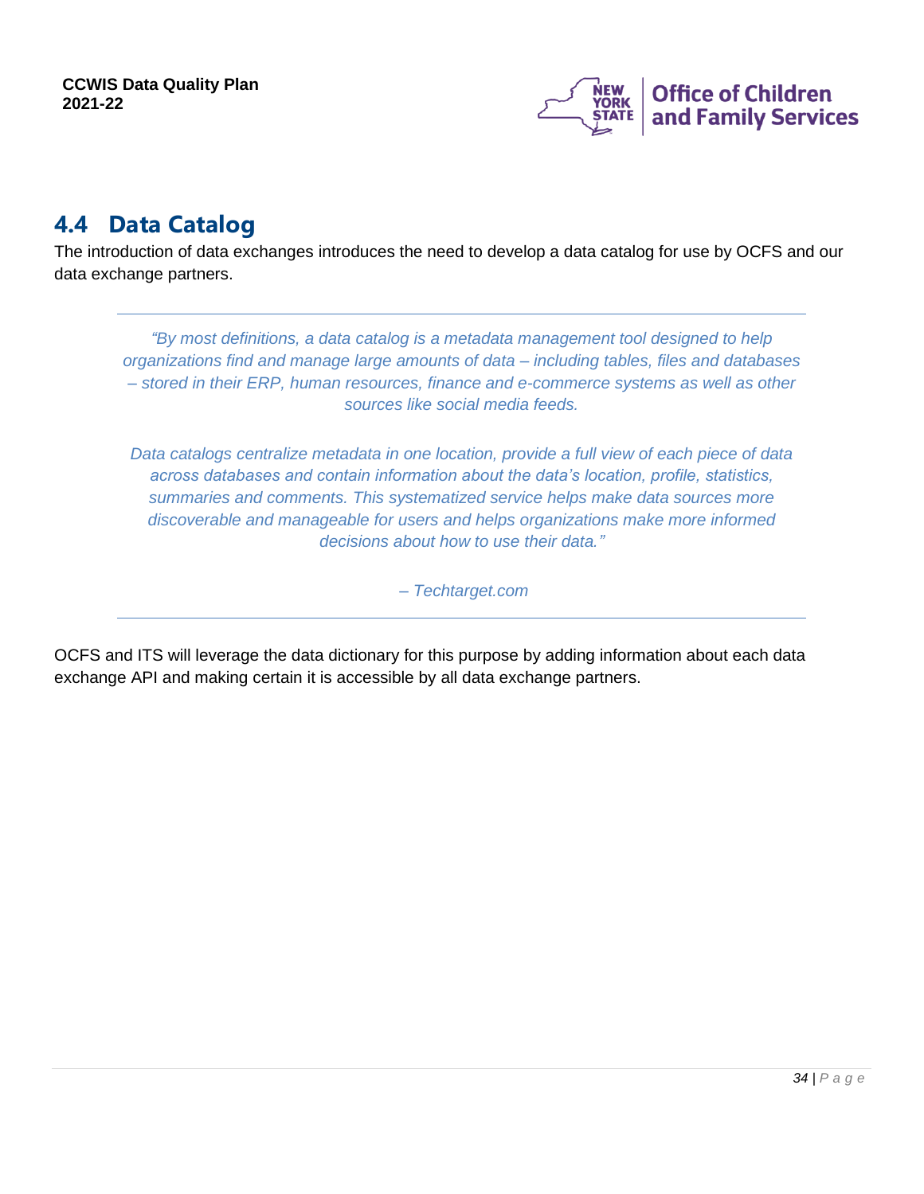## 4.4 Data Catalog

The introduction of data exchanges introduces the need to develop a data catalog for use by OCFS and our data exchange partners.

---

> *"By most definitions, a data catalog is a metadata management tool designed to help organizations find and manage large amounts of data – including tables, files and databases – stored in their ERP, human resources, finance and e-commerce systems as well as other sources like social media feeds.*
>
> *Data catalogs centralize metadata in one location, provide a full view of each piece of data across databases and contain information about the data's location, profile, statistics, summaries and comments. This systematized service helps make data sources more discoverable and manageable for users and helps organizations make more informed decisions about how to use their data."*
>
> *– Techtarget.com*

---

OCFS and ITS will leverage the data dictionary for this purpose by adding information about each data exchange API and making certain it is accessible by all data exchange partners.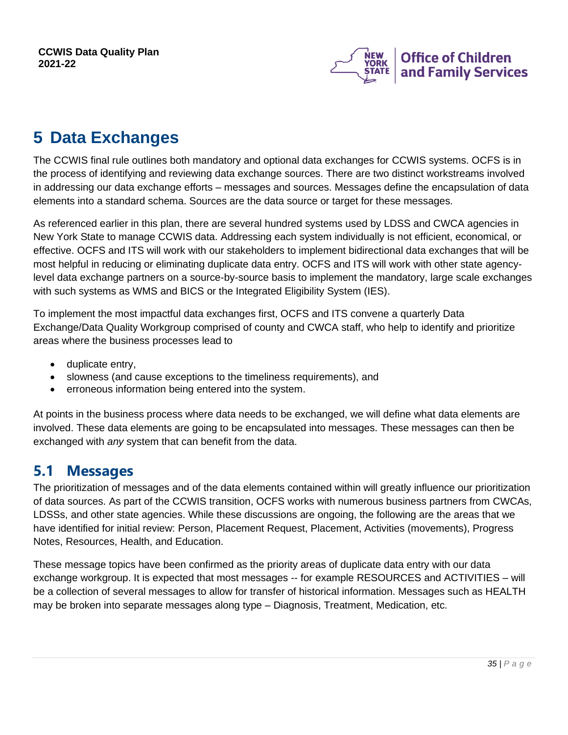# 5 Data Exchanges

The CCWIS final rule outlines both mandatory and optional data exchanges for CCWIS systems. OCFS is in the process of identifying and reviewing data exchange sources. There are two distinct workstreams involved in addressing our data exchange efforts – messages and sources. Messages define the encapsulation of data elements into a standard schema. Sources are the data source or target for these messages.

As referenced earlier in this plan, there are several hundred systems used by LDSS and CWCA agencies in New York State to manage CCWIS data. Addressing each system individually is not efficient, economical, or effective. OCFS and ITS will work with our stakeholders to implement bidirectional data exchanges that will be most helpful in reducing or eliminating duplicate data entry. OCFS and ITS will work with other state agency-level data exchange partners on a source-by-source basis to implement the mandatory, large scale exchanges with such systems as WMS and BICS or the Integrated Eligibility System (IES).

To implement the most impactful data exchanges first, OCFS and ITS convene a quarterly Data Exchange/Data Quality Workgroup comprised of county and CWCA staff, who help to identify and prioritize areas where the business processes lead to

- duplicate entry,
- slowness (and cause exceptions to the timeliness requirements), and
- erroneous information being entered into the system.

At points in the business process where data needs to be exchanged, we will define what data elements are involved. These data elements are going to be encapsulated into messages. These messages can then be exchanged with *any* system that can benefit from the data.

## 5.1 Messages

The prioritization of messages and of the data elements contained within will greatly influence our prioritization of data sources. As part of the CCWIS transition, OCFS works with numerous business partners from CWCAs, LDSSs, and other state agencies. While these discussions are ongoing, the following are the areas that we have identified for initial review: Person, Placement Request, Placement, Activities (movements), Progress Notes, Resources, Health, and Education.

These message topics have been confirmed as the priority areas of duplicate data entry with our data exchange workgroup. It is expected that most messages -- for example RESOURCES and ACTIVITIES – will be a collection of several messages to allow for transfer of historical information. Messages such as HEALTH may be broken into separate messages along type – Diagnosis, Treatment, Medication, etc.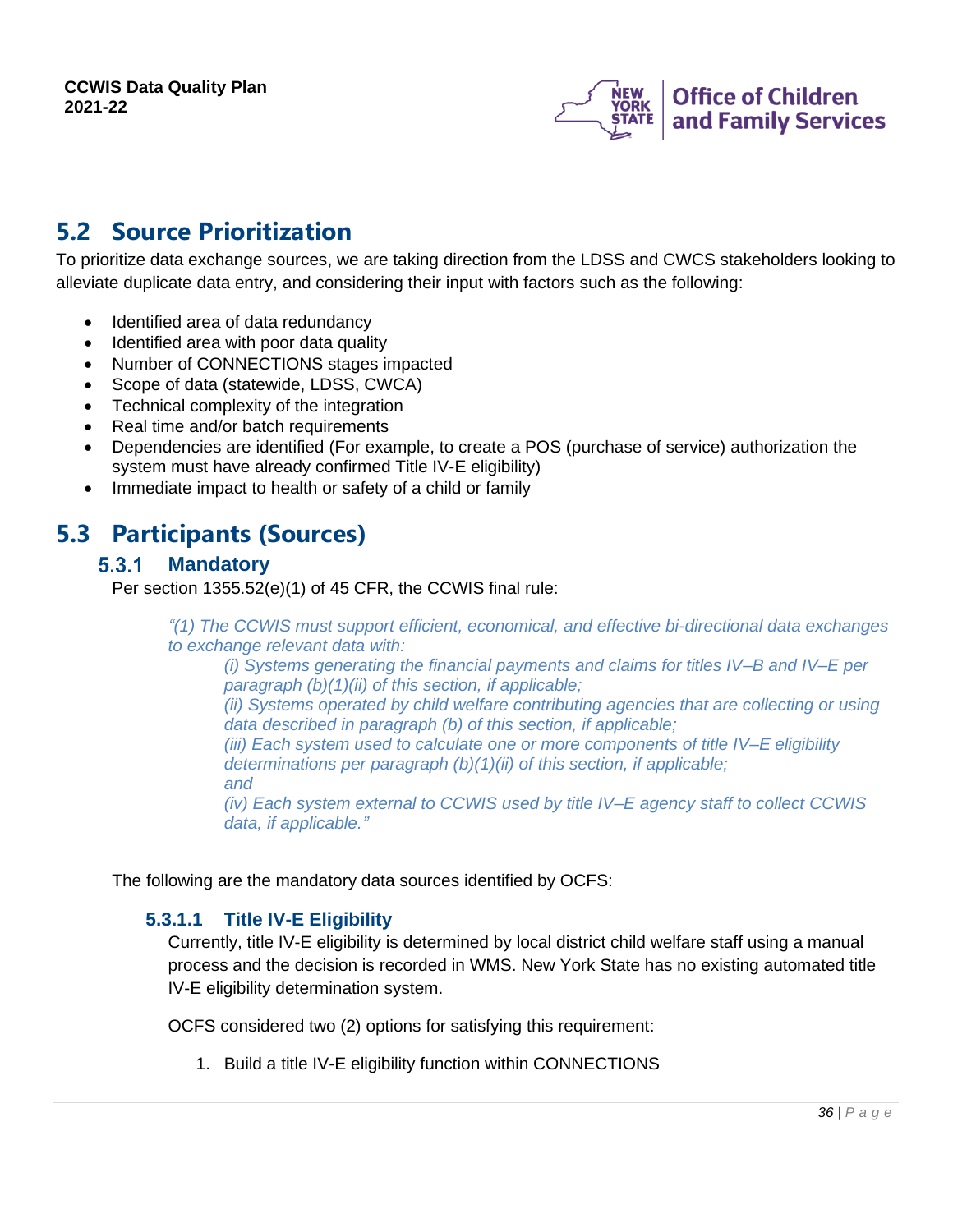## 5.2 Source Prioritization

To prioritize data exchange sources, we are taking direction from the LDSS and CWCS stakeholders looking to alleviate duplicate data entry, and considering their input with factors such as the following:

- Identified area of data redundancy
- Identified area with poor data quality
- Number of CONNECTIONS stages impacted
- Scope of data (statewide, LDSS, CWCA)
- Technical complexity of the integration
- Real time and/or batch requirements
- Dependencies are identified (For example, to create a POS (purchase of service) authorization the system must have already confirmed Title IV-E eligibility)
- Immediate impact to health or safety of a child or family

## 5.3 Participants (Sources)

### 5.3.1 Mandatory

Per section 1355.52(e)(1) of 45 CFR, the CCWIS final rule:

> *"(1) The CCWIS must support efficient, economical, and effective bi-directional data exchanges to exchange relevant data with:*
>
> *(i) Systems generating the financial payments and claims for titles IV–B and IV–E per paragraph (b)(1)(ii) of this section, if applicable;*
>
> *(ii) Systems operated by child welfare contributing agencies that are collecting or using data described in paragraph (b) of this section, if applicable;*
>
> *(iii) Each system used to calculate one or more components of title IV–E eligibility determinations per paragraph (b)(1)(ii) of this section, if applicable;*
>
> *and*
>
> *(iv) Each system external to CCWIS used by title IV–E agency staff to collect CCWIS data, if applicable."*

The following are the mandatory data sources identified by OCFS:

#### 5.3.1.1 Title IV-E Eligibility

Currently, title IV-E eligibility is determined by local district child welfare staff using a manual process and the decision is recorded in WMS. New York State has no existing automated title IV-E eligibility determination system.

OCFS considered two (2) options for satisfying this requirement:

1. Build a title IV-E eligibility function within CONNECTIONS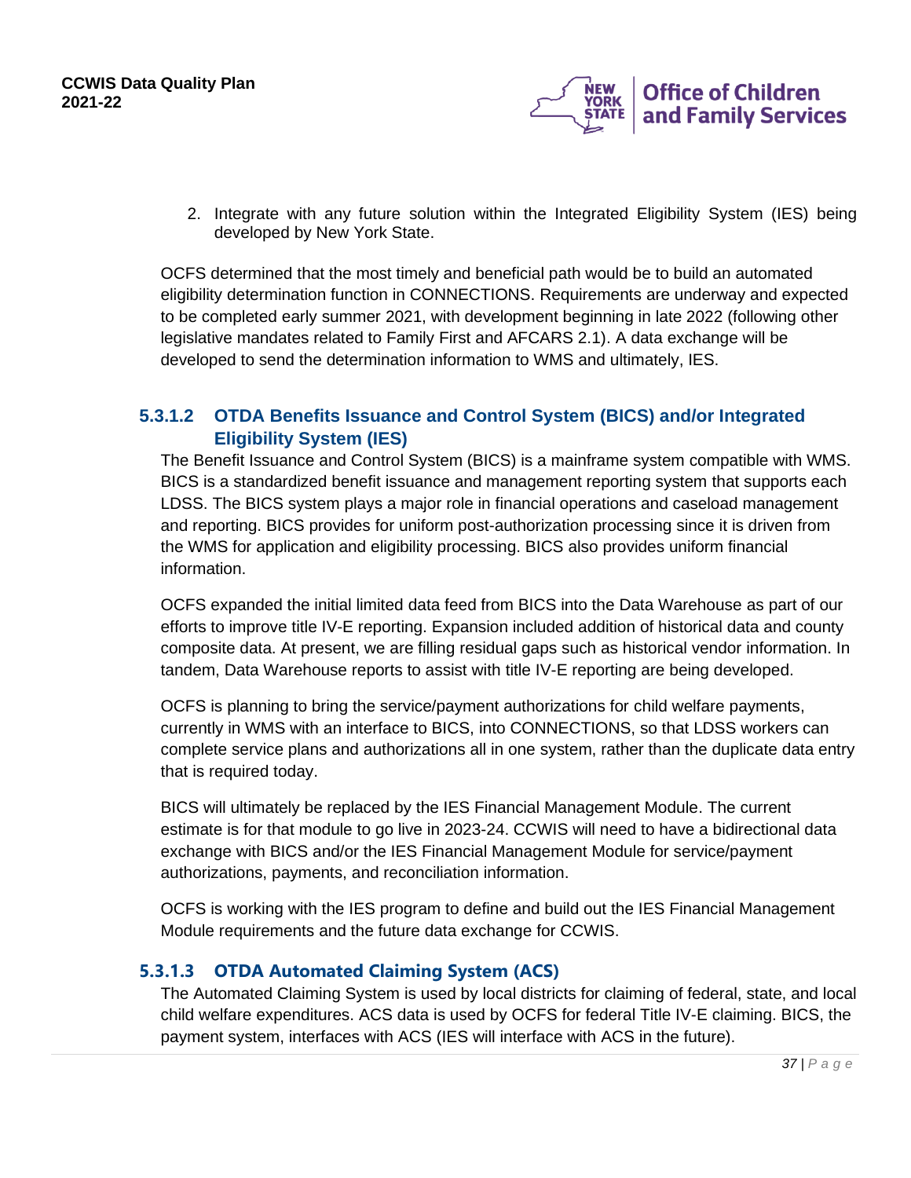2. Integrate with any future solution within the Integrated Eligibility System (IES) being developed by New York State.

OCFS determined that the most timely and beneficial path would be to build an automated eligibility determination function in CONNECTIONS. Requirements are underway and expected to be completed early summer 2021, with development beginning in late 2022 (following other legislative mandates related to Family First and AFCARS 2.1). A data exchange will be developed to send the determination information to WMS and ultimately, IES.

#### 5.3.1.2 OTDA Benefits Issuance and Control System (BICS) and/or Integrated Eligibility System (IES)

The Benefit Issuance and Control System (BICS) is a mainframe system compatible with WMS. BICS is a standardized benefit issuance and management reporting system that supports each LDSS. The BICS system plays a major role in financial operations and caseload management and reporting. BICS provides for uniform post-authorization processing since it is driven from the WMS for application and eligibility processing. BICS also provides uniform financial information.

OCFS expanded the initial limited data feed from BICS into the Data Warehouse as part of our efforts to improve title IV-E reporting. Expansion included addition of historical data and county composite data. At present, we are filling residual gaps such as historical vendor information. In tandem, Data Warehouse reports to assist with title IV-E reporting are being developed.

OCFS is planning to bring the service/payment authorizations for child welfare payments, currently in WMS with an interface to BICS, into CONNECTIONS, so that LDSS workers can complete service plans and authorizations all in one system, rather than the duplicate data entry that is required today.

BICS will ultimately be replaced by the IES Financial Management Module. The current estimate is for that module to go live in 2023-24. CCWIS will need to have a bidirectional data exchange with BICS and/or the IES Financial Management Module for service/payment authorizations, payments, and reconciliation information.

OCFS is working with the IES program to define and build out the IES Financial Management Module requirements and the future data exchange for CCWIS.

#### 5.3.1.3 OTDA Automated Claiming System (ACS)

The Automated Claiming System is used by local districts for claiming of federal, state, and local child welfare expenditures. ACS data is used by OCFS for federal Title IV-E claiming. BICS, the payment system, interfaces with ACS (IES will interface with ACS in the future).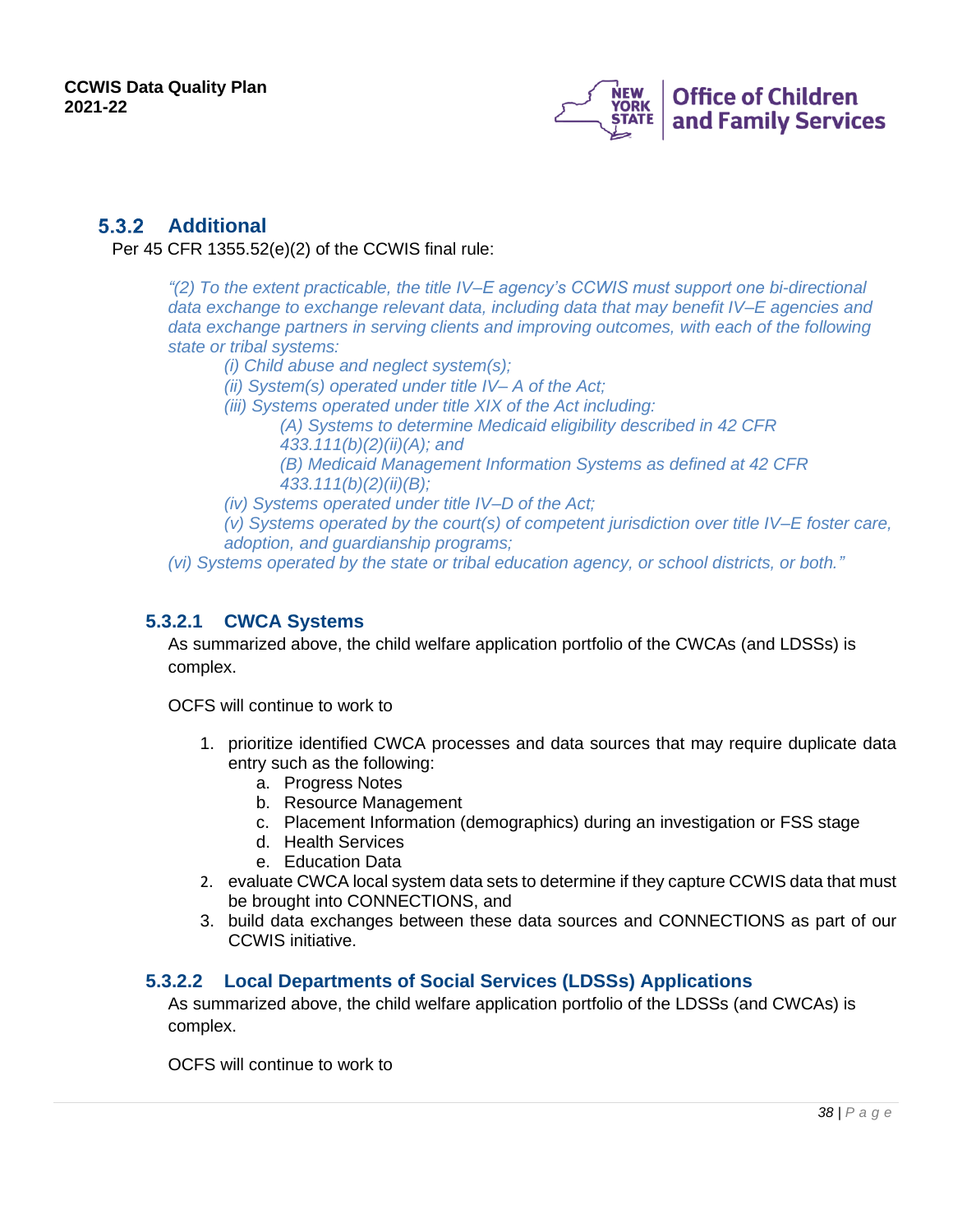### 5.3.2 Additional

Per 45 CFR 1355.52(e)(2) of the CCWIS final rule:

> *"(2) To the extent practicable, the title IV–E agency's CCWIS must support one bi-directional data exchange to exchange relevant data, including data that may benefit IV–E agencies and data exchange partners in serving clients and improving outcomes, with each of the following state or tribal systems:*
>
> *(i) Child abuse and neglect system(s);*
>
> *(ii) System(s) operated under title IV– A of the Act;*
>
> *(iii) Systems operated under title XIX of the Act including:*
>
> *(A) Systems to determine Medicaid eligibility described in 42 CFR 433.111(b)(2)(ii)(A); and*
>
> *(B) Medicaid Management Information Systems as defined at 42 CFR 433.111(b)(2)(ii)(B);*
>
> *(iv) Systems operated under title IV–D of the Act;*
>
> *(v) Systems operated by the court(s) of competent jurisdiction over title IV–E foster care, adoption, and guardianship programs;*
>
> *(vi) Systems operated by the state or tribal education agency, or school districts, or both."*

#### 5.3.2.1 CWCA Systems

As summarized above, the child welfare application portfolio of the CWCAs (and LDSSs) is complex.

OCFS will continue to work to

1. prioritize identified CWCA processes and data sources that may require duplicate data entry such as the following:
   a. Progress Notes
   b. Resource Management
   c. Placement Information (demographics) during an investigation or FSS stage
   d. Health Services
   e. Education Data
2. evaluate CWCA local system data sets to determine if they capture CCWIS data that must be brought into CONNECTIONS, and
3. build data exchanges between these data sources and CONNECTIONS as part of our CCWIS initiative.

#### 5.3.2.2 Local Departments of Social Services (LDSSs) Applications

As summarized above, the child welfare application portfolio of the LDSSs (and CWCAs) is complex.

OCFS will continue to work to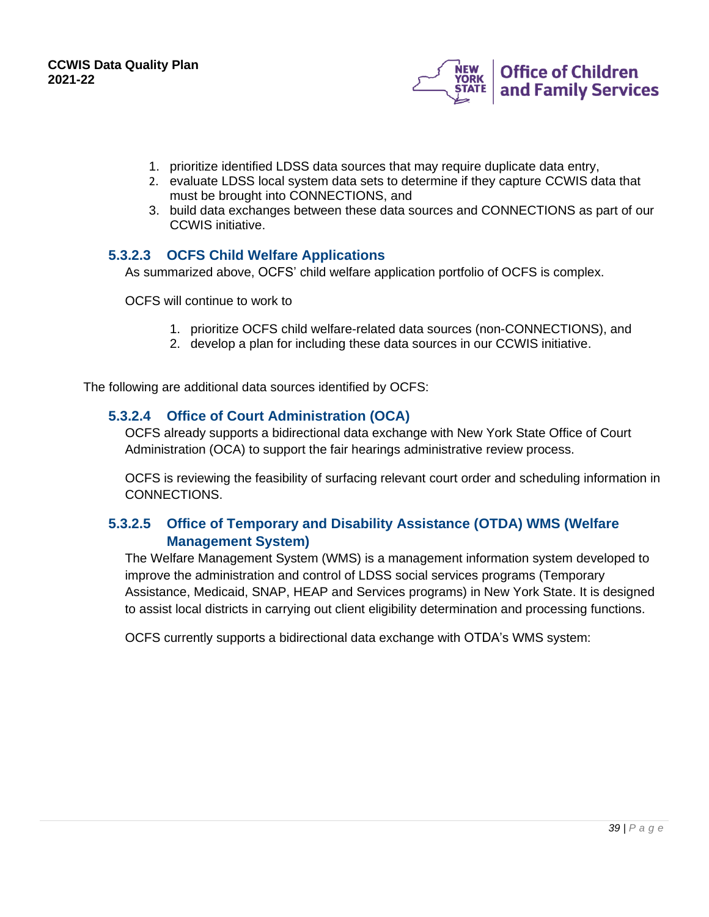1. prioritize identified LDSS data sources that may require duplicate data entry,
2. evaluate LDSS local system data sets to determine if they capture CCWIS data that must be brought into CONNECTIONS, and
3. build data exchanges between these data sources and CONNECTIONS as part of our CCWIS initiative.

#### 5.3.2.3 OCFS Child Welfare Applications

As summarized above, OCFS' child welfare application portfolio of OCFS is complex.

OCFS will continue to work to

1. prioritize OCFS child welfare-related data sources (non-CONNECTIONS), and
2. develop a plan for including these data sources in our CCWIS initiative.

The following are additional data sources identified by OCFS:

#### 5.3.2.4 Office of Court Administration (OCA)

OCFS already supports a bidirectional data exchange with New York State Office of Court Administration (OCA) to support the fair hearings administrative review process.

OCFS is reviewing the feasibility of surfacing relevant court order and scheduling information in CONNECTIONS.

#### 5.3.2.5 Office of Temporary and Disability Assistance (OTDA) WMS (Welfare Management System)

The Welfare Management System (WMS) is a management information system developed to improve the administration and control of LDSS social services programs (Temporary Assistance, Medicaid, SNAP, HEAP and Services programs) in New York State. It is designed to assist local districts in carrying out client eligibility determination and processing functions.

OCFS currently supports a bidirectional data exchange with OTDA's WMS system: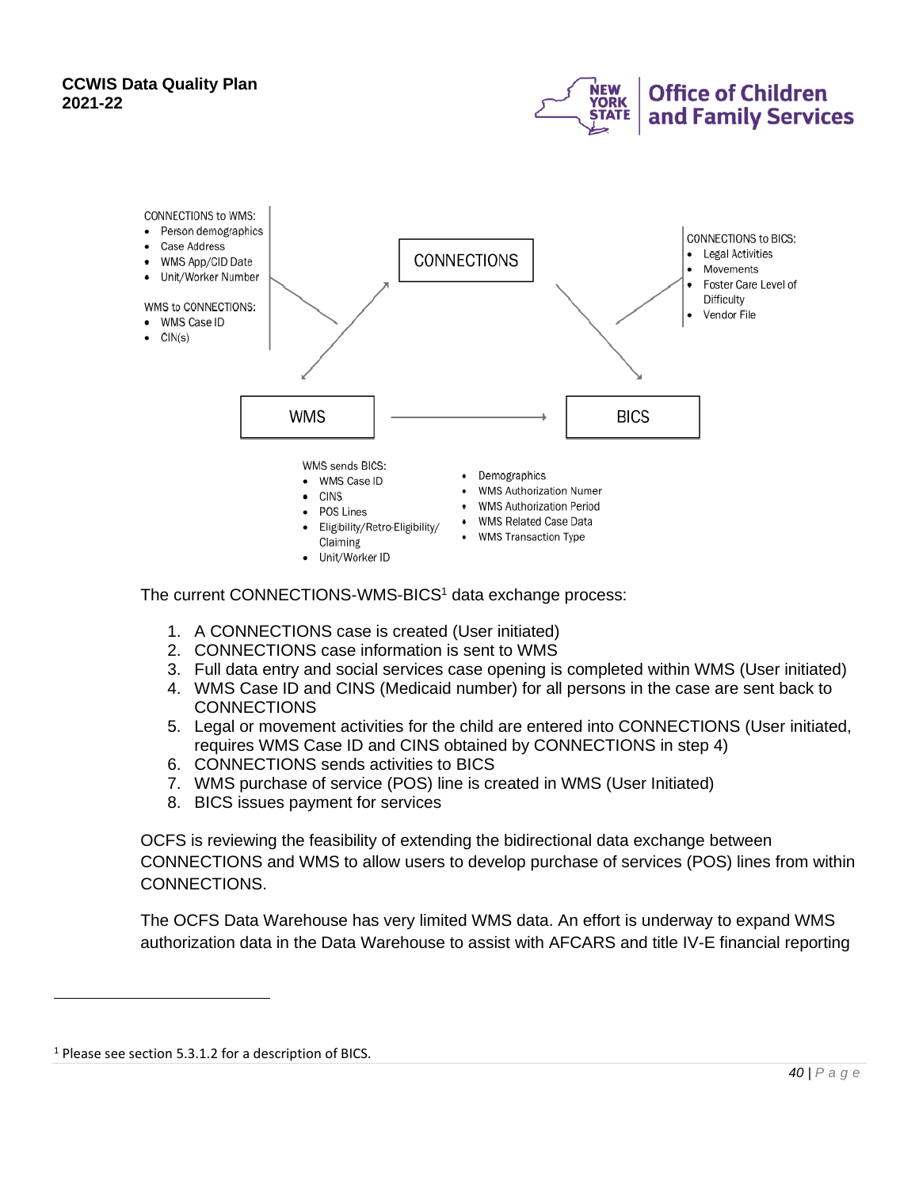CONNECTIONS to WMS:

- Person demographics
- Case Address
- WMS App/CID Date
- Unit/Worker Number

WMS to CONNECTIONS:

- WMS Case ID
- CIN(s)

CONNECTIONS

CONNECTIONS to BICS:

- Legal Activities
- Movements
- Foster Care Level of Difficulty
- Vendor File

WMS

BICS

WMS sends BICS:

- WMS Case ID
- CINS
- POS Lines
- Eligibility/Retro-Eligibility/ Claiming
- Unit/Worker ID
- Demographics
- WMS Authorization Numer
- WMS Authorization Period
- WMS Related Case Data
- WMS Transaction Type

The current CONNECTIONS-WMS-BICS[1] data exchange process:

1. A CONNECTIONS case is created (User initiated)
2. CONNECTIONS case information is sent to WMS
3. Full data entry and social services case opening is completed within WMS (User initiated)
4. WMS Case ID and CINS (Medicaid number) for all persons in the case are sent back to CONNECTIONS
5. Legal or movement activities for the child are entered into CONNECTIONS (User initiated, requires WMS Case ID and CINS obtained by CONNECTIONS in step 4)
6. CONNECTIONS sends activities to BICS
7. WMS purchase of service (POS) line is created in WMS (User Initiated)
8. BICS issues payment for services

OCFS is reviewing the feasibility of extending the bidirectional data exchange between CONNECTIONS and WMS to allow users to develop purchase of services (POS) lines from within CONNECTIONS.

The OCFS Data Warehouse has very limited WMS data. An effort is underway to expand WMS authorization data in the Data Warehouse to assist with AFCARS and title IV-E financial reporting

[1] Please see section 5.3.1.2 for a description of BICS.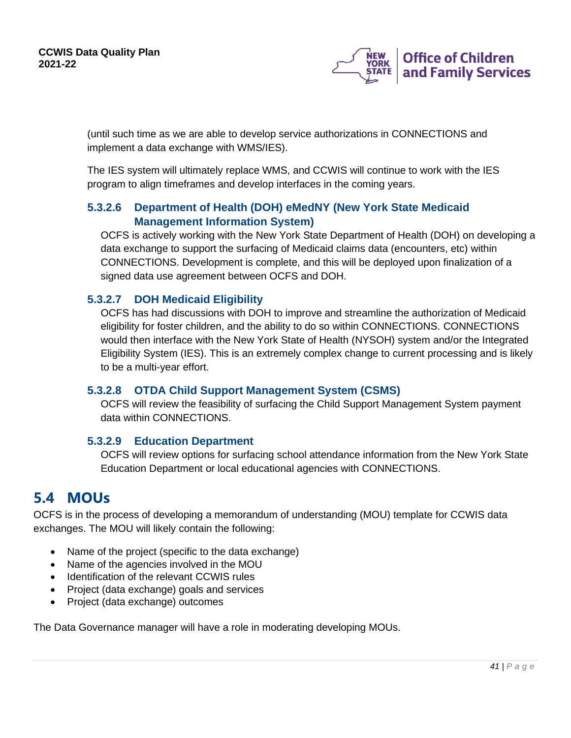(until such time as we are able to develop service authorizations in CONNECTIONS and implement a data exchange with WMS/IES).

The IES system will ultimately replace WMS, and CCWIS will continue to work with the IES program to align timeframes and develop interfaces in the coming years.

#### 5.3.2.6 Department of Health (DOH) eMedNY (New York State Medicaid Management Information System)

OCFS is actively working with the New York State Department of Health (DOH) on developing a data exchange to support the surfacing of Medicaid claims data (encounters, etc) within CONNECTIONS. Development is complete, and this will be deployed upon finalization of a signed data use agreement between OCFS and DOH.

#### 5.3.2.7 DOH Medicaid Eligibility

OCFS has had discussions with DOH to improve and streamline the authorization of Medicaid eligibility for foster children, and the ability to do so within CONNECTIONS. CONNECTIONS would then interface with the New York State of Health (NYSOH) system and/or the Integrated Eligibility System (IES). This is an extremely complex change to current processing and is likely to be a multi-year effort.

#### 5.3.2.8 OTDA Child Support Management System (CSMS)

OCFS will review the feasibility of surfacing the Child Support Management System payment data within CONNECTIONS.

#### 5.3.2.9 Education Department

OCFS will review options for surfacing school attendance information from the New York State Education Department or local educational agencies with CONNECTIONS.

## 5.4 MOUs

OCFS is in the process of developing a memorandum of understanding (MOU) template for CCWIS data exchanges. The MOU will likely contain the following:

- Name of the project (specific to the data exchange)
- Name of the agencies involved in the MOU
- Identification of the relevant CCWIS rules
- Project (data exchange) goals and services
- Project (data exchange) outcomes

The Data Governance manager will have a role in moderating developing MOUs.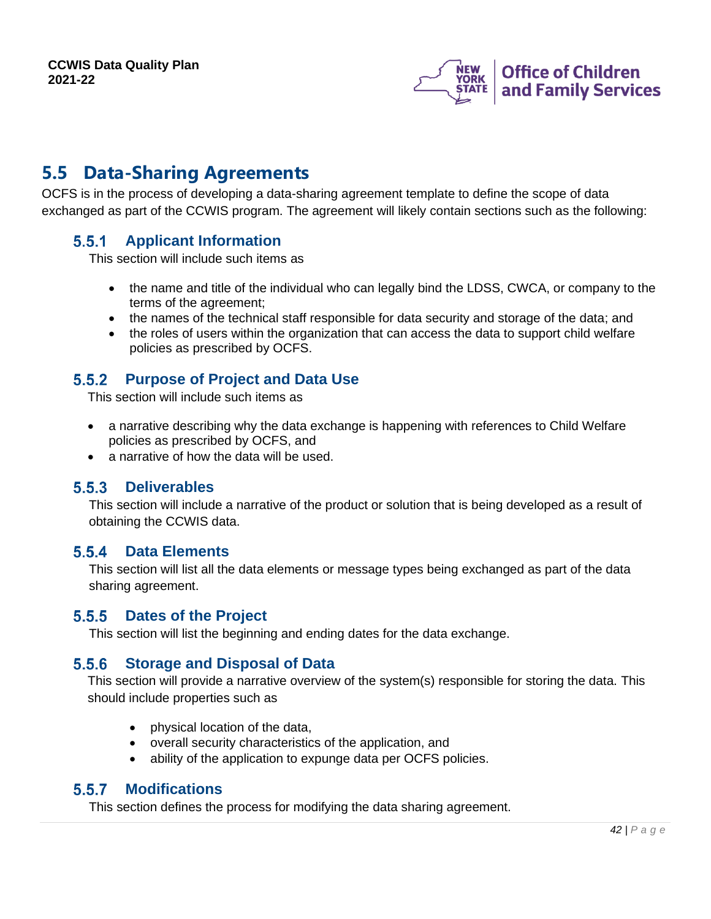## 5.5 Data-Sharing Agreements

OCFS is in the process of developing a data-sharing agreement template to define the scope of data exchanged as part of the CCWIS program. The agreement will likely contain sections such as the following:

### 5.5.1 Applicant Information

This section will include such items as

- the name and title of the individual who can legally bind the LDSS, CWCA, or company to the terms of the agreement;
- the names of the technical staff responsible for data security and storage of the data; and
- the roles of users within the organization that can access the data to support child welfare policies as prescribed by OCFS.

### 5.5.2 Purpose of Project and Data Use

This section will include such items as

- a narrative describing why the data exchange is happening with references to Child Welfare policies as prescribed by OCFS, and
- a narrative of how the data will be used.

### 5.5.3 Deliverables

This section will include a narrative of the product or solution that is being developed as a result of obtaining the CCWIS data.

### 5.5.4 Data Elements

This section will list all the data elements or message types being exchanged as part of the data sharing agreement.

### 5.5.5 Dates of the Project

This section will list the beginning and ending dates for the data exchange.

### 5.5.6 Storage and Disposal of Data

This section will provide a narrative overview of the system(s) responsible for storing the data. This should include properties such as

- physical location of the data,
- overall security characteristics of the application, and
- ability of the application to expunge data per OCFS policies.

### 5.5.7 Modifications

This section defines the process for modifying the data sharing agreement.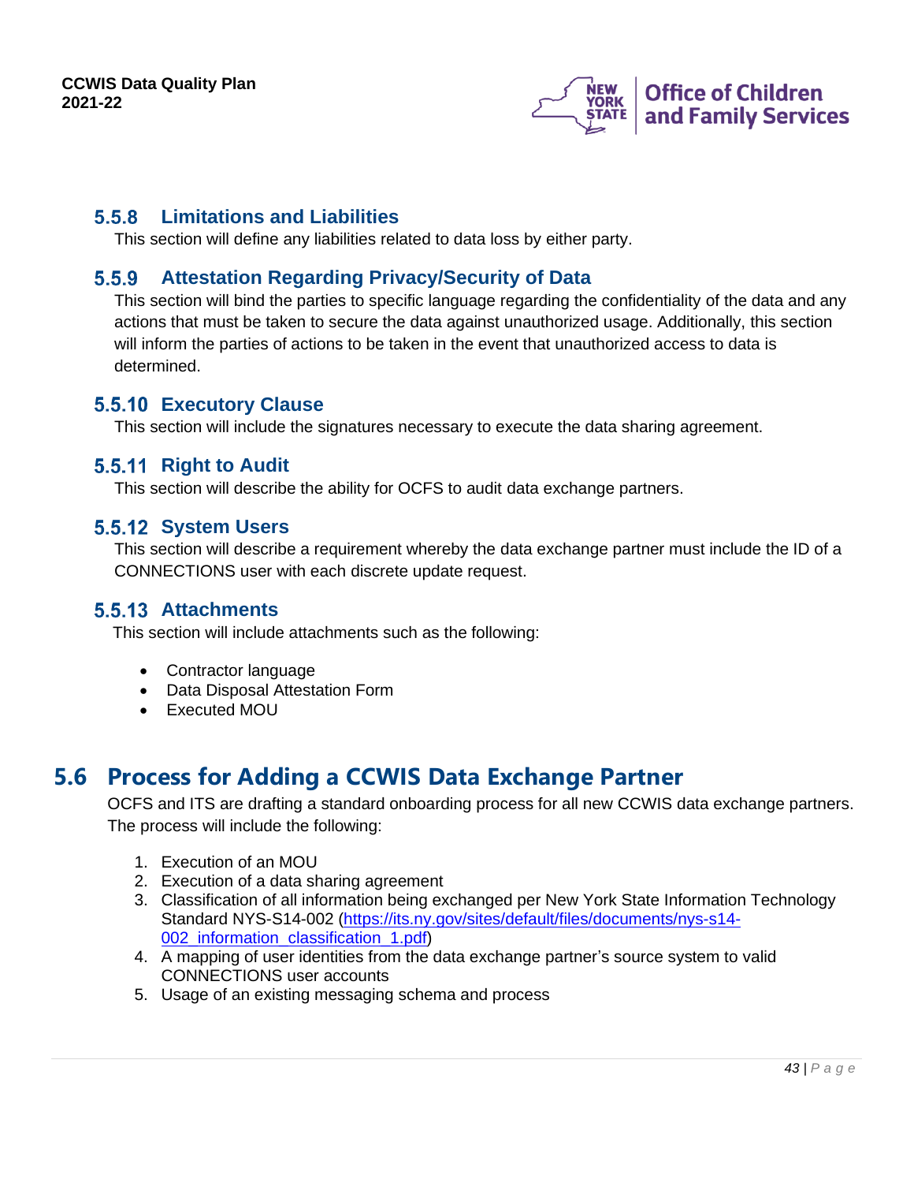### 5.5.8 Limitations and Liabilities

This section will define any liabilities related to data loss by either party.

### 5.5.9 Attestation Regarding Privacy/Security of Data

This section will bind the parties to specific language regarding the confidentiality of the data and any actions that must be taken to secure the data against unauthorized usage. Additionally, this section will inform the parties of actions to be taken in the event that unauthorized access to data is determined.

### 5.5.10 Executory Clause

This section will include the signatures necessary to execute the data sharing agreement.

### 5.5.11 Right to Audit

This section will describe the ability for OCFS to audit data exchange partners.

### 5.5.12 System Users

This section will describe a requirement whereby the data exchange partner must include the ID of a CONNECTIONS user with each discrete update request.

### 5.5.13 Attachments

This section will include attachments such as the following:

- Contractor language
- Data Disposal Attestation Form
- Executed MOU

## 5.6 Process for Adding a CCWIS Data Exchange Partner

OCFS and ITS are drafting a standard onboarding process for all new CCWIS data exchange partners. The process will include the following:

1. Execution of an MOU
2. Execution of a data sharing agreement
3. Classification of all information being exchanged per New York State Information Technology Standard NYS-S14-002 (https://its.ny.gov/sites/default/files/documents/nys-s14-002_information_classification_1.pdf)
4. A mapping of user identities from the data exchange partner's source system to valid CONNECTIONS user accounts
5. Usage of an existing messaging schema and process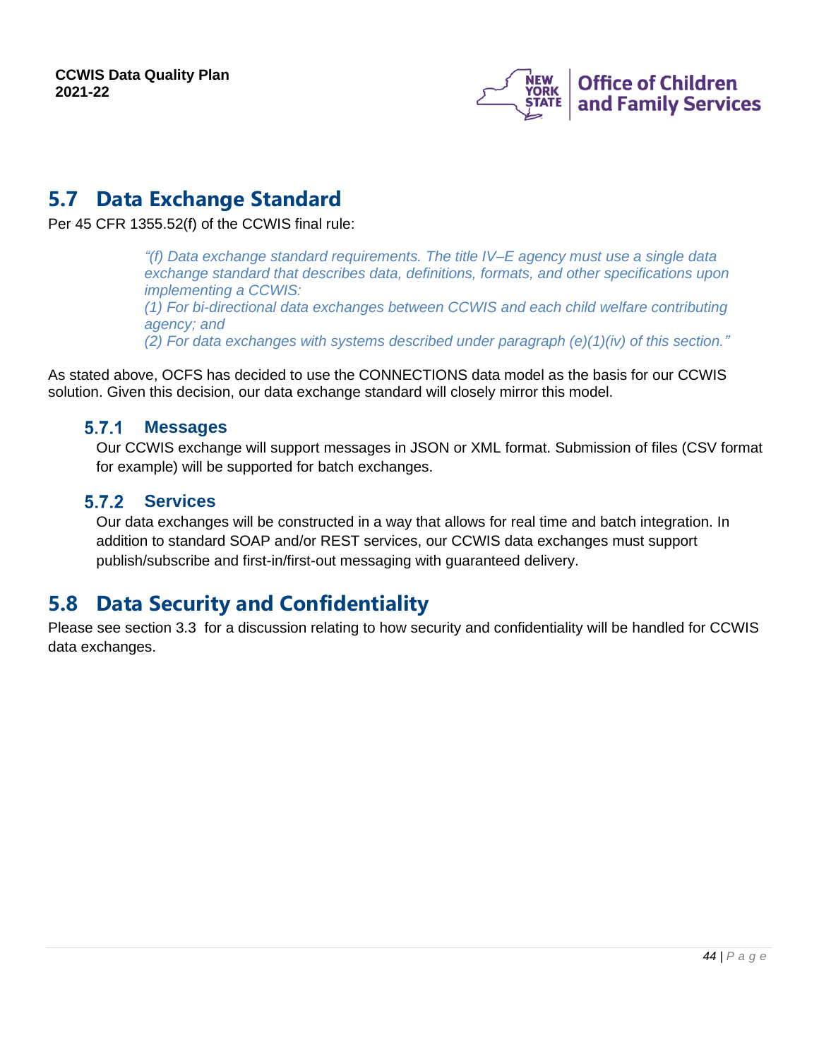## 5.7 Data Exchange Standard

Per 45 CFR 1355.52(f) of the CCWIS final rule:

> *"(f) Data exchange standard requirements. The title IV–E agency must use a single data exchange standard that describes data, definitions, formats, and other specifications upon implementing a CCWIS:*
> *(1) For bi-directional data exchanges between CCWIS and each child welfare contributing agency; and*
> *(2) For data exchanges with systems described under paragraph (e)(1)(iv) of this section."*

As stated above, OCFS has decided to use the CONNECTIONS data model as the basis for our CCWIS solution. Given this decision, our data exchange standard will closely mirror this model.

### 5.7.1 Messages

Our CCWIS exchange will support messages in JSON or XML format. Submission of files (CSV format for example) will be supported for batch exchanges.

### 5.7.2 Services

Our data exchanges will be constructed in a way that allows for real time and batch integration. In addition to standard SOAP and/or REST services, our CCWIS data exchanges must support publish/subscribe and first-in/first-out messaging with guaranteed delivery.

## 5.8 Data Security and Confidentiality

Please see section 3.3 for a discussion relating to how security and confidentiality will be handled for CCWIS data exchanges.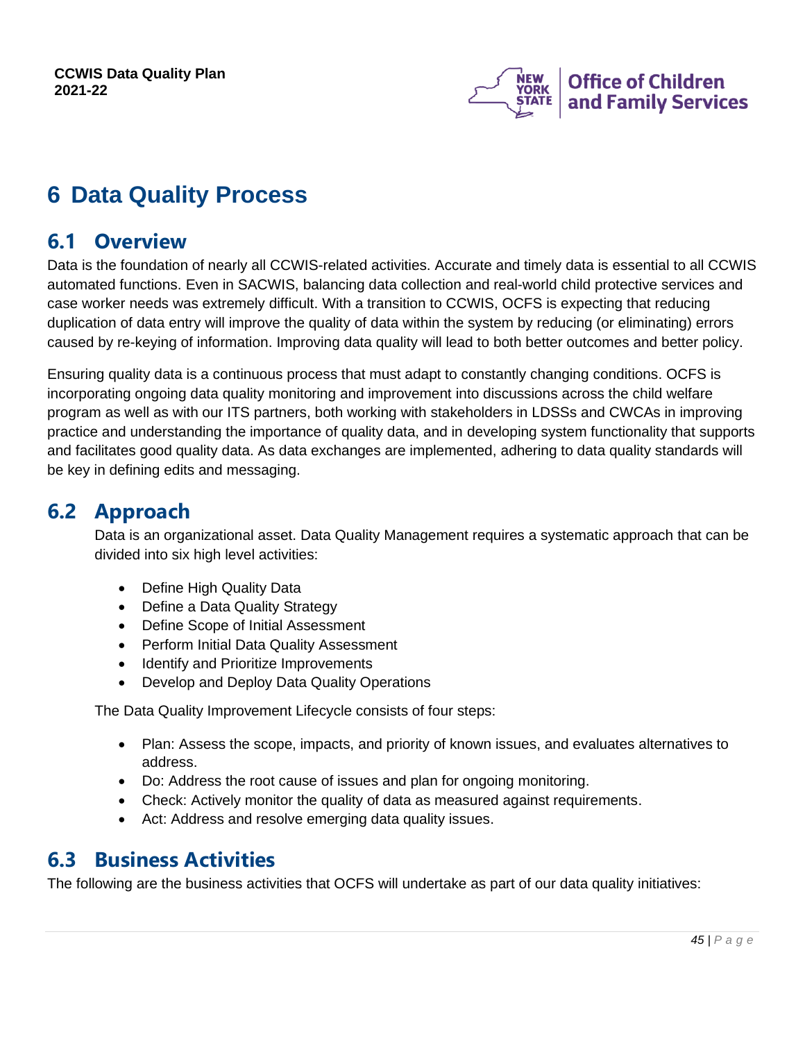# 6 Data Quality Process

## 6.1 Overview

Data is the foundation of nearly all CCWIS-related activities. Accurate and timely data is essential to all CCWIS automated functions. Even in SACWIS, balancing data collection and real-world child protective services and case worker needs was extremely difficult. With a transition to CCWIS, OCFS is expecting that reducing duplication of data entry will improve the quality of data within the system by reducing (or eliminating) errors caused by re-keying of information. Improving data quality will lead to both better outcomes and better policy.

Ensuring quality data is a continuous process that must adapt to constantly changing conditions. OCFS is incorporating ongoing data quality monitoring and improvement into discussions across the child welfare program as well as with our ITS partners, both working with stakeholders in LDSSs and CWCAs in improving practice and understanding the importance of quality data, and in developing system functionality that supports and facilitates good quality data. As data exchanges are implemented, adhering to data quality standards will be key in defining edits and messaging.

## 6.2 Approach

Data is an organizational asset. Data Quality Management requires a systematic approach that can be divided into six high level activities:

- Define High Quality Data
- Define a Data Quality Strategy
- Define Scope of Initial Assessment
- Perform Initial Data Quality Assessment
- Identify and Prioritize Improvements
- Develop and Deploy Data Quality Operations

The Data Quality Improvement Lifecycle consists of four steps:

- Plan: Assess the scope, impacts, and priority of known issues, and evaluates alternatives to address.
- Do: Address the root cause of issues and plan for ongoing monitoring.
- Check: Actively monitor the quality of data as measured against requirements.
- Act: Address and resolve emerging data quality issues.

## 6.3 Business Activities

The following are the business activities that OCFS will undertake as part of our data quality initiatives: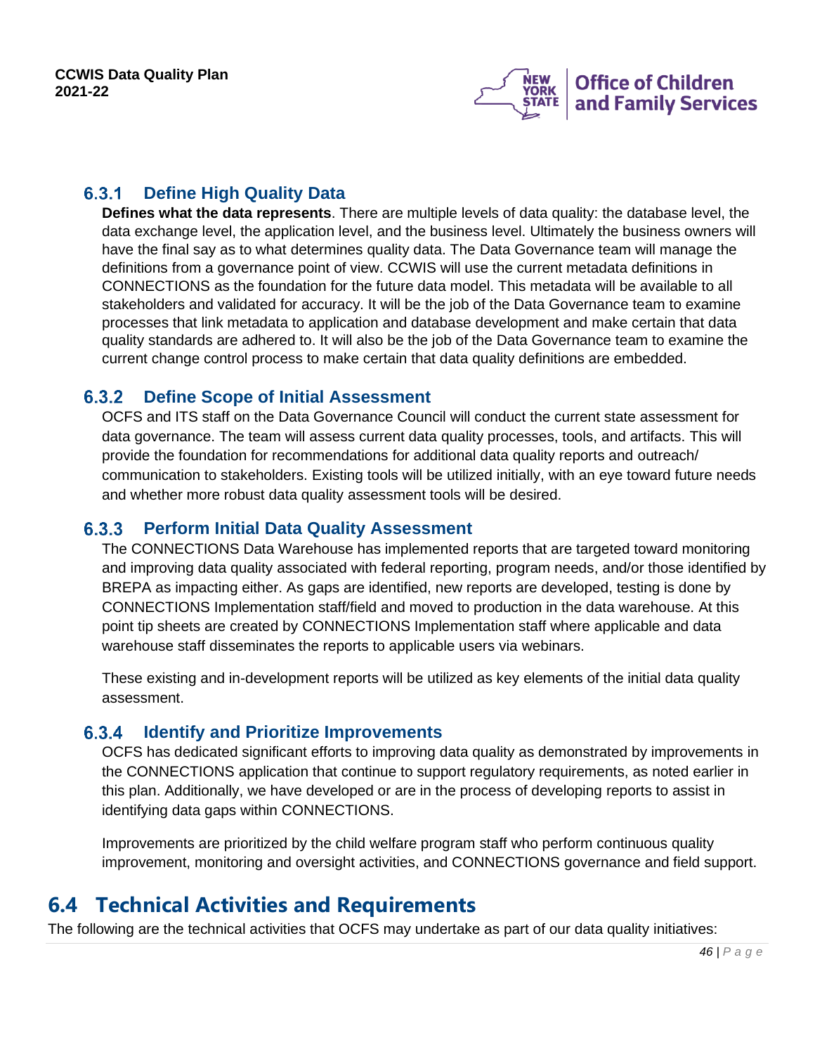### 6.3.1 Define High Quality Data

**Defines what the data represents**. There are multiple levels of data quality: the database level, the data exchange level, the application level, and the business level. Ultimately the business owners will have the final say as to what determines quality data. The Data Governance team will manage the definitions from a governance point of view. CCWIS will use the current metadata definitions in CONNECTIONS as the foundation for the future data model. This metadata will be available to all stakeholders and validated for accuracy. It will be the job of the Data Governance team to examine processes that link metadata to application and database development and make certain that data quality standards are adhered to. It will also be the job of the Data Governance team to examine the current change control process to make certain that data quality definitions are embedded.

### 6.3.2 Define Scope of Initial Assessment

OCFS and ITS staff on the Data Governance Council will conduct the current state assessment for data governance. The team will assess current data quality processes, tools, and artifacts. This will provide the foundation for recommendations for additional data quality reports and outreach/ communication to stakeholders. Existing tools will be utilized initially, with an eye toward future needs and whether more robust data quality assessment tools will be desired.

### 6.3.3 Perform Initial Data Quality Assessment

The CONNECTIONS Data Warehouse has implemented reports that are targeted toward monitoring and improving data quality associated with federal reporting, program needs, and/or those identified by BREPA as impacting either. As gaps are identified, new reports are developed, testing is done by CONNECTIONS Implementation staff/field and moved to production in the data warehouse. At this point tip sheets are created by CONNECTIONS Implementation staff where applicable and data warehouse staff disseminates the reports to applicable users via webinars.

These existing and in-development reports will be utilized as key elements of the initial data quality assessment.

### 6.3.4 Identify and Prioritize Improvements

OCFS has dedicated significant efforts to improving data quality as demonstrated by improvements in the CONNECTIONS application that continue to support regulatory requirements, as noted earlier in this plan. Additionally, we have developed or are in the process of developing reports to assist in identifying data gaps within CONNECTIONS.

Improvements are prioritized by the child welfare program staff who perform continuous quality improvement, monitoring and oversight activities, and CONNECTIONS governance and field support.

## 6.4 Technical Activities and Requirements

The following are the technical activities that OCFS may undertake as part of our data quality initiatives: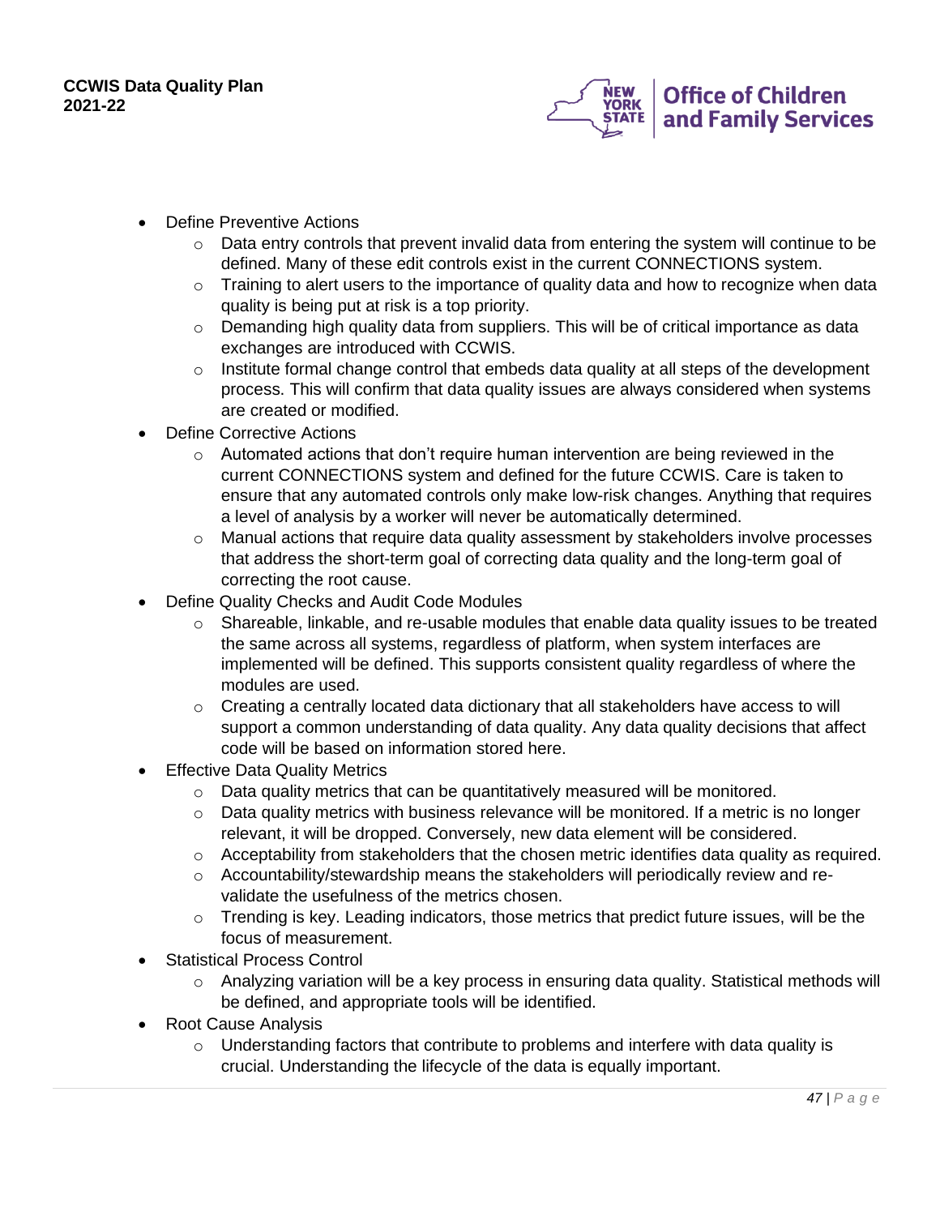- Define Preventive Actions
  - Data entry controls that prevent invalid data from entering the system will continue to be defined. Many of these edit controls exist in the current CONNECTIONS system.
  - Training to alert users to the importance of quality data and how to recognize when data quality is being put at risk is a top priority.
  - Demanding high quality data from suppliers. This will be of critical importance as data exchanges are introduced with CCWIS.
  - Institute formal change control that embeds data quality at all steps of the development process. This will confirm that data quality issues are always considered when systems are created or modified.
- Define Corrective Actions
  - Automated actions that don't require human intervention are being reviewed in the current CONNECTIONS system and defined for the future CCWIS. Care is taken to ensure that any automated controls only make low-risk changes. Anything that requires a level of analysis by a worker will never be automatically determined.
  - Manual actions that require data quality assessment by stakeholders involve processes that address the short-term goal of correcting data quality and the long-term goal of correcting the root cause.
- Define Quality Checks and Audit Code Modules
  - Shareable, linkable, and re-usable modules that enable data quality issues to be treated the same across all systems, regardless of platform, when system interfaces are implemented will be defined. This supports consistent quality regardless of where the modules are used.
  - Creating a centrally located data dictionary that all stakeholders have access to will support a common understanding of data quality. Any data quality decisions that affect code will be based on information stored here.
- Effective Data Quality Metrics
  - Data quality metrics that can be quantitatively measured will be monitored.
  - Data quality metrics with business relevance will be monitored. If a metric is no longer relevant, it will be dropped. Conversely, new data element will be considered.
  - Acceptability from stakeholders that the chosen metric identifies data quality as required.
  - Accountability/stewardship means the stakeholders will periodically review and re-validate the usefulness of the metrics chosen.
  - Trending is key. Leading indicators, those metrics that predict future issues, will be the focus of measurement.
- Statistical Process Control
  - Analyzing variation will be a key process in ensuring data quality. Statistical methods will be defined, and appropriate tools will be identified.
- Root Cause Analysis
  - Understanding factors that contribute to problems and interfere with data quality is crucial. Understanding the lifecycle of the data is equally important.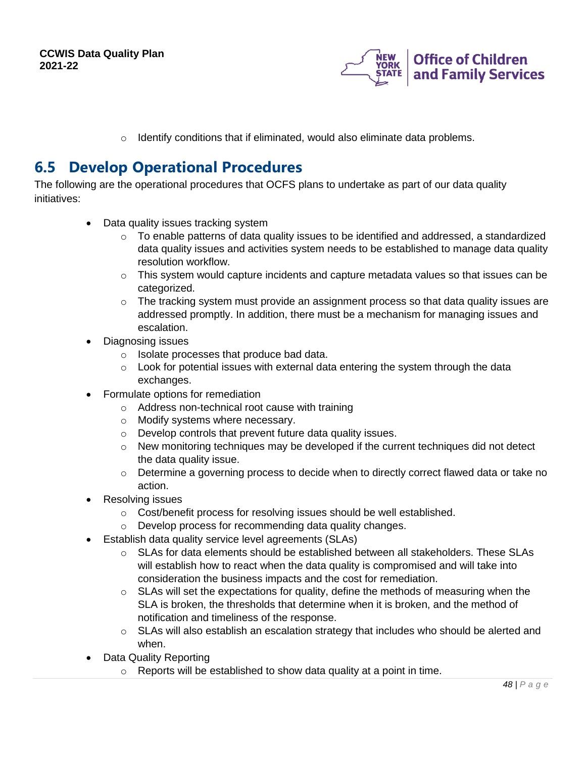- Identify conditions that if eliminated, would also eliminate data problems.

## 6.5 Develop Operational Procedures

The following are the operational procedures that OCFS plans to undertake as part of our data quality initiatives:

- Data quality issues tracking system
  - To enable patterns of data quality issues to be identified and addressed, a standardized data quality issues and activities system needs to be established to manage data quality resolution workflow.
  - This system would capture incidents and capture metadata values so that issues can be categorized.
  - The tracking system must provide an assignment process so that data quality issues are addressed promptly. In addition, there must be a mechanism for managing issues and escalation.
- Diagnosing issues
  - Isolate processes that produce bad data.
  - Look for potential issues with external data entering the system through the data exchanges.
- Formulate options for remediation
  - Address non-technical root cause with training
  - Modify systems where necessary.
  - Develop controls that prevent future data quality issues.
  - New monitoring techniques may be developed if the current techniques did not detect the data quality issue.
  - Determine a governing process to decide when to directly correct flawed data or take no action.
- Resolving issues
  - Cost/benefit process for resolving issues should be well established.
  - Develop process for recommending data quality changes.
- Establish data quality service level agreements (SLAs)
  - SLAs for data elements should be established between all stakeholders. These SLAs will establish how to react when the data quality is compromised and will take into consideration the business impacts and the cost for remediation.
  - SLAs will set the expectations for quality, define the methods of measuring when the SLA is broken, the thresholds that determine when it is broken, and the method of notification and timeliness of the response.
  - SLAs will also establish an escalation strategy that includes who should be alerted and when.
- Data Quality Reporting
  - Reports will be established to show data quality at a point in time.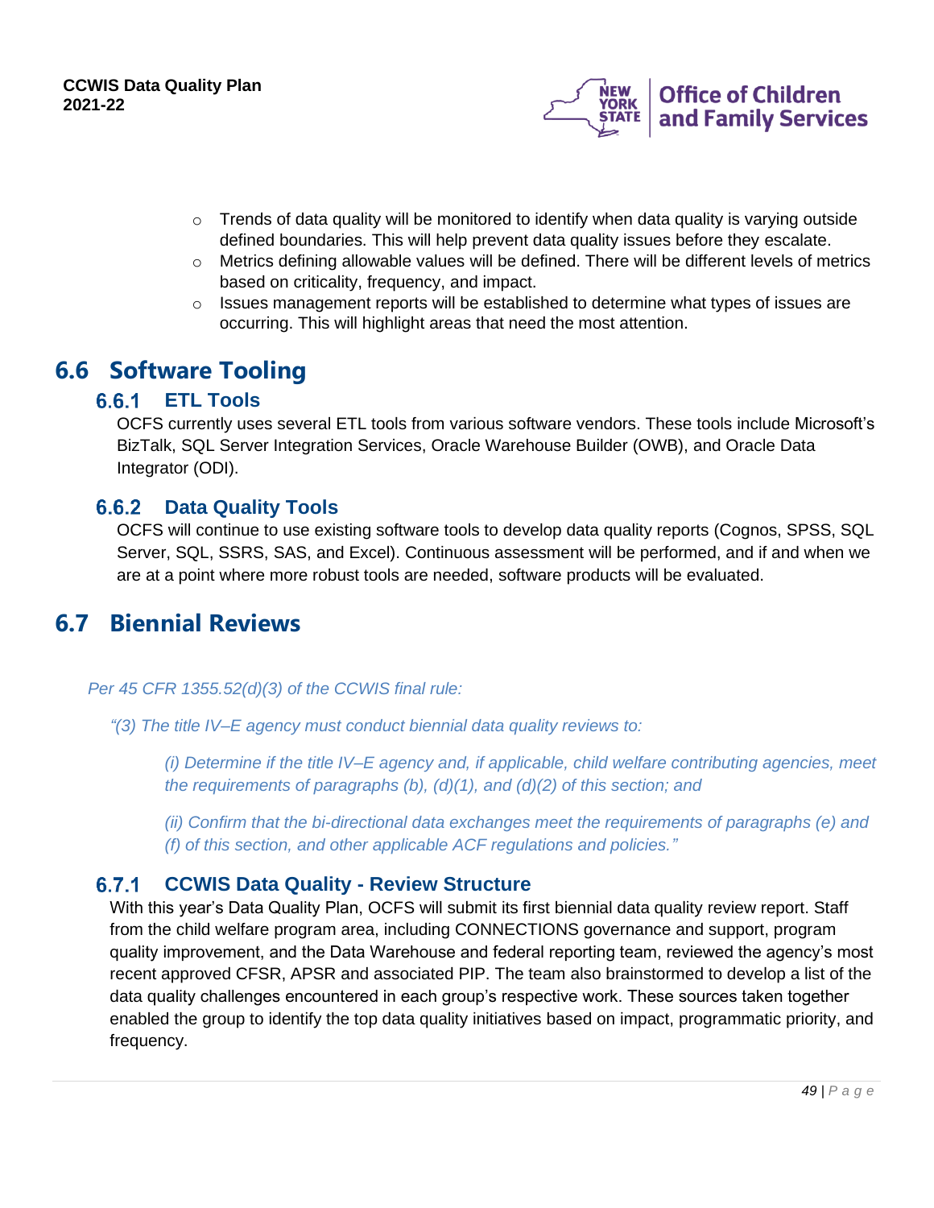- Trends of data quality will be monitored to identify when data quality is varying outside defined boundaries. This will help prevent data quality issues before they escalate.
- Metrics defining allowable values will be defined. There will be different levels of metrics based on criticality, frequency, and impact.
- Issues management reports will be established to determine what types of issues are occurring. This will highlight areas that need the most attention.

## 6.6 Software Tooling

### 6.6.1 ETL Tools

OCFS currently uses several ETL tools from various software vendors. These tools include Microsoft's BizTalk, SQL Server Integration Services, Oracle Warehouse Builder (OWB), and Oracle Data Integrator (ODI).

### 6.6.2 Data Quality Tools

OCFS will continue to use existing software tools to develop data quality reports (Cognos, SPSS, SQL Server, SQL, SSRS, SAS, and Excel). Continuous assessment will be performed, and if and when we are at a point where more robust tools are needed, software products will be evaluated.

## 6.7 Biennial Reviews

*Per 45 CFR 1355.52(d)(3) of the CCWIS final rule:*

> *"(3) The title IV–E agency must conduct biennial data quality reviews to:*
>
> > *(i) Determine if the title IV–E agency and, if applicable, child welfare contributing agencies, meet the requirements of paragraphs (b), (d)(1), and (d)(2) of this section; and*
> >
> > *(ii) Confirm that the bi-directional data exchanges meet the requirements of paragraphs (e) and (f) of this section, and other applicable ACF regulations and policies."*

### 6.7.1 CCWIS Data Quality - Review Structure

With this year's Data Quality Plan, OCFS will submit its first biennial data quality review report. Staff from the child welfare program area, including CONNECTIONS governance and support, program quality improvement, and the Data Warehouse and federal reporting team, reviewed the agency's most recent approved CFSR, APSR and associated PIP. The team also brainstormed to develop a list of the data quality challenges encountered in each group's respective work. These sources taken together enabled the group to identify the top data quality initiatives based on impact, programmatic priority, and frequency.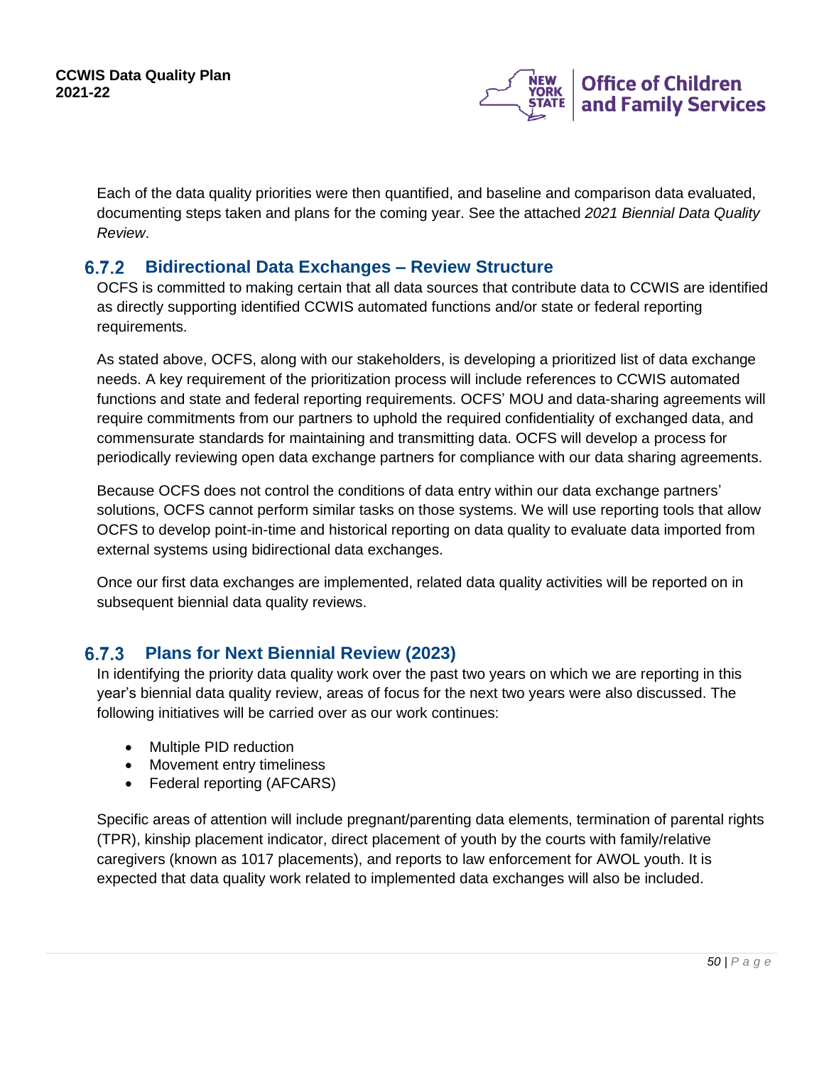Each of the data quality priorities were then quantified, and baseline and comparison data evaluated, documenting steps taken and plans for the coming year. See the attached *2021 Biennial Data Quality Review*.

### 6.7.2 Bidirectional Data Exchanges – Review Structure

OCFS is committed to making certain that all data sources that contribute data to CCWIS are identified as directly supporting identified CCWIS automated functions and/or state or federal reporting requirements.

As stated above, OCFS, along with our stakeholders, is developing a prioritized list of data exchange needs. A key requirement of the prioritization process will include references to CCWIS automated functions and state and federal reporting requirements. OCFS' MOU and data-sharing agreements will require commitments from our partners to uphold the required confidentiality of exchanged data, and commensurate standards for maintaining and transmitting data. OCFS will develop a process for periodically reviewing open data exchange partners for compliance with our data sharing agreements.

Because OCFS does not control the conditions of data entry within our data exchange partners' solutions, OCFS cannot perform similar tasks on those systems. We will use reporting tools that allow OCFS to develop point-in-time and historical reporting on data quality to evaluate data imported from external systems using bidirectional data exchanges.

Once our first data exchanges are implemented, related data quality activities will be reported on in subsequent biennial data quality reviews.

### 6.7.3 Plans for Next Biennial Review (2023)

In identifying the priority data quality work over the past two years on which we are reporting in this year's biennial data quality review, areas of focus for the next two years were also discussed. The following initiatives will be carried over as our work continues:

- Multiple PID reduction
- Movement entry timeliness
- Federal reporting (AFCARS)

Specific areas of attention will include pregnant/parenting data elements, termination of parental rights (TPR), kinship placement indicator, direct placement of youth by the courts with family/relative caregivers (known as 1017 placements), and reports to law enforcement for AWOL youth. It is expected that data quality work related to implemented data exchanges will also be included.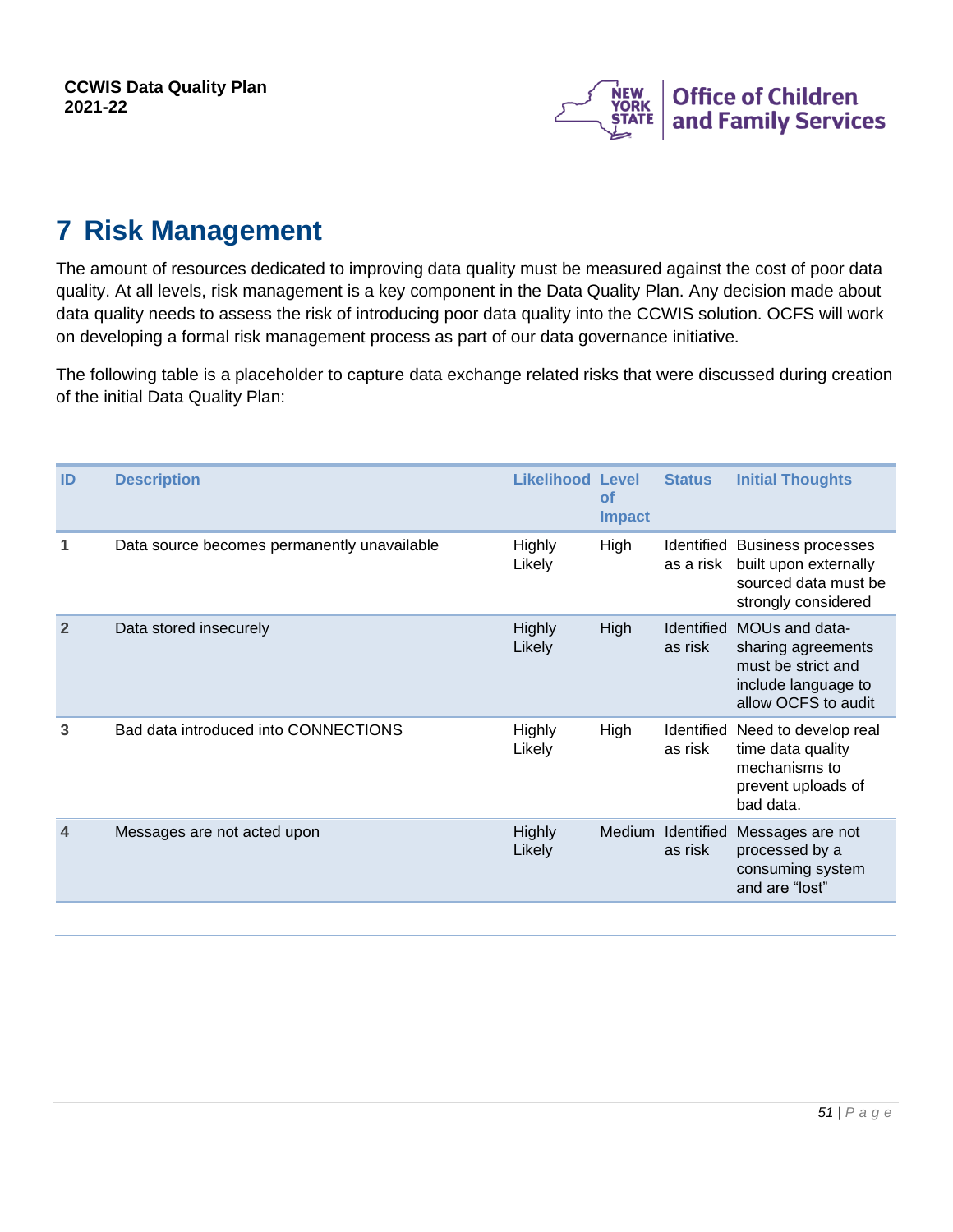# 7 Risk Management

The amount of resources dedicated to improving data quality must be measured against the cost of poor data quality. At all levels, risk management is a key component in the Data Quality Plan. Any decision made about data quality needs to assess the risk of introducing poor data quality into the CCWIS solution. OCFS will work on developing a formal risk management process as part of our data governance initiative.

The following table is a placeholder to capture data exchange related risks that were discussed during creation of the initial Data Quality Plan:

| ID | Description | Likelihood | Level of Impact | Status | Initial Thoughts |
|---|---|---|---|---|---|
| 1 | Data source becomes permanently unavailable | Highly Likely | High | Identified as a risk | Business processes built upon externally sourced data must be strongly considered |
| 2 | Data stored insecurely | Highly Likely | High | Identified as risk | MOUs and data-sharing agreements must be strict and include language to allow OCFS to audit |
| 3 | Bad data introduced into CONNECTIONS | Highly Likely | High | Identified as risk | Need to develop real time data quality mechanisms to prevent uploads of bad data. |
| 4 | Messages are not acted upon | Highly Likely | Medium | Identified as risk | Messages are not processed by a consuming system and are "lost" |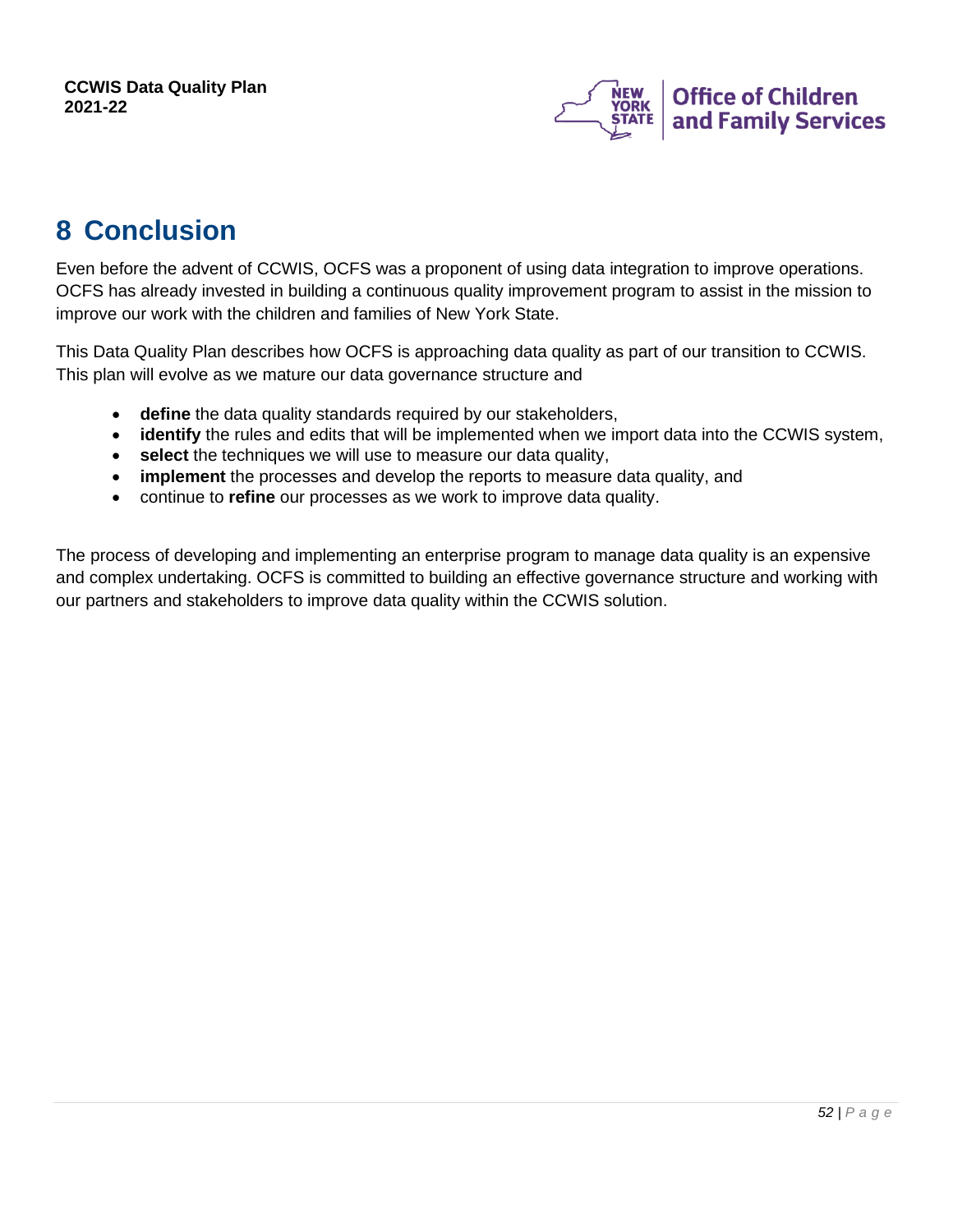# 8 Conclusion

Even before the advent of CCWIS, OCFS was a proponent of using data integration to improve operations. OCFS has already invested in building a continuous quality improvement program to assist in the mission to improve our work with the children and families of New York State.

This Data Quality Plan describes how OCFS is approaching data quality as part of our transition to CCWIS. This plan will evolve as we mature our data governance structure and

- **define** the data quality standards required by our stakeholders,
- **identify** the rules and edits that will be implemented when we import data into the CCWIS system,
- **select** the techniques we will use to measure our data quality,
- **implement** the processes and develop the reports to measure data quality, and
- continue to **refine** our processes as we work to improve data quality.

The process of developing and implementing an enterprise program to manage data quality is an expensive and complex undertaking. OCFS is committed to building an effective governance structure and working with our partners and stakeholders to improve data quality within the CCWIS solution.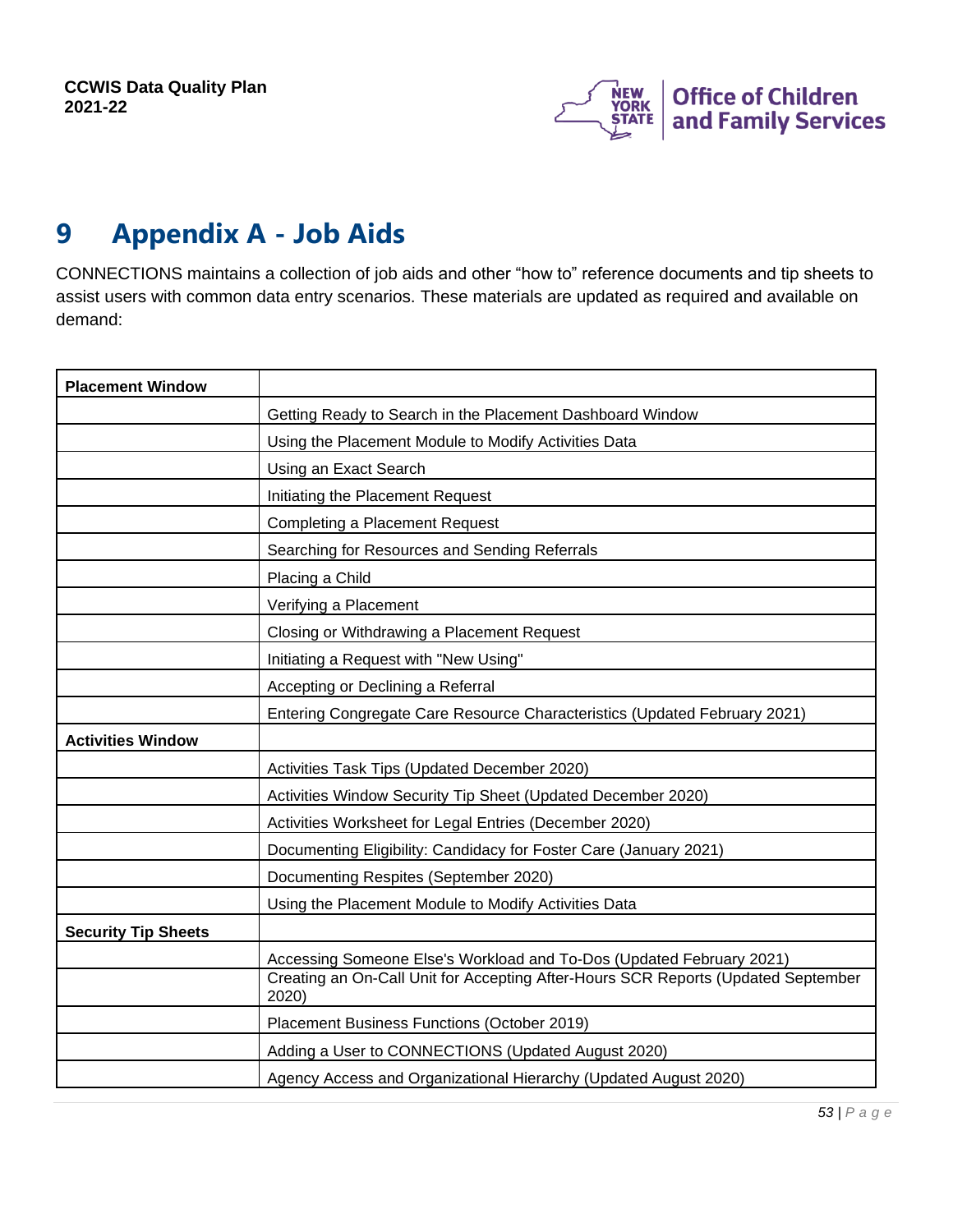# 9 Appendix A - Job Aids

CONNECTIONS maintains a collection of job aids and other "how to" reference documents and tip sheets to assist users with common data entry scenarios. These materials are updated as required and available on demand:

| **Placement Window** | |
|---|---|
| | Getting Ready to Search in the Placement Dashboard Window |
| | Using the Placement Module to Modify Activities Data |
| | Using an Exact Search |
| | Initiating the Placement Request |
| | Completing a Placement Request |
| | Searching for Resources and Sending Referrals |
| | Placing a Child |
| | Verifying a Placement |
| | Closing or Withdrawing a Placement Request |
| | Initiating a Request with "New Using" |
| | Accepting or Declining a Referral |
| | Entering Congregate Care Resource Characteristics (Updated February 2021) |
| **Activities Window** | |
| | Activities Task Tips (Updated December 2020) |
| | Activities Window Security Tip Sheet (Updated December 2020) |
| | Activities Worksheet for Legal Entries (December 2020) |
| | Documenting Eligibility: Candidacy for Foster Care (January 2021) |
| | Documenting Respites (September 2020) |
| | Using the Placement Module to Modify Activities Data |
| **Security Tip Sheets** | |
| | Accessing Someone Else's Workload and To-Dos (Updated February 2021) |
| | Creating an On-Call Unit for Accepting After-Hours SCR Reports (Updated September 2020) |
| | Placement Business Functions (October 2019) |
| | Adding a User to CONNECTIONS (Updated August 2020) |
| | Agency Access and Organizational Hierarchy (Updated August 2020) |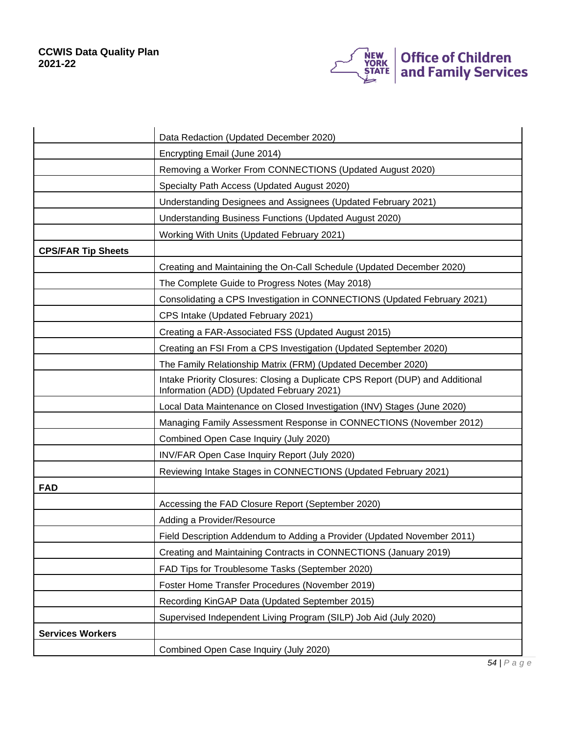| | |
|---|---|
| | Data Redaction (Updated December 2020) |
| | Encrypting Email (June 2014) |
| | Removing a Worker From CONNECTIONS (Updated August 2020) |
| | Specialty Path Access (Updated August 2020) |
| | Understanding Designees and Assignees (Updated February 2021) |
| | Understanding Business Functions (Updated August 2020) |
| | Working With Units (Updated February 2021) |
| **CPS/FAR Tip Sheets** | |
| | Creating and Maintaining the On-Call Schedule (Updated December 2020) |
| | The Complete Guide to Progress Notes (May 2018) |
| | Consolidating a CPS Investigation in CONNECTIONS (Updated February 2021) |
| | CPS Intake (Updated February 2021) |
| | Creating a FAR-Associated FSS (Updated August 2015) |
| | Creating an FSI From a CPS Investigation (Updated September 2020) |
| | The Family Relationship Matrix (FRM) (Updated December 2020) |
| | Intake Priority Closures: Closing a Duplicate CPS Report (DUP) and Additional Information (ADD) (Updated February 2021) |
| | Local Data Maintenance on Closed Investigation (INV) Stages (June 2020) |
| | Managing Family Assessment Response in CONNECTIONS (November 2012) |
| | Combined Open Case Inquiry (July 2020) |
| | INV/FAR Open Case Inquiry Report (July 2020) |
| | Reviewing Intake Stages in CONNECTIONS (Updated February 2021) |
| **FAD** | |
| | Accessing the FAD Closure Report (September 2020) |
| | Adding a Provider/Resource |
| | Field Description Addendum to Adding a Provider (Updated November 2011) |
| | Creating and Maintaining Contracts in CONNECTIONS (January 2019) |
| | FAD Tips for Troublesome Tasks (September 2020) |
| | Foster Home Transfer Procedures (November 2019) |
| | Recording KinGAP Data (Updated September 2015) |
| | Supervised Independent Living Program (SILP) Job Aid (July 2020) |
| **Services Workers** | |
| | Combined Open Case Inquiry (July 2020) |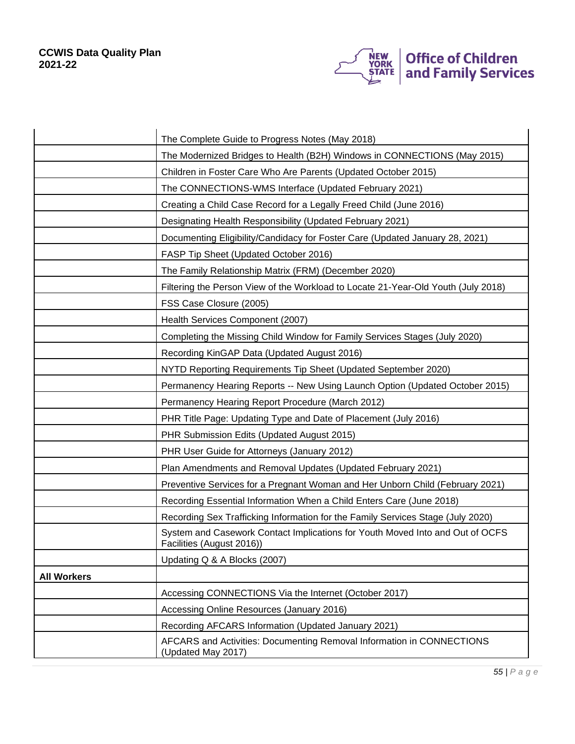| | |
|---|---|
| | The Complete Guide to Progress Notes (May 2018) |
| | The Modernized Bridges to Health (B2H) Windows in CONNECTIONS (May 2015) |
| | Children in Foster Care Who Are Parents (Updated October 2015) |
| | The CONNECTIONS-WMS Interface (Updated February 2021) |
| | Creating a Child Case Record for a Legally Freed Child (June 2016) |
| | Designating Health Responsibility (Updated February 2021) |
| | Documenting Eligibility/Candidacy for Foster Care (Updated January 28, 2021) |
| | FASP Tip Sheet (Updated October 2016) |
| | The Family Relationship Matrix (FRM) (December 2020) |
| | Filtering the Person View of the Workload to Locate 21-Year-Old Youth (July 2018) |
| | FSS Case Closure (2005) |
| | Health Services Component (2007) |
| | Completing the Missing Child Window for Family Services Stages (July 2020) |
| | Recording KinGAP Data (Updated August 2016) |
| | NYTD Reporting Requirements Tip Sheet (Updated September 2020) |
| | Permanency Hearing Reports -- New Using Launch Option (Updated October 2015) |
| | Permanency Hearing Report Procedure (March 2012) |
| | PHR Title Page: Updating Type and Date of Placement (July 2016) |
| | PHR Submission Edits (Updated August 2015) |
| | PHR User Guide for Attorneys (January 2012) |
| | Plan Amendments and Removal Updates (Updated February 2021) |
| | Preventive Services for a Pregnant Woman and Her Unborn Child (February 2021) |
| | Recording Essential Information When a Child Enters Care (June 2018) |
| | Recording Sex Trafficking Information for the Family Services Stage (July 2020) |
| | System and Casework Contact Implications for Youth Moved Into and Out of OCFS Facilities (August 2016)) |
| | Updating Q & A Blocks (2007) |
| **All Workers** | |
| | Accessing CONNECTIONS Via the Internet (October 2017) |
| | Accessing Online Resources (January 2016) |
| | Recording AFCARS Information (Updated January 2021) |
| | AFCARS and Activities: Documenting Removal Information in CONNECTIONS (Updated May 2017) |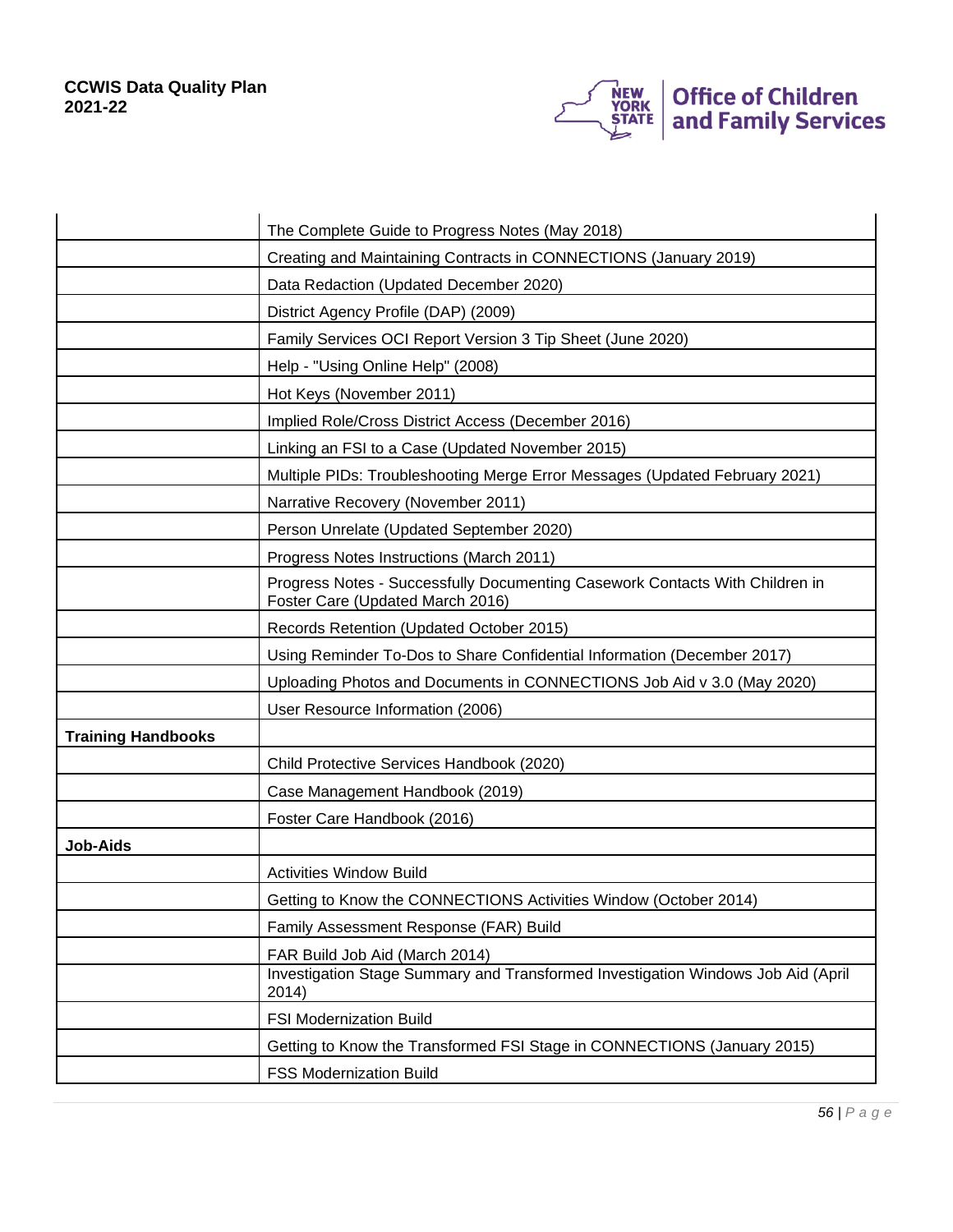| | |
|---|---|
| | The Complete Guide to Progress Notes (May 2018) |
| | Creating and Maintaining Contracts in CONNECTIONS (January 2019) |
| | Data Redaction (Updated December 2020) |
| | District Agency Profile (DAP) (2009) |
| | Family Services OCI Report Version 3 Tip Sheet (June 2020) |
| | Help - "Using Online Help" (2008) |
| | Hot Keys (November 2011) |
| | Implied Role/Cross District Access (December 2016) |
| | Linking an FSI to a Case (Updated November 2015) |
| | Multiple PIDs: Troubleshooting Merge Error Messages (Updated February 2021) |
| | Narrative Recovery (November 2011) |
| | Person Unrelate (Updated September 2020) |
| | Progress Notes Instructions (March 2011) |
| | Progress Notes - Successfully Documenting Casework Contacts With Children in Foster Care (Updated March 2016) |
| | Records Retention (Updated October 2015) |
| | Using Reminder To-Dos to Share Confidential Information (December 2017) |
| | Uploading Photos and Documents in CONNECTIONS Job Aid v 3.0 (May 2020) |
| | User Resource Information (2006) |
| **Training Handbooks** | |
| | Child Protective Services Handbook (2020) |
| | Case Management Handbook (2019) |
| | Foster Care Handbook (2016) |
| **Job-Aids** | |
| | Activities Window Build |
| | Getting to Know the CONNECTIONS Activities Window (October 2014) |
| | Family Assessment Response (FAR) Build |
| | FAR Build Job Aid (March 2014) |
| | Investigation Stage Summary and Transformed Investigation Windows Job Aid (April 2014) |
| | FSI Modernization Build |
| | Getting to Know the Transformed FSI Stage in CONNECTIONS (January 2015) |
| | FSS Modernization Build |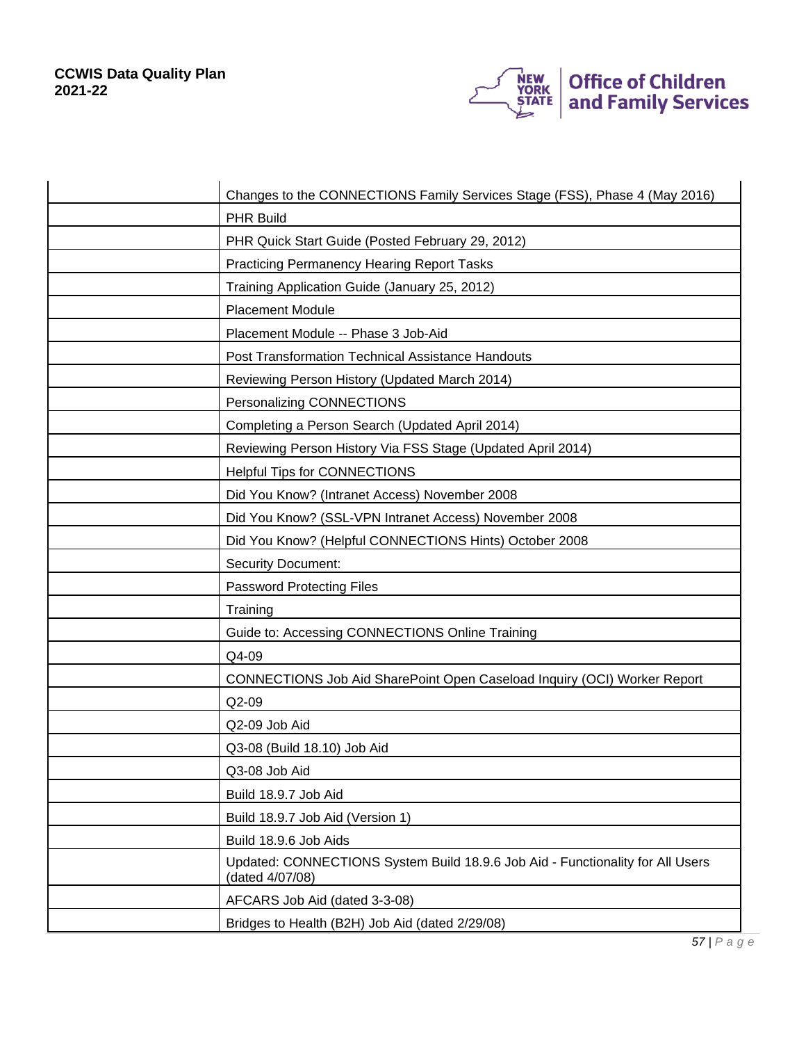| | |
|---|---|
| | Changes to the CONNECTIONS Family Services Stage (FSS), Phase 4 (May 2016) |
| | PHR Build |
| | PHR Quick Start Guide (Posted February 29, 2012) |
| | Practicing Permanency Hearing Report Tasks |
| | Training Application Guide (January 25, 2012) |
| | Placement Module |
| | Placement Module -- Phase 3 Job-Aid |
| | Post Transformation Technical Assistance Handouts |
| | Reviewing Person History (Updated March 2014) |
| | Personalizing CONNECTIONS |
| | Completing a Person Search (Updated April 2014) |
| | Reviewing Person History Via FSS Stage (Updated April 2014) |
| | Helpful Tips for CONNECTIONS |
| | Did You Know? (Intranet Access) November 2008 |
| | Did You Know? (SSL-VPN Intranet Access) November 2008 |
| | Did You Know? (Helpful CONNECTIONS Hints) October 2008 |
| | Security Document: |
| | Password Protecting Files |
| | Training |
| | Guide to: Accessing CONNECTIONS Online Training |
| | Q4-09 |
| | CONNECTIONS Job Aid SharePoint Open Caseload Inquiry (OCI) Worker Report |
| | Q2-09 |
| | Q2-09 Job Aid |
| | Q3-08 (Build 18.10) Job Aid |
| | Q3-08 Job Aid |
| | Build 18.9.7 Job Aid |
| | Build 18.9.7 Job Aid (Version 1) |
| | Build 18.9.6 Job Aids |
| | Updated: CONNECTIONS System Build 18.9.6 Job Aid - Functionality for All Users (dated 4/07/08) |
| | AFCARS Job Aid (dated 3-3-08) |
| | Bridges to Health (B2H) Job Aid (dated 2/29/08) |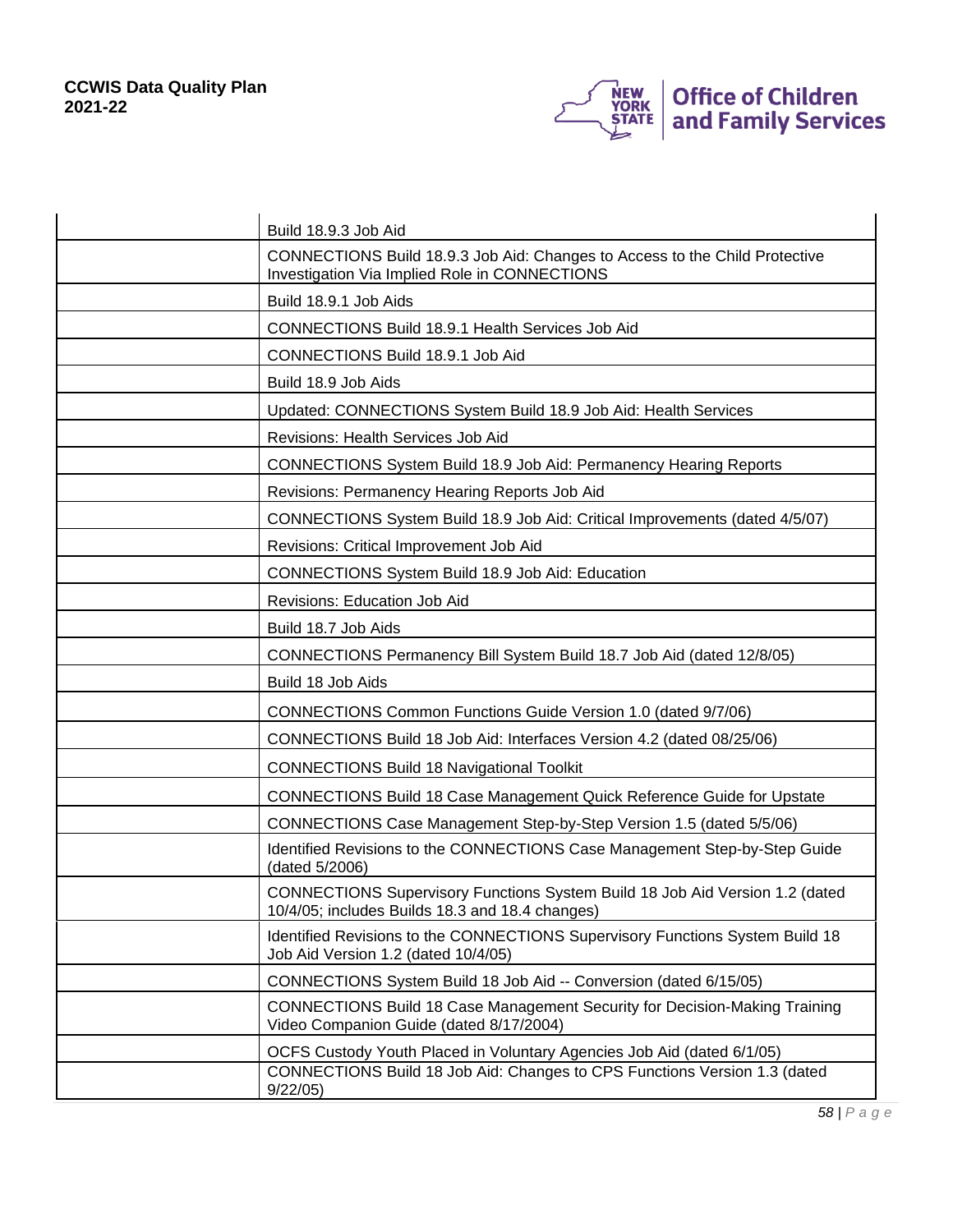| | |
|---|---|
| | Build 18.9.3 Job Aid |
| | CONNECTIONS Build 18.9.3 Job Aid: Changes to Access to the Child Protective Investigation Via Implied Role in CONNECTIONS |
| | Build 18.9.1 Job Aids |
| | CONNECTIONS Build 18.9.1 Health Services Job Aid |
| | CONNECTIONS Build 18.9.1 Job Aid |
| | Build 18.9 Job Aids |
| | Updated: CONNECTIONS System Build 18.9 Job Aid: Health Services |
| | Revisions: Health Services Job Aid |
| | CONNECTIONS System Build 18.9 Job Aid: Permanency Hearing Reports |
| | Revisions: Permanency Hearing Reports Job Aid |
| | CONNECTIONS System Build 18.9 Job Aid: Critical Improvements (dated 4/5/07) |
| | Revisions: Critical Improvement Job Aid |
| | CONNECTIONS System Build 18.9 Job Aid: Education |
| | Revisions: Education Job Aid |
| | Build 18.7 Job Aids |
| | CONNECTIONS Permanency Bill System Build 18.7 Job Aid (dated 12/8/05) |
| | Build 18 Job Aids |
| | CONNECTIONS Common Functions Guide Version 1.0 (dated 9/7/06) |
| | CONNECTIONS Build 18 Job Aid: Interfaces Version 4.2 (dated 08/25/06) |
| | CONNECTIONS Build 18 Navigational Toolkit |
| | CONNECTIONS Build 18 Case Management Quick Reference Guide for Upstate |
| | CONNECTIONS Case Management Step-by-Step Version 1.5 (dated 5/5/06) |
| | Identified Revisions to the CONNECTIONS Case Management Step-by-Step Guide (dated 5/2006) |
| | CONNECTIONS Supervisory Functions System Build 18 Job Aid Version 1.2 (dated 10/4/05; includes Builds 18.3 and 18.4 changes) |
| | Identified Revisions to the CONNECTIONS Supervisory Functions System Build 18 Job Aid Version 1.2 (dated 10/4/05) |
| | CONNECTIONS System Build 18 Job Aid -- Conversion (dated 6/15/05) |
| | CONNECTIONS Build 18 Case Management Security for Decision-Making Training Video Companion Guide (dated 8/17/2004) |
| | OCFS Custody Youth Placed in Voluntary Agencies Job Aid (dated 6/1/05) |
| | CONNECTIONS Build 18 Job Aid: Changes to CPS Functions Version 1.3 (dated 9/22/05) |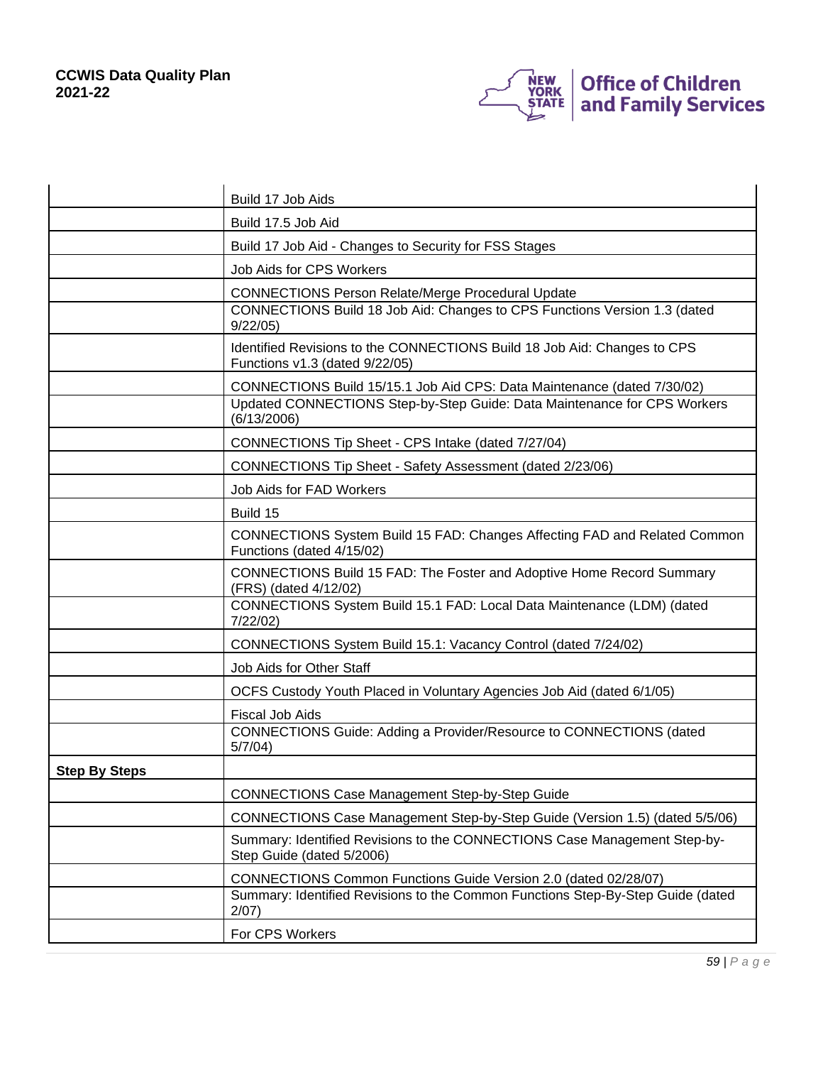| | |
|---|---|
| | Build 17 Job Aids |
| | Build 17.5 Job Aid |
| | Build 17 Job Aid - Changes to Security for FSS Stages |
| | Job Aids for CPS Workers |
| | CONNECTIONS Person Relate/Merge Procedural Update |
| | CONNECTIONS Build 18 Job Aid: Changes to CPS Functions Version 1.3 (dated 9/22/05) |
| | Identified Revisions to the CONNECTIONS Build 18 Job Aid: Changes to CPS Functions v1.3 (dated 9/22/05) |
| | CONNECTIONS Build 15/15.1 Job Aid CPS: Data Maintenance (dated 7/30/02) |
| | Updated CONNECTIONS Step-by-Step Guide: Data Maintenance for CPS Workers (6/13/2006) |
| | CONNECTIONS Tip Sheet - CPS Intake (dated 7/27/04) |
| | CONNECTIONS Tip Sheet - Safety Assessment (dated 2/23/06) |
| | Job Aids for FAD Workers |
| | Build 15 |
| | CONNECTIONS System Build 15 FAD: Changes Affecting FAD and Related Common Functions (dated 4/15/02) |
| | CONNECTIONS Build 15 FAD: The Foster and Adoptive Home Record Summary (FRS) (dated 4/12/02) |
| | CONNECTIONS System Build 15.1 FAD: Local Data Maintenance (LDM) (dated 7/22/02) |
| | CONNECTIONS System Build 15.1: Vacancy Control (dated 7/24/02) |
| | Job Aids for Other Staff |
| | OCFS Custody Youth Placed in Voluntary Agencies Job Aid (dated 6/1/05) |
| | Fiscal Job Aids |
| | CONNECTIONS Guide: Adding a Provider/Resource to CONNECTIONS (dated 5/7/04) |
| **Step By Steps** | |
| | CONNECTIONS Case Management Step-by-Step Guide |
| | CONNECTIONS Case Management Step-by-Step Guide (Version 1.5) (dated 5/5/06) |
| | Summary: Identified Revisions to the CONNECTIONS Case Management Step-by-Step Guide (dated 5/2006) |
| | CONNECTIONS Common Functions Guide Version 2.0 (dated 02/28/07) |
| | Summary: Identified Revisions to the Common Functions Step-By-Step Guide (dated 2/07) |
| | For CPS Workers |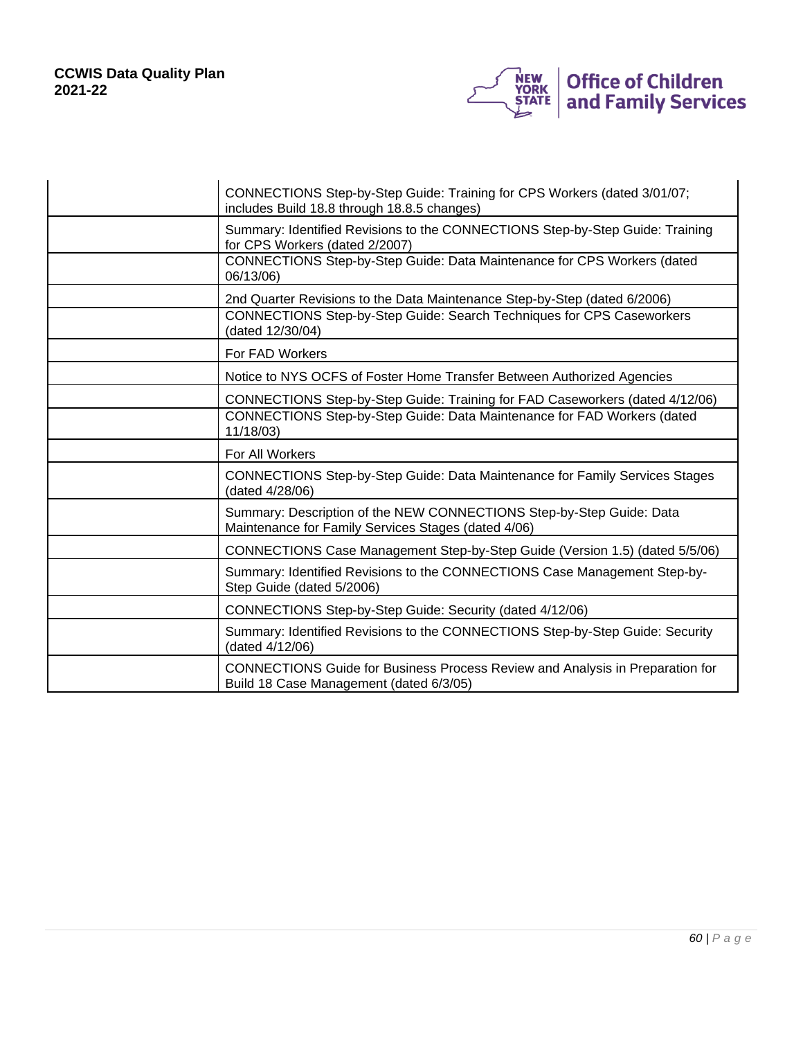| | |
|---|---|
| | CONNECTIONS Step-by-Step Guide: Training for CPS Workers (dated 3/01/07; includes Build 18.8 through 18.8.5 changes) |
| | Summary: Identified Revisions to the CONNECTIONS Step-by-Step Guide: Training for CPS Workers (dated 2/2007) |
| | CONNECTIONS Step-by-Step Guide: Data Maintenance for CPS Workers (dated 06/13/06) |
| | 2nd Quarter Revisions to the Data Maintenance Step-by-Step (dated 6/2006) |
| | CONNECTIONS Step-by-Step Guide: Search Techniques for CPS Caseworkers (dated 12/30/04) |
| | For FAD Workers |
| | Notice to NYS OCFS of Foster Home Transfer Between Authorized Agencies |
| | CONNECTIONS Step-by-Step Guide: Training for FAD Caseworkers (dated 4/12/06) |
| | CONNECTIONS Step-by-Step Guide: Data Maintenance for FAD Workers (dated 11/18/03) |
| | For All Workers |
| | CONNECTIONS Step-by-Step Guide: Data Maintenance for Family Services Stages (dated 4/28/06) |
| | Summary: Description of the NEW CONNECTIONS Step-by-Step Guide: Data Maintenance for Family Services Stages (dated 4/06) |
| | CONNECTIONS Case Management Step-by-Step Guide (Version 1.5) (dated 5/5/06) |
| | Summary: Identified Revisions to the CONNECTIONS Case Management Step-by-Step Guide (dated 5/2006) |
| | CONNECTIONS Step-by-Step Guide: Security (dated 4/12/06) |
| | Summary: Identified Revisions to the CONNECTIONS Step-by-Step Guide: Security (dated 4/12/06) |
| | CONNECTIONS Guide for Business Process Review and Analysis in Preparation for Build 18 Case Management (dated 6/3/05) |